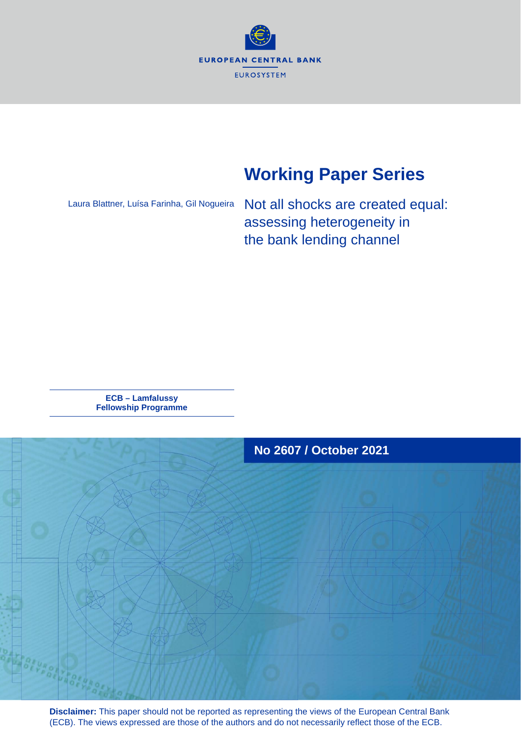EUROPEAN CENTRAL BANK

EUROSYSTEM

# Working Paper Series

Laura Blattner, Luísa Farinha, Gil Nogueira

## Not all shocks are created equal: assessing heterogeneity in the bank lending channel

**ECB – Lamfalussy Fellowship Programme**

**No 2607 / October 2021**

**Disclaimer:** This paper should not be reported as representing the views of the European Central Bank (ECB). The views expressed are those of the authors and do not necessarily reflect those of the ECB.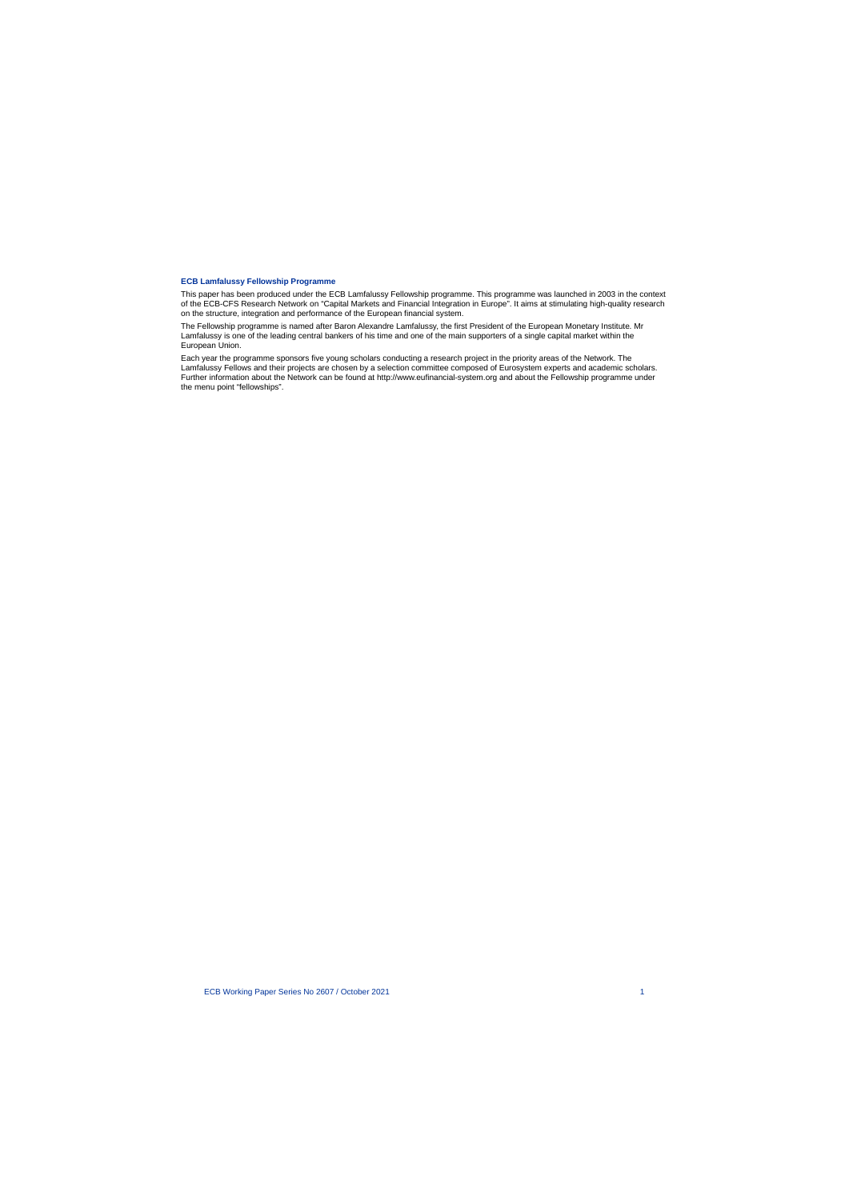**ECB Lamfalussy Fellowship Programme**

This paper has been produced under the ECB Lamfalussy Fellowship programme. This programme was launched in 2003 in the context of the ECB-CFS Research Network on "Capital Markets and Financial Integration in Europe". It aims at stimulating high-quality research on the structure, integration and performance of the European financial system.

The Fellowship programme is named after Baron Alexandre Lamfalussy, the first President of the European Monetary Institute. Mr Lamfalussy is one of the leading central bankers of his time and one of the main supporters of a single capital market within the European Union.

Each year the programme sponsors five young scholars conducting a research project in the priority areas of the Network. The Lamfalussy Fellows and their projects are chosen by a selection committee composed of Eurosystem experts and academic scholars. Further information about the Network can be found at http://www.eufinancial-system.org and about the Fellowship programme under the menu point "fellowships".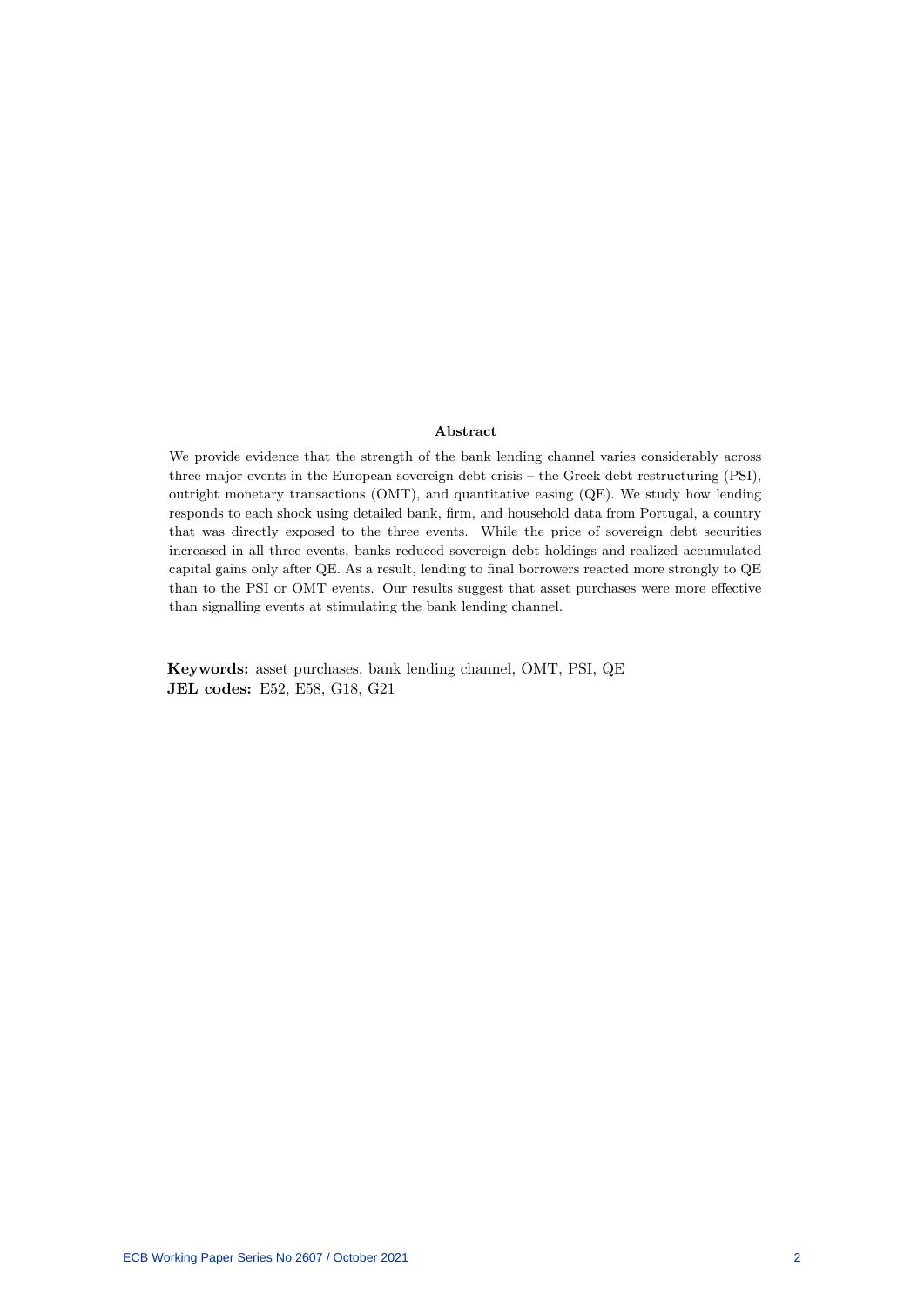**Abstract**

We provide evidence that the strength of the bank lending channel varies considerably across three major events in the European sovereign debt crisis – the Greek debt restructuring (PSI), outright monetary transactions (OMT), and quantitative easing (QE). We study how lending responds to each shock using detailed bank, firm, and household data from Portugal, a country that was directly exposed to the three events. While the price of sovereign debt securities increased in all three events, banks reduced sovereign debt holdings and realized accumulated capital gains only after QE. As a result, lending to final borrowers reacted more strongly to QE than to the PSI or OMT events. Our results suggest that asset purchases were more effective than signalling events at stimulating the bank lending channel.

**Keywords:** asset purchases, bank lending channel, OMT, PSI, QE
**JEL codes:** E52, E58, G18, G21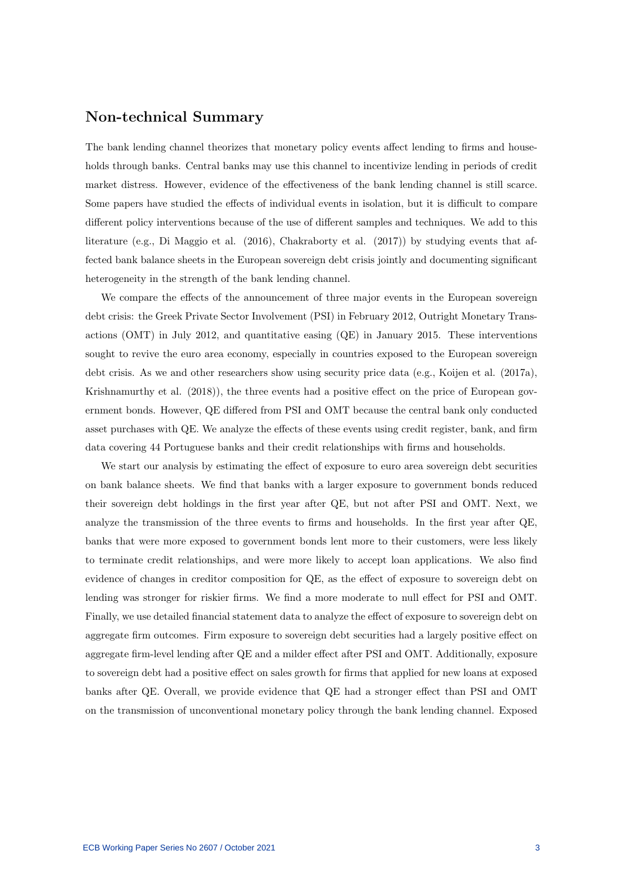## Non-technical Summary

The bank lending channel theorizes that monetary policy events affect lending to firms and households through banks. Central banks may use this channel to incentivize lending in periods of credit market distress. However, evidence of the effectiveness of the bank lending channel is still scarce. Some papers have studied the effects of individual events in isolation, but it is difficult to compare different policy interventions because of the use of different samples and techniques. We add to this literature (e.g., Di Maggio et al. (2016), Chakraborty et al. (2017)) by studying events that affected bank balance sheets in the European sovereign debt crisis jointly and documenting significant heterogeneity in the strength of the bank lending channel.

We compare the effects of the announcement of three major events in the European sovereign debt crisis: the Greek Private Sector Involvement (PSI) in February 2012, Outright Monetary Transactions (OMT) in July 2012, and quantitative easing (QE) in January 2015. These interventions sought to revive the euro area economy, especially in countries exposed to the European sovereign debt crisis. As we and other researchers show using security price data (e.g., Koijen et al. (2017a), Krishnamurthy et al. (2018)), the three events had a positive effect on the price of European government bonds. However, QE differed from PSI and OMT because the central bank only conducted asset purchases with QE. We analyze the effects of these events using credit register, bank, and firm data covering 44 Portuguese banks and their credit relationships with firms and households.

We start our analysis by estimating the effect of exposure to euro area sovereign debt securities on bank balance sheets. We find that banks with a larger exposure to government bonds reduced their sovereign debt holdings in the first year after QE, but not after PSI and OMT. Next, we analyze the transmission of the three events to firms and households. In the first year after QE, banks that were more exposed to government bonds lent more to their customers, were less likely to terminate credit relationships, and were more likely to accept loan applications. We also find evidence of changes in creditor composition for QE, as the effect of exposure to sovereign debt on lending was stronger for riskier firms. We find a more moderate to null effect for PSI and OMT. Finally, we use detailed financial statement data to analyze the effect of exposure to sovereign debt on aggregate firm outcomes. Firm exposure to sovereign debt securities had a largely positive effect on aggregate firm-level lending after QE and a milder effect after PSI and OMT. Additionally, exposure to sovereign debt had a positive effect on sales growth for firms that applied for new loans at exposed banks after QE. Overall, we provide evidence that QE had a stronger effect than PSI and OMT on the transmission of unconventional monetary policy through the bank lending channel. Exposed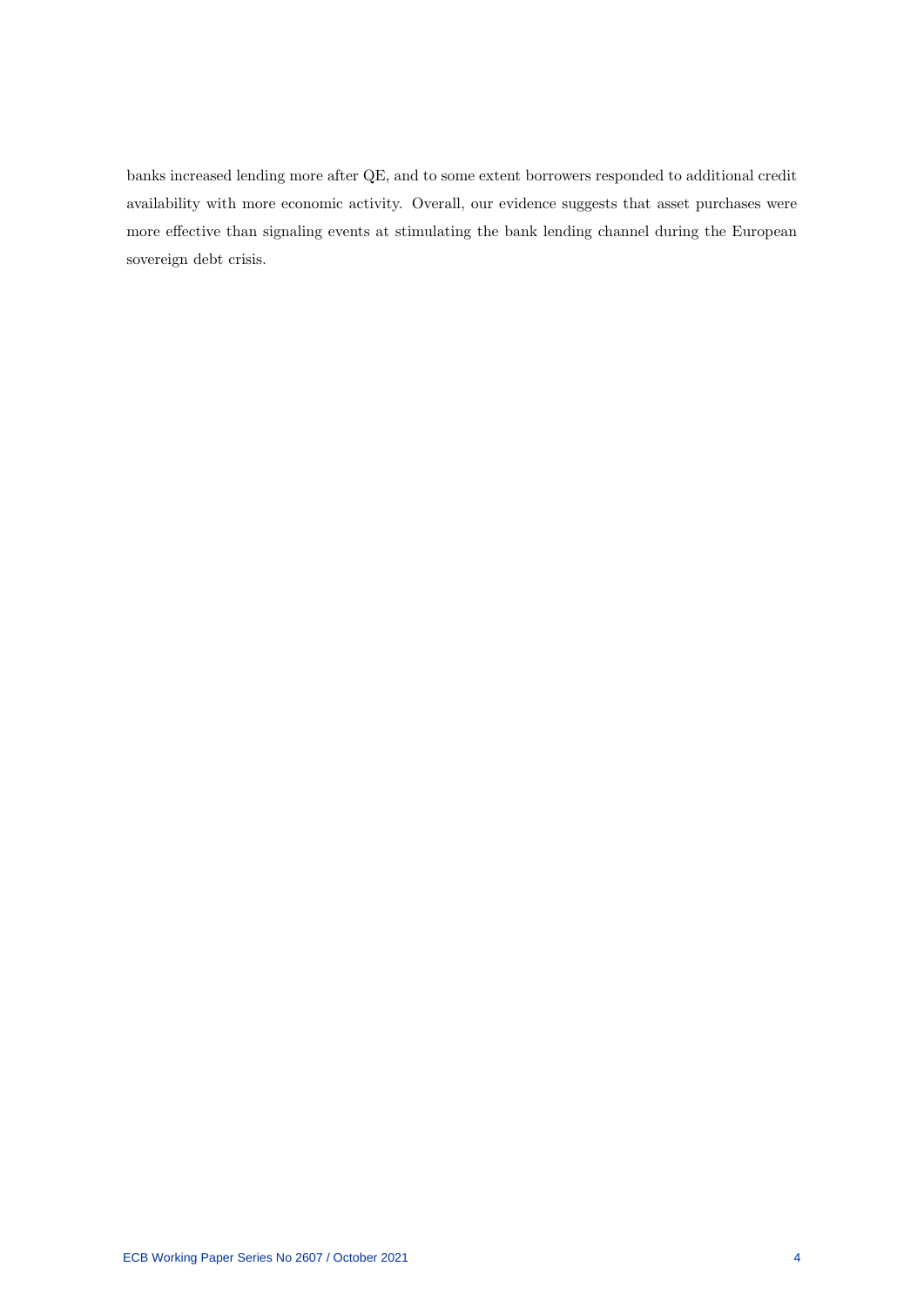banks increased lending more after QE, and to some extent borrowers responded to additional credit availability with more economic activity. Overall, our evidence suggests that asset purchases were more effective than signaling events at stimulating the bank lending channel during the European sovereign debt crisis.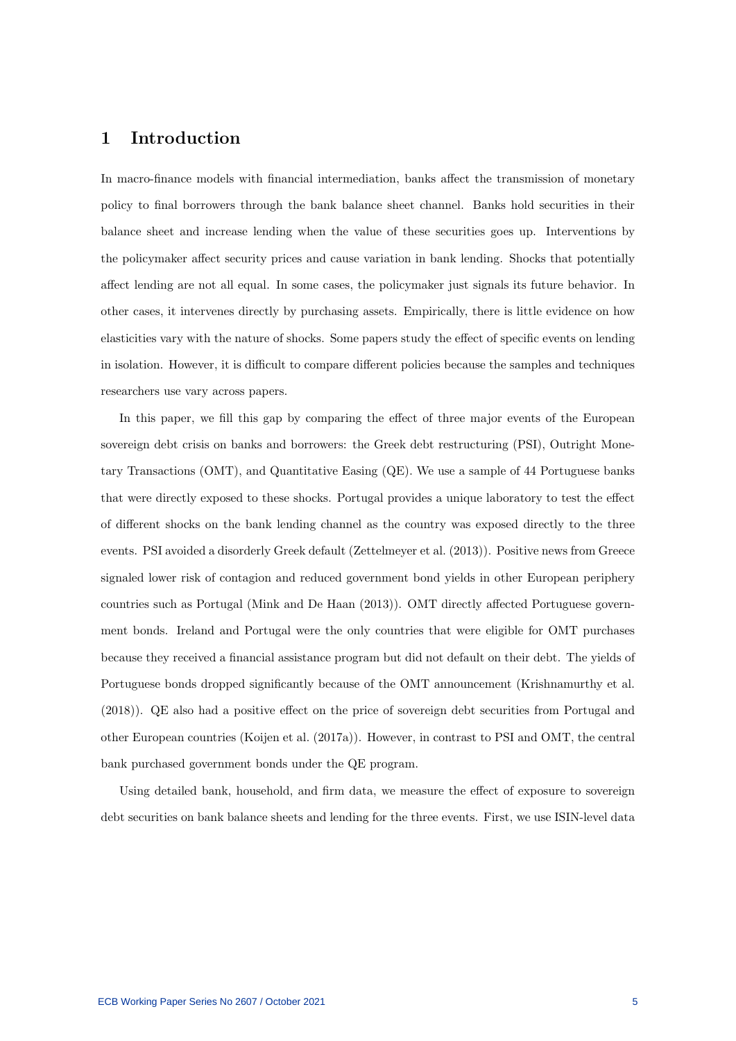# 1 Introduction

In macro-finance models with financial intermediation, banks affect the transmission of monetary policy to final borrowers through the bank balance sheet channel. Banks hold securities in their balance sheet and increase lending when the value of these securities goes up. Interventions by the policymaker affect security prices and cause variation in bank lending. Shocks that potentially affect lending are not all equal. In some cases, the policymaker just signals its future behavior. In other cases, it intervenes directly by purchasing assets. Empirically, there is little evidence on how elasticities vary with the nature of shocks. Some papers study the effect of specific events on lending in isolation. However, it is difficult to compare different policies because the samples and techniques researchers use vary across papers.

In this paper, we fill this gap by comparing the effect of three major events of the European sovereign debt crisis on banks and borrowers: the Greek debt restructuring (PSI), Outright Monetary Transactions (OMT), and Quantitative Easing (QE). We use a sample of 44 Portuguese banks that were directly exposed to these shocks. Portugal provides a unique laboratory to test the effect of different shocks on the bank lending channel as the country was exposed directly to the three events. PSI avoided a disorderly Greek default (Zettelmeyer et al. (2013)). Positive news from Greece signaled lower risk of contagion and reduced government bond yields in other European periphery countries such as Portugal (Mink and De Haan (2013)). OMT directly affected Portuguese government bonds. Ireland and Portugal were the only countries that were eligible for OMT purchases because they received a financial assistance program but did not default on their debt. The yields of Portuguese bonds dropped significantly because of the OMT announcement (Krishnamurthy et al. (2018)). QE also had a positive effect on the price of sovereign debt securities from Portugal and other European countries (Koijen et al. (2017a)). However, in contrast to PSI and OMT, the central bank purchased government bonds under the QE program.

Using detailed bank, household, and firm data, we measure the effect of exposure to sovereign debt securities on bank balance sheets and lending for the three events. First, we use ISIN-level data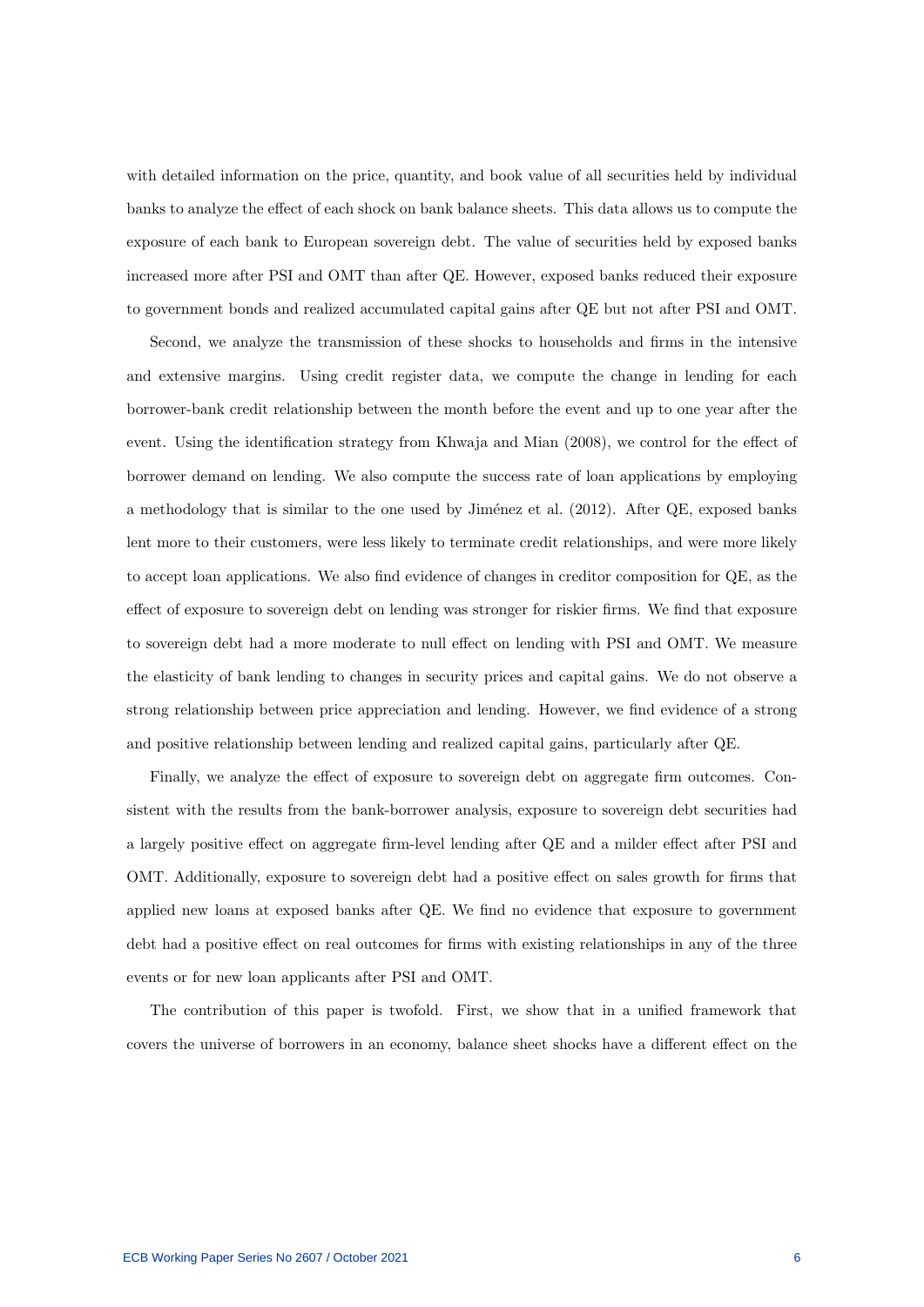with detailed information on the price, quantity, and book value of all securities held by individual banks to analyze the effect of each shock on bank balance sheets. This data allows us to compute the exposure of each bank to European sovereign debt. The value of securities held by exposed banks increased more after PSI and OMT than after QE. However, exposed banks reduced their exposure to government bonds and realized accumulated capital gains after QE but not after PSI and OMT.

Second, we analyze the transmission of these shocks to households and firms in the intensive and extensive margins. Using credit register data, we compute the change in lending for each borrower-bank credit relationship between the month before the event and up to one year after the event. Using the identification strategy from Khwaja and Mian (2008), we control for the effect of borrower demand on lending. We also compute the success rate of loan applications by employing a methodology that is similar to the one used by Jiménez et al. (2012). After QE, exposed banks lent more to their customers, were less likely to terminate credit relationships, and were more likely to accept loan applications. We also find evidence of changes in creditor composition for QE, as the effect of exposure to sovereign debt on lending was stronger for riskier firms. We find that exposure to sovereign debt had a more moderate to null effect on lending with PSI and OMT. We measure the elasticity of bank lending to changes in security prices and capital gains. We do not observe a strong relationship between price appreciation and lending. However, we find evidence of a strong and positive relationship between lending and realized capital gains, particularly after QE.

Finally, we analyze the effect of exposure to sovereign debt on aggregate firm outcomes. Consistent with the results from the bank-borrower analysis, exposure to sovereign debt securities had a largely positive effect on aggregate firm-level lending after QE and a milder effect after PSI and OMT. Additionally, exposure to sovereign debt had a positive effect on sales growth for firms that applied new loans at exposed banks after QE. We find no evidence that exposure to government debt had a positive effect on real outcomes for firms with existing relationships in any of the three events or for new loan applicants after PSI and OMT.

The contribution of this paper is twofold. First, we show that in a unified framework that covers the universe of borrowers in an economy, balance sheet shocks have a different effect on the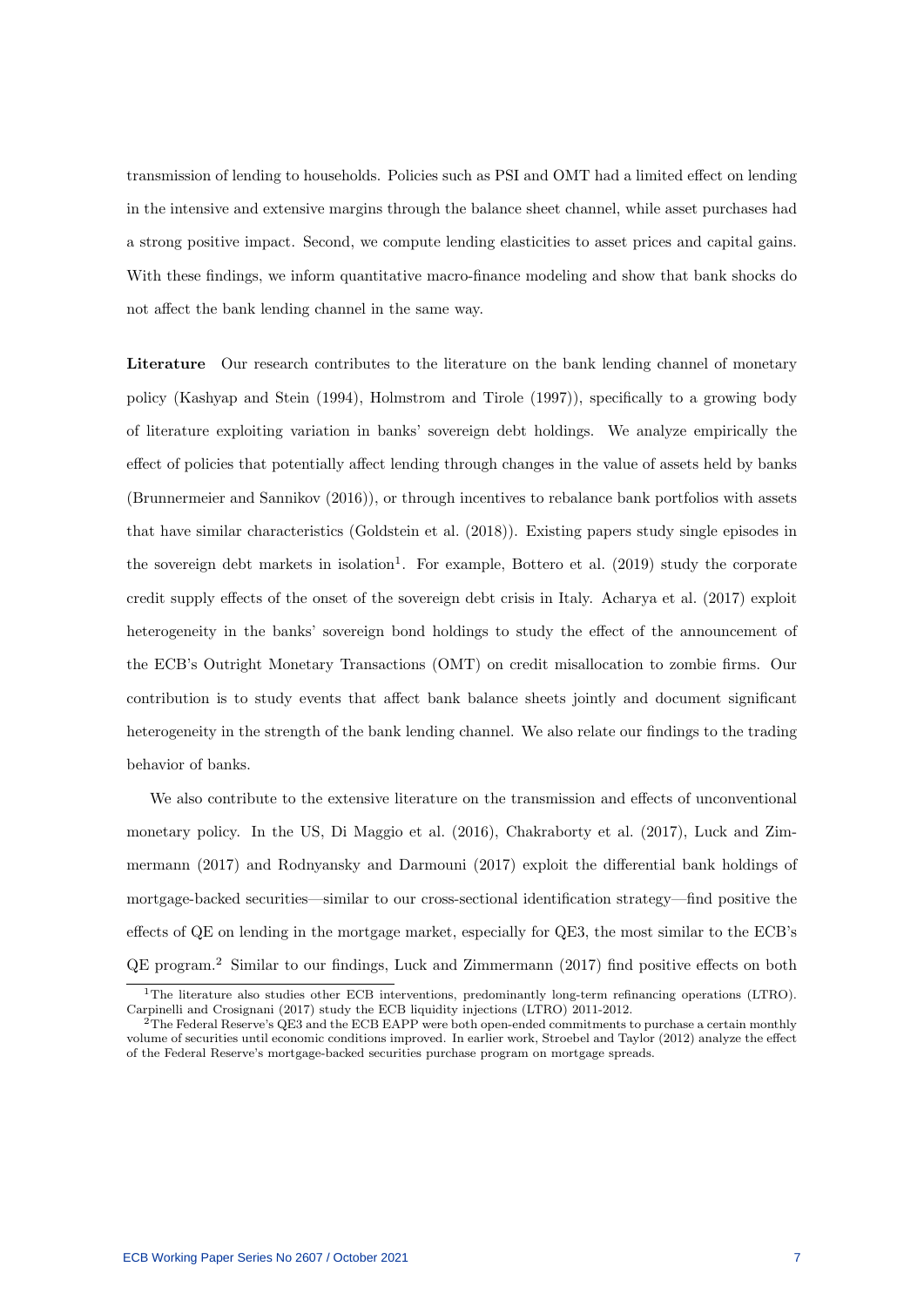transmission of lending to households. Policies such as PSI and OMT had a limited effect on lending in the intensive and extensive margins through the balance sheet channel, while asset purchases had a strong positive impact. Second, we compute lending elasticities to asset prices and capital gains. With these findings, we inform quantitative macro-finance modeling and show that bank shocks do not affect the bank lending channel in the same way.

**Literature** Our research contributes to the literature on the bank lending channel of monetary policy (Kashyap and Stein (1994), Holmstrom and Tirole (1997)), specifically to a growing body of literature exploiting variation in banks' sovereign debt holdings. We analyze empirically the effect of policies that potentially affect lending through changes in the value of assets held by banks (Brunnermeier and Sannikov (2016)), or through incentives to rebalance bank portfolios with assets that have similar characteristics (Goldstein et al. (2018)). Existing papers study single episodes in the sovereign debt markets in isolation[1]. For example, Bottero et al. (2019) study the corporate credit supply effects of the onset of the sovereign debt crisis in Italy. Acharya et al. (2017) exploit heterogeneity in the banks' sovereign bond holdings to study the effect of the announcement of the ECB's Outright Monetary Transactions (OMT) on credit misallocation to zombie firms. Our contribution is to study events that affect bank balance sheets jointly and document significant heterogeneity in the strength of the bank lending channel. We also relate our findings to the trading behavior of banks.

We also contribute to the extensive literature on the transmission and effects of unconventional monetary policy. In the US, Di Maggio et al. (2016), Chakraborty et al. (2017), Luck and Zimmermann (2017) and Rodnyansky and Darmouni (2017) exploit the differential bank holdings of mortgage-backed securities—similar to our cross-sectional identification strategy—find positive the effects of QE on lending in the mortgage market, especially for QE3, the most similar to the ECB's QE program.[2] Similar to our findings, Luck and Zimmermann (2017) find positive effects on both

[1] The literature also studies other ECB interventions, predominantly long-term refinancing operations (LTRO). Carpinelli and Crosignani (2017) study the ECB liquidity injections (LTRO) 2011-2012.

[2] The Federal Reserve's QE3 and the ECB EAPP were both open-ended commitments to purchase a certain monthly volume of securities until economic conditions improved. In earlier work, Stroebel and Taylor (2012) analyze the effect of the Federal Reserve's mortgage-backed securities purchase program on mortgage spreads.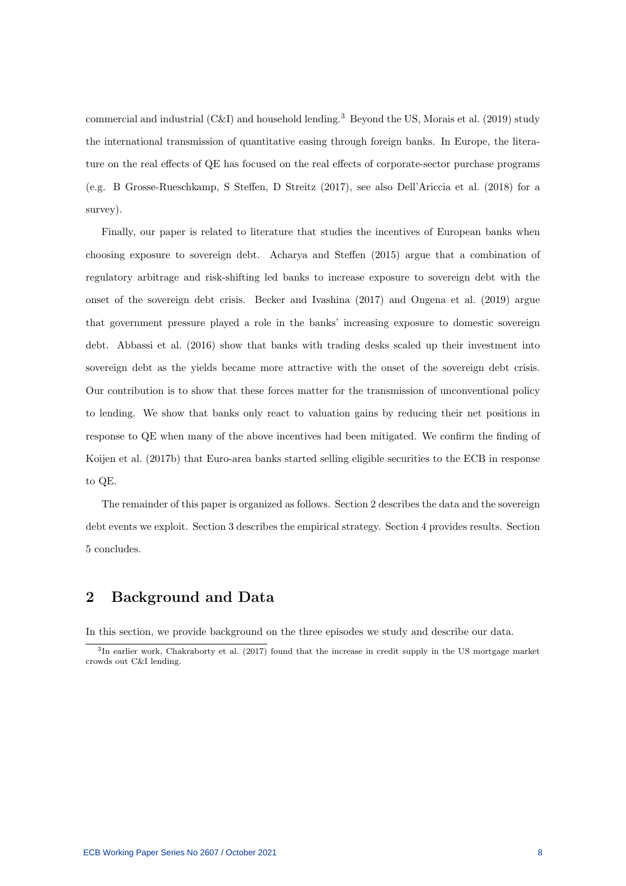commercial and industrial (C&I) and household lending.[3] Beyond the US, Morais et al. (2019) study the international transmission of quantitative easing through foreign banks. In Europe, the literature on the real effects of QE has focused on the real effects of corporate-sector purchase programs (e.g. B Grosse-Rueschkamp, S Steffen, D Streitz (2017), see also Dell'Ariccia et al. (2018) for a survey).

Finally, our paper is related to literature that studies the incentives of European banks when choosing exposure to sovereign debt. Acharya and Steffen (2015) argue that a combination of regulatory arbitrage and risk-shifting led banks to increase exposure to sovereign debt with the onset of the sovereign debt crisis. Becker and Ivashina (2017) and Ongena et al. (2019) argue that government pressure played a role in the banks' increasing exposure to domestic sovereign debt. Abbassi et al. (2016) show that banks with trading desks scaled up their investment into sovereign debt as the yields became more attractive with the onset of the sovereign debt crisis. Our contribution is to show that these forces matter for the transmission of unconventional policy to lending. We show that banks only react to valuation gains by reducing their net positions in response to QE when many of the above incentives had been mitigated. We confirm the finding of Koijen et al. (2017b) that Euro-area banks started selling eligible securities to the ECB in response to QE.

The remainder of this paper is organized as follows. Section 2 describes the data and the sovereign debt events we exploit. Section 3 describes the empirical strategy. Section 4 provides results. Section 5 concludes.

## 2 Background and Data

In this section, we provide background on the three episodes we study and describe our data.

[3] In earlier work, Chakraborty et al. (2017) found that the increase in credit supply in the US mortgage market crowds out C&I lending.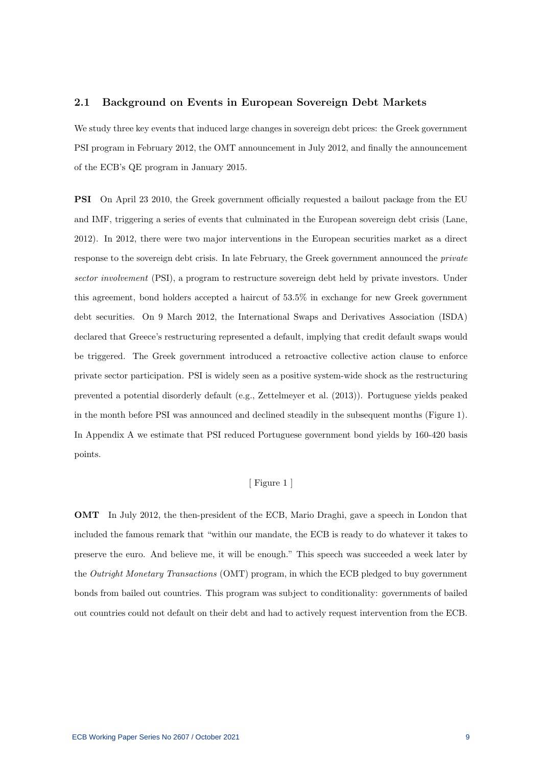### 2.1 Background on Events in European Sovereign Debt Markets

We study three key events that induced large changes in sovereign debt prices: the Greek government PSI program in February 2012, the OMT announcement in July 2012, and finally the announcement of the ECB's QE program in January 2015.

**PSI** On April 23 2010, the Greek government officially requested a bailout package from the EU and IMF, triggering a series of events that culminated in the European sovereign debt crisis (Lane, 2012). In 2012, there were two major interventions in the European securities market as a direct response to the sovereign debt crisis. In late February, the Greek government announced the *private sector involvement* (PSI), a program to restructure sovereign debt held by private investors. Under this agreement, bond holders accepted a haircut of 53.5% in exchange for new Greek government debt securities. On 9 March 2012, the International Swaps and Derivatives Association (ISDA) declared that Greece's restructuring represented a default, implying that credit default swaps would be triggered. The Greek government introduced a retroactive collective action clause to enforce private sector participation. PSI is widely seen as a positive system-wide shock as the restructuring prevented a potential disorderly default (e.g., Zettelmeyer et al. (2013)). Portuguese yields peaked in the month before PSI was announced and declined steadily in the subsequent months (Figure 1). In Appendix A we estimate that PSI reduced Portuguese government bond yields by 160-420 basis points.

[ Figure 1 ]

**OMT** In July 2012, the then-president of the ECB, Mario Draghi, gave a speech in London that included the famous remark that "within our mandate, the ECB is ready to do whatever it takes to preserve the euro. And believe me, it will be enough." This speech was succeeded a week later by the *Outright Monetary Transactions* (OMT) program, in which the ECB pledged to buy government bonds from bailed out countries. This program was subject to conditionality: governments of bailed out countries could not default on their debt and had to actively request intervention from the ECB.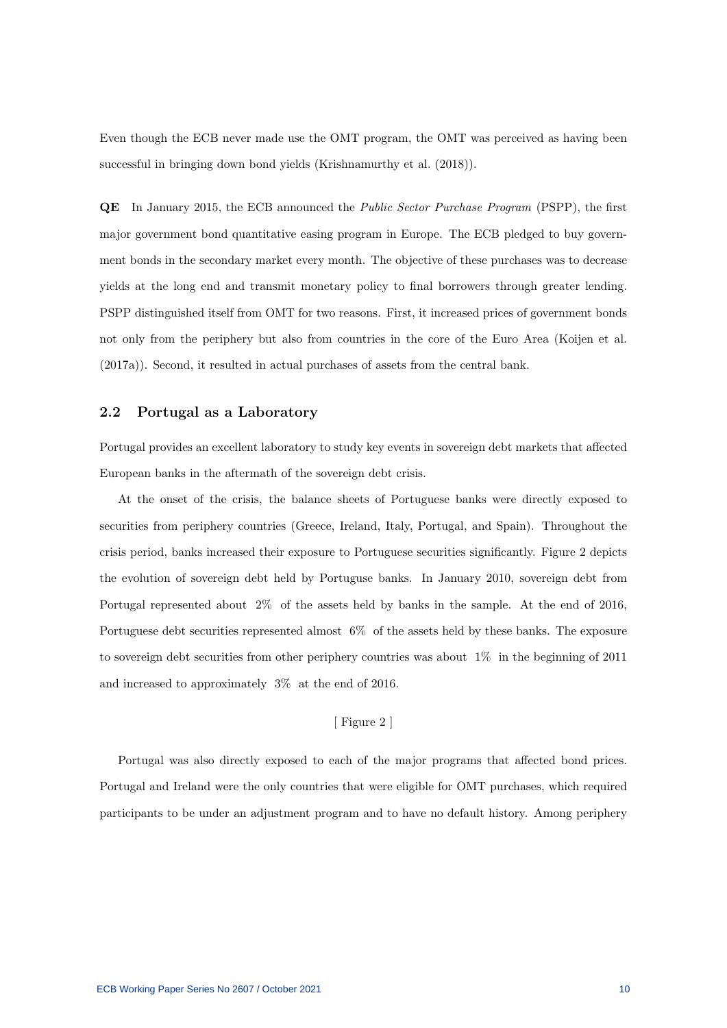Even though the ECB never made use the OMT program, the OMT was perceived as having been successful in bringing down bond yields (Krishnamurthy et al. (2018)).

**QE** In January 2015, the ECB announced the *Public Sector Purchase Program* (PSPP), the first major government bond quantitative easing program in Europe. The ECB pledged to buy government bonds in the secondary market every month. The objective of these purchases was to decrease yields at the long end and transmit monetary policy to final borrowers through greater lending. PSPP distinguished itself from OMT for two reasons. First, it increased prices of government bonds not only from the periphery but also from countries in the core of the Euro Area (Koijen et al. (2017a)). Second, it resulted in actual purchases of assets from the central bank.

### 2.2 Portugal as a Laboratory

Portugal provides an excellent laboratory to study key events in sovereign debt markets that affected European banks in the aftermath of the sovereign debt crisis.

At the onset of the crisis, the balance sheets of Portuguese banks were directly exposed to securities from periphery countries (Greece, Ireland, Italy, Portugal, and Spain). Throughout the crisis period, banks increased their exposure to Portuguese securities significantly. Figure 2 depicts the evolution of sovereign debt held by Portuguse banks. In January 2010, sovereign debt from Portugal represented about 2% of the assets held by banks in the sample. At the end of 2016, Portuguese debt securities represented almost 6% of the assets held by these banks. The exposure to sovereign debt securities from other periphery countries was about 1% in the beginning of 2011 and increased to approximately 3% at the end of 2016.

[ Figure 2 ]

Portugal was also directly exposed to each of the major programs that affected bond prices. Portugal and Ireland were the only countries that were eligible for OMT purchases, which required participants to be under an adjustment program and to have no default history. Among periphery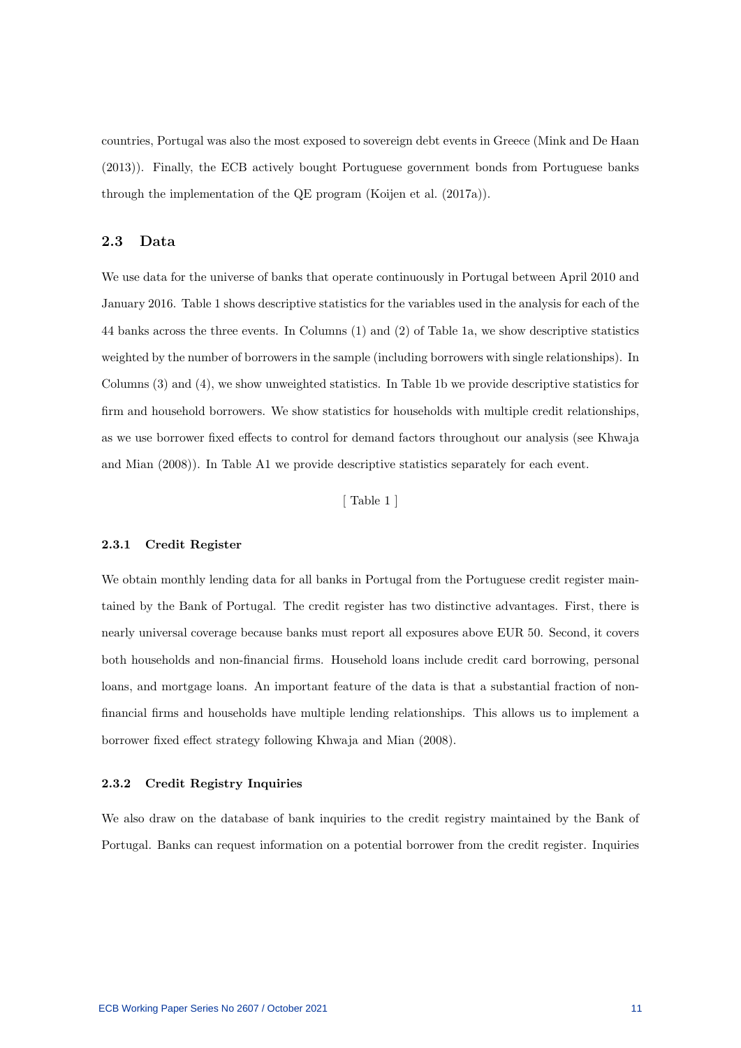countries, Portugal was also the most exposed to sovereign debt events in Greece (Mink and De Haan (2013)). Finally, the ECB actively bought Portuguese government bonds from Portuguese banks through the implementation of the QE program (Koijen et al. (2017a)).

## 2.3 Data

We use data for the universe of banks that operate continuously in Portugal between April 2010 and January 2016. Table 1 shows descriptive statistics for the variables used in the analysis for each of the 44 banks across the three events. In Columns (1) and (2) of Table 1a, we show descriptive statistics weighted by the number of borrowers in the sample (including borrowers with single relationships). In Columns (3) and (4), we show unweighted statistics. In Table 1b we provide descriptive statistics for firm and household borrowers. We show statistics for households with multiple credit relationships, as we use borrower fixed effects to control for demand factors throughout our analysis (see Khwaja and Mian (2008)). In Table A1 we provide descriptive statistics separately for each event.

[ Table 1 ]

### 2.3.1 Credit Register

We obtain monthly lending data for all banks in Portugal from the Portuguese credit register maintained by the Bank of Portugal. The credit register has two distinctive advantages. First, there is nearly universal coverage because banks must report all exposures above EUR 50. Second, it covers both households and non-financial firms. Household loans include credit card borrowing, personal loans, and mortgage loans. An important feature of the data is that a substantial fraction of non-financial firms and households have multiple lending relationships. This allows us to implement a borrower fixed effect strategy following Khwaja and Mian (2008).

### 2.3.2 Credit Registry Inquiries

We also draw on the database of bank inquiries to the credit registry maintained by the Bank of Portugal. Banks can request information on a potential borrower from the credit register. Inquiries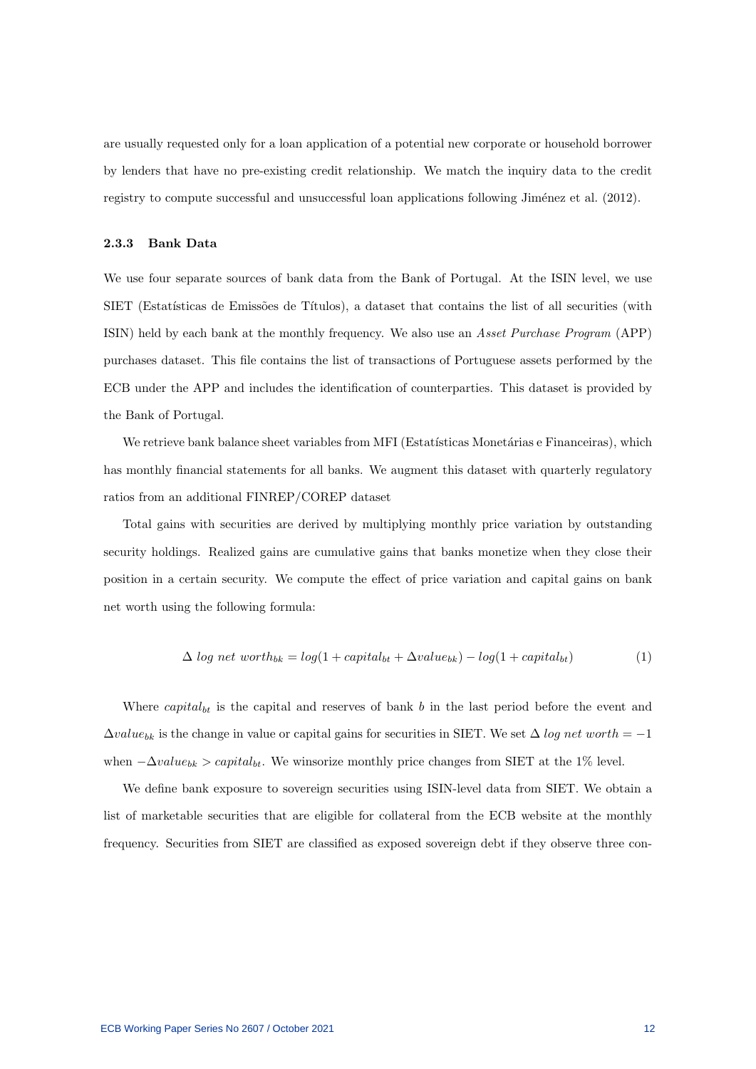are usually requested only for a loan application of a potential new corporate or household borrower by lenders that have no pre-existing credit relationship. We match the inquiry data to the credit registry to compute successful and unsuccessful loan applications following Jiménez et al. (2012).

### 2.3.3 Bank Data

We use four separate sources of bank data from the Bank of Portugal. At the ISIN level, we use SIET (Estatísticas de Emissões de Títulos), a dataset that contains the list of all securities (with ISIN) held by each bank at the monthly frequency. We also use an *Asset Purchase Program* (APP) purchases dataset. This file contains the list of transactions of Portuguese assets performed by the ECB under the APP and includes the identification of counterparties. This dataset is provided by the Bank of Portugal.

We retrieve bank balance sheet variables from MFI (Estatísticas Monetárias e Financeiras), which has monthly financial statements for all banks. We augment this dataset with quarterly regulatory ratios from an additional FINREP/COREP dataset

Total gains with securities are derived by multiplying monthly price variation by outstanding security holdings. Realized gains are cumulative gains that banks monetize when they close their position in a certain security. We compute the effect of price variation and capital gains on bank net worth using the following formula:

$$\Delta \ log \ net \ worth_{bk} = log(1 + capital_{bt} + \Delta value_{bk}) - log(1 + capital_{bt}) \tag{1}$$

Where $capital_{bt}$ is the capital and reserves of bank $b$ in the last period before the event and $\Delta value_{bk}$ is the change in value or capital gains for securities in SIET. We set $\Delta \ log \ net \ worth = -1$ when $-\Delta value_{bk} > capital_{bt}$. We winsorize monthly price changes from SIET at the 1% level.

We define bank exposure to sovereign securities using ISIN-level data from SIET. We obtain a list of marketable securities that are eligible for collateral from the ECB website at the monthly frequency. Securities from SIET are classified as exposed sovereign debt if they observe three con-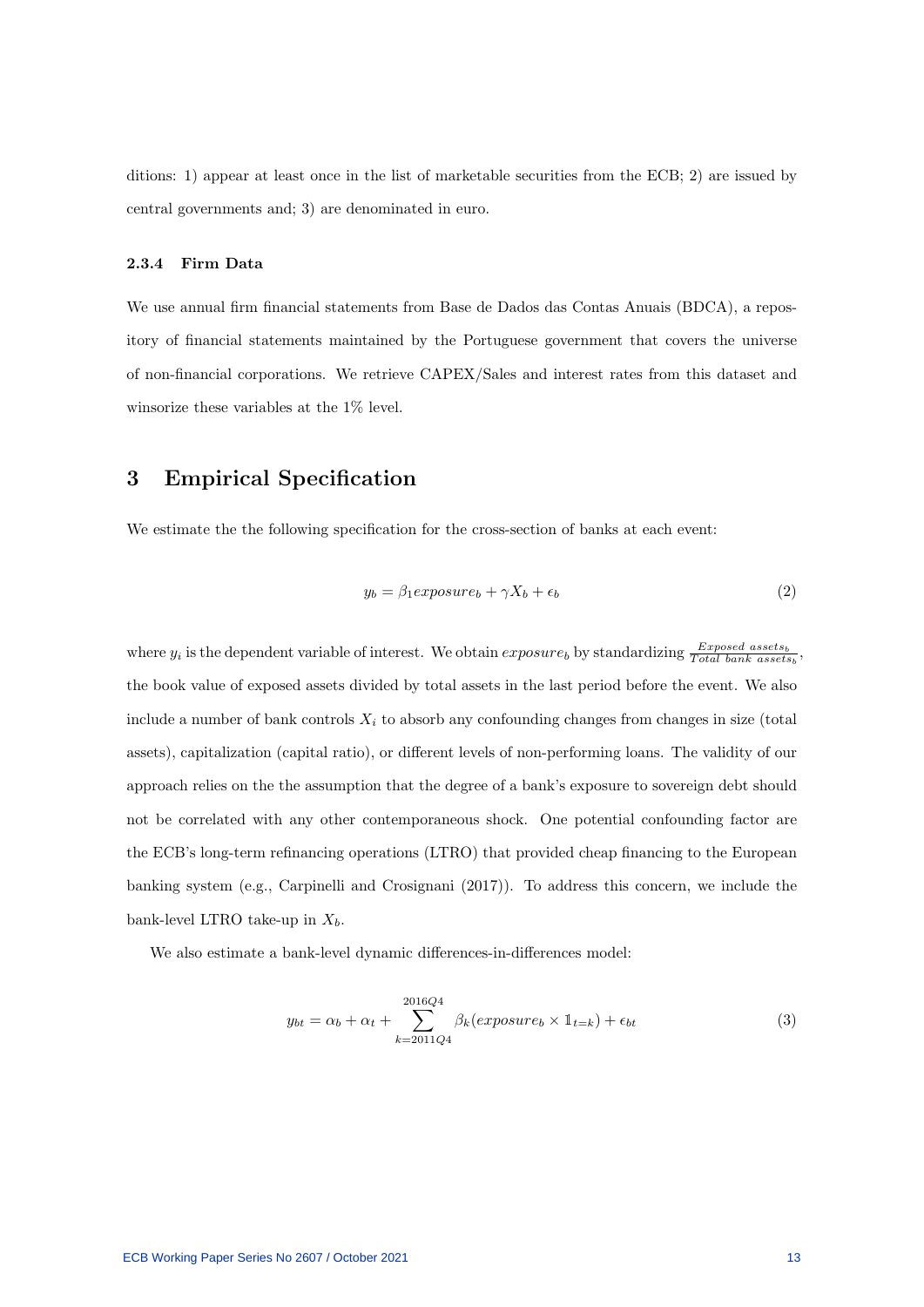ditions: 1) appear at least once in the list of marketable securities from the ECB; 2) are issued by central governments and; 3) are denominated in euro.

### 2.3.4 Firm Data

We use annual firm financial statements from Base de Dados das Contas Anuais (BDCA), a repository of financial statements maintained by the Portuguese government that covers the universe of non-financial corporations. We retrieve CAPEX/Sales and interest rates from this dataset and winsorize these variables at the 1% level.

## 3 Empirical Specification

We estimate the the following specification for the cross-section of banks at each event:

$$y_b = \beta_1 exposure_b + \gamma X_b + \epsilon_b \tag{2}$$

where $y_i$ is the dependent variable of interest. We obtain $exposure_b$ by standardizing $\frac{Exposed\ assets_b}{Total\ bank\ assets_b}$, the book value of exposed assets divided by total assets in the last period before the event. We also include a number of bank controls $X_i$ to absorb any confounding changes from changes in size (total assets), capitalization (capital ratio), or different levels of non-performing loans. The validity of our approach relies on the the assumption that the degree of a bank's exposure to sovereign debt should not be correlated with any other contemporaneous shock. One potential confounding factor are the ECB's long-term refinancing operations (LTRO) that provided cheap financing to the European banking system (e.g., Carpinelli and Crosignani (2017)). To address this concern, we include the bank-level LTRO take-up in $X_b$.

We also estimate a bank-level dynamic differences-in-differences model:

$$y_{bt} = \alpha_b + \alpha_t + \sum_{k=2011Q4}^{2016Q4} \beta_k (exposure_b \times \mathbb{1}_{t=k}) + \epsilon_{bt} \tag{3}$$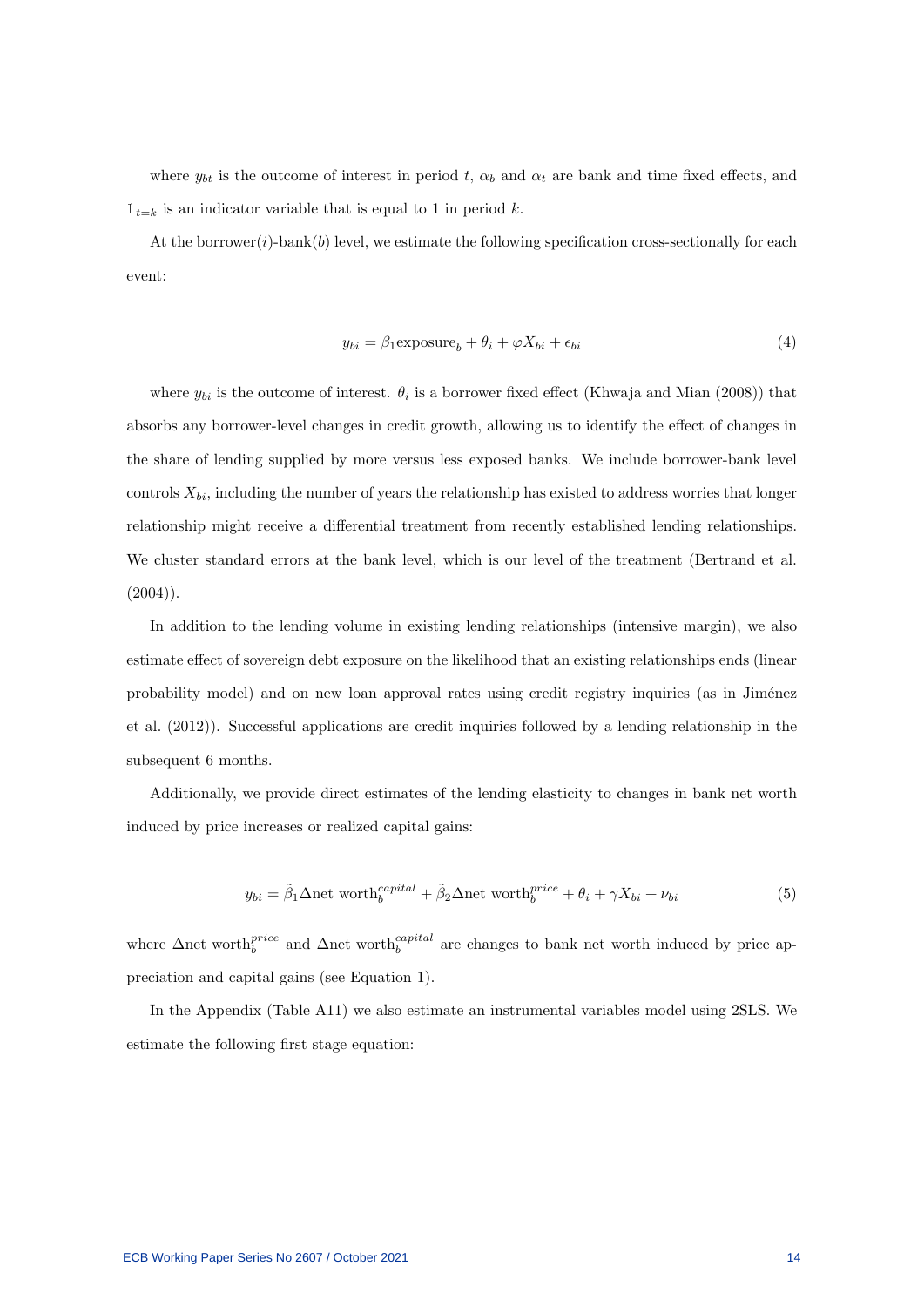where $y_{bt}$ is the outcome of interest in period $t$, $\alpha_b$ and $\alpha_t$ are bank and time fixed effects, and $\mathbb{1}_{t=k}$ is an indicator variable that is equal to 1 in period $k$.

At the borrower($i$)-bank($b$) level, we estimate the following specification cross-sectionally for each event:

$$y_{bi} = \beta_1 \text{exposure}_b + \theta_i + \varphi X_{bi} + \epsilon_{bi} \tag{4}$$

where $y_{bi}$ is the outcome of interest. $\theta_i$ is a borrower fixed effect (Khwaja and Mian (2008)) that absorbs any borrower-level changes in credit growth, allowing us to identify the effect of changes in the share of lending supplied by more versus less exposed banks. We include borrower-bank level controls $X_{bi}$, including the number of years the relationship has existed to address worries that longer relationship might receive a differential treatment from recently established lending relationships. We cluster standard errors at the bank level, which is our level of the treatment (Bertrand et al. (2004)).

In addition to the lending volume in existing lending relationships (intensive margin), we also estimate effect of sovereign debt exposure on the likelihood that an existing relationships ends (linear probability model) and on new loan approval rates using credit registry inquiries (as in Jiménez et al. (2012)). Successful applications are credit inquiries followed by a lending relationship in the subsequent 6 months.

Additionally, we provide direct estimates of the lending elasticity to changes in bank net worth induced by price increases or realized capital gains:

$$y_{bi} = \tilde{\beta}_1 \Delta \text{net worth}_b^{capital} + \tilde{\beta}_2 \Delta \text{net worth}_b^{price} + \theta_i + \gamma X_{bi} + \nu_{bi} \tag{5}$$

where $\Delta$net worth$_b^{price}$ and $\Delta$net worth$_b^{capital}$ are changes to bank net worth induced by price appreciation and capital gains (see Equation 1).

In the Appendix (Table A11) we also estimate an instrumental variables model using 2SLS. We estimate the following first stage equation: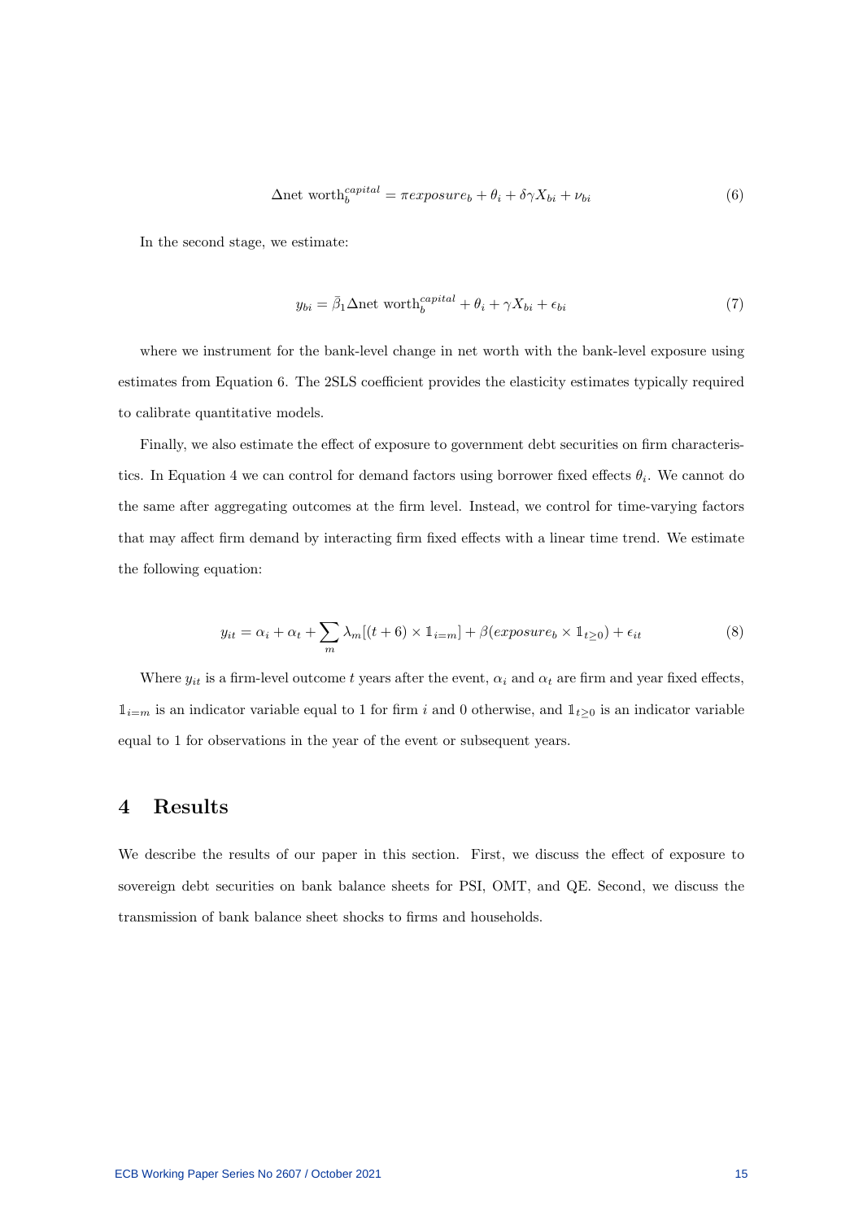$$\Delta \text{net worth}_b^{capital} = \pi exposure_b + \theta_i + \delta\gamma X_{bi} + \nu_{bi} \tag{6}$$

In the second stage, we estimate:

$$y_{bi} = \bar{\beta}_1 \Delta \text{net worth}_b^{capital} + \theta_i + \gamma X_{bi} + \epsilon_{bi} \tag{7}$$

where we instrument for the bank-level change in net worth with the bank-level exposure using estimates from Equation 6. The 2SLS coefficient provides the elasticity estimates typically required to calibrate quantitative models.

Finally, we also estimate the effect of exposure to government debt securities on firm characteristics. In Equation 4 we can control for demand factors using borrower fixed effects $\theta_i$. We cannot do the same after aggregating outcomes at the firm level. Instead, we control for time-varying factors that may affect firm demand by interacting firm fixed effects with a linear time trend. We estimate the following equation:

$$y_{it} = \alpha_i + \alpha_t + \sum_m \lambda_m[(t+6) \times \mathbb{1}_{i=m}] + \beta(exposure_b \times \mathbb{1}_{t\geq 0}) + \epsilon_{it} \tag{8}$$

Where $y_{it}$ is a firm-level outcome $t$ years after the event, $\alpha_i$ and $\alpha_t$ are firm and year fixed effects, $\mathbb{1}_{i=m}$ is an indicator variable equal to 1 for firm $i$ and 0 otherwise, and $\mathbb{1}_{t\geq 0}$ is an indicator variable equal to 1 for observations in the year of the event or subsequent years.

# 4 Results

We describe the results of our paper in this section. First, we discuss the effect of exposure to sovereign debt securities on bank balance sheets for PSI, OMT, and QE. Second, we discuss the transmission of bank balance sheet shocks to firms and households.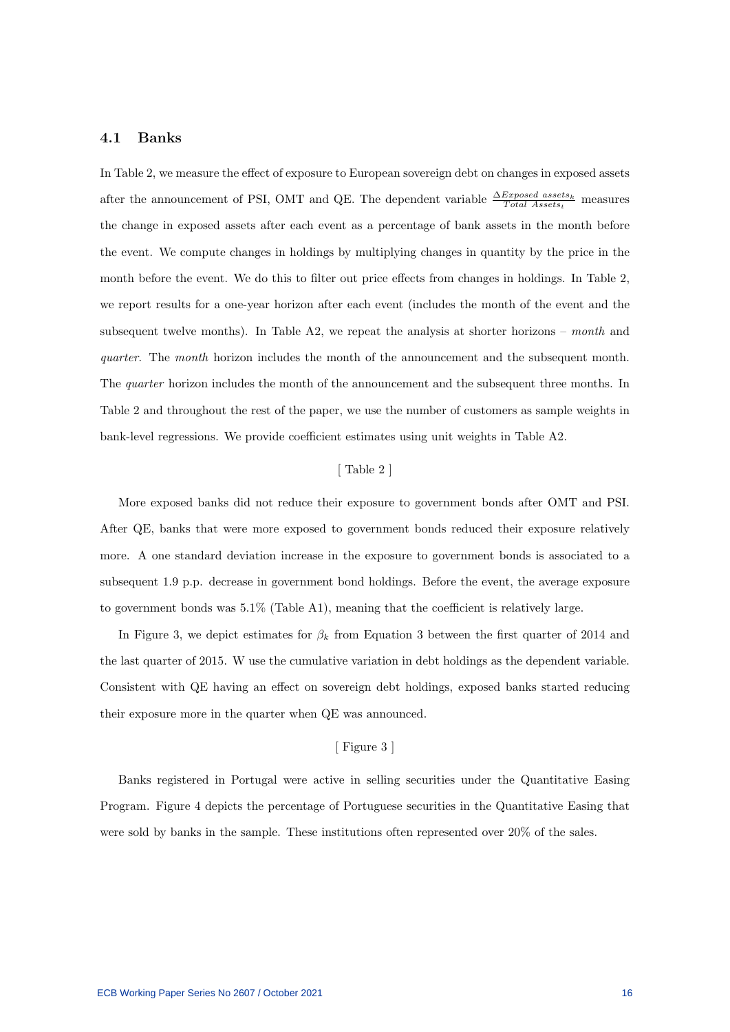### 4.1 Banks

In Table 2, we measure the effect of exposure to European sovereign debt on changes in exposed assets after the announcement of PSI, OMT and QE. The dependent variable $\frac{\Delta Exposed\ assets_k}{Total\ Assets_t}$ measures the change in exposed assets after each event as a percentage of bank assets in the month before the event. We compute changes in holdings by multiplying changes in quantity by the price in the month before the event. We do this to filter out price effects from changes in holdings. In Table 2, we report results for a one-year horizon after each event (includes the month of the event and the subsequent twelve months). In Table A2, we repeat the analysis at shorter horizons – *month* and *quarter*. The *month* horizon includes the month of the announcement and the subsequent month. The *quarter* horizon includes the month of the announcement and the subsequent three months. In Table 2 and throughout the rest of the paper, we use the number of customers as sample weights in bank-level regressions. We provide coefficient estimates using unit weights in Table A2.

[ Table 2 ]

More exposed banks did not reduce their exposure to government bonds after OMT and PSI. After QE, banks that were more exposed to government bonds reduced their exposure relatively more. A one standard deviation increase in the exposure to government bonds is associated to a subsequent 1.9 p.p. decrease in government bond holdings. Before the event, the average exposure to government bonds was 5.1% (Table A1), meaning that the coefficient is relatively large.

In Figure 3, we depict estimates for $\beta_k$ from Equation 3 between the first quarter of 2014 and the last quarter of 2015. W use the cumulative variation in debt holdings as the dependent variable. Consistent with QE having an effect on sovereign debt holdings, exposed banks started reducing their exposure more in the quarter when QE was announced.

[ Figure 3 ]

Banks registered in Portugal were active in selling securities under the Quantitative Easing Program. Figure 4 depicts the percentage of Portuguese securities in the Quantitative Easing that were sold by banks in the sample. These institutions often represented over 20% of the sales.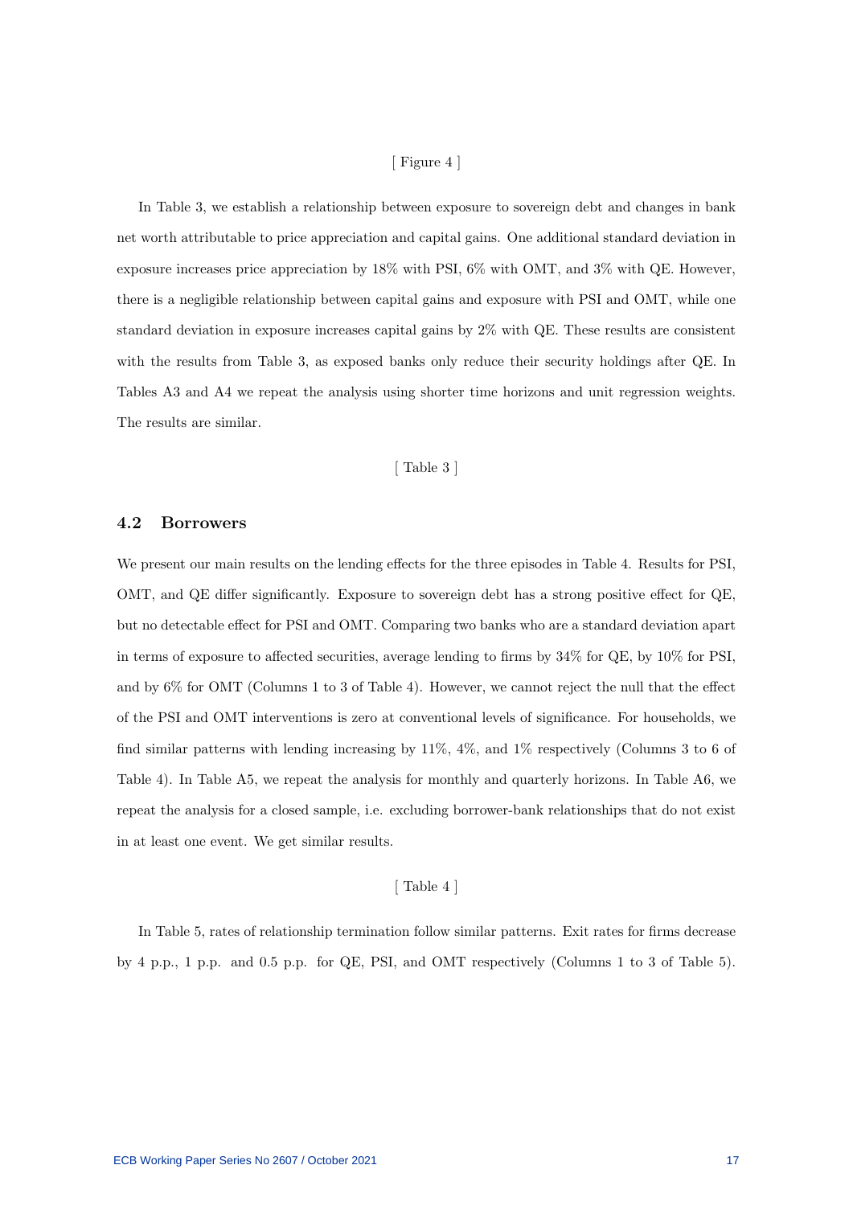[ Figure 4 ]

In Table 3, we establish a relationship between exposure to sovereign debt and changes in bank net worth attributable to price appreciation and capital gains. One additional standard deviation in exposure increases price appreciation by 18% with PSI, 6% with OMT, and 3% with QE. However, there is a negligible relationship between capital gains and exposure with PSI and OMT, while one standard deviation in exposure increases capital gains by 2% with QE. These results are consistent with the results from Table 3, as exposed banks only reduce their security holdings after QE. In Tables A3 and A4 we repeat the analysis using shorter time horizons and unit regression weights. The results are similar.

[ Table 3 ]

## 4.2 Borrowers

We present our main results on the lending effects for the three episodes in Table 4. Results for PSI, OMT, and QE differ significantly. Exposure to sovereign debt has a strong positive effect for QE, but no detectable effect for PSI and OMT. Comparing two banks who are a standard deviation apart in terms of exposure to affected securities, average lending to firms by 34% for QE, by 10% for PSI, and by 6% for OMT (Columns 1 to 3 of Table 4). However, we cannot reject the null that the effect of the PSI and OMT interventions is zero at conventional levels of significance. For households, we find similar patterns with lending increasing by 11%, 4%, and 1% respectively (Columns 3 to 6 of Table 4). In Table A5, we repeat the analysis for monthly and quarterly horizons. In Table A6, we repeat the analysis for a closed sample, i.e. excluding borrower-bank relationships that do not exist in at least one event. We get similar results.

[ Table 4 ]

In Table 5, rates of relationship termination follow similar patterns. Exit rates for firms decrease by 4 p.p., 1 p.p. and 0.5 p.p. for QE, PSI, and OMT respectively (Columns 1 to 3 of Table 5).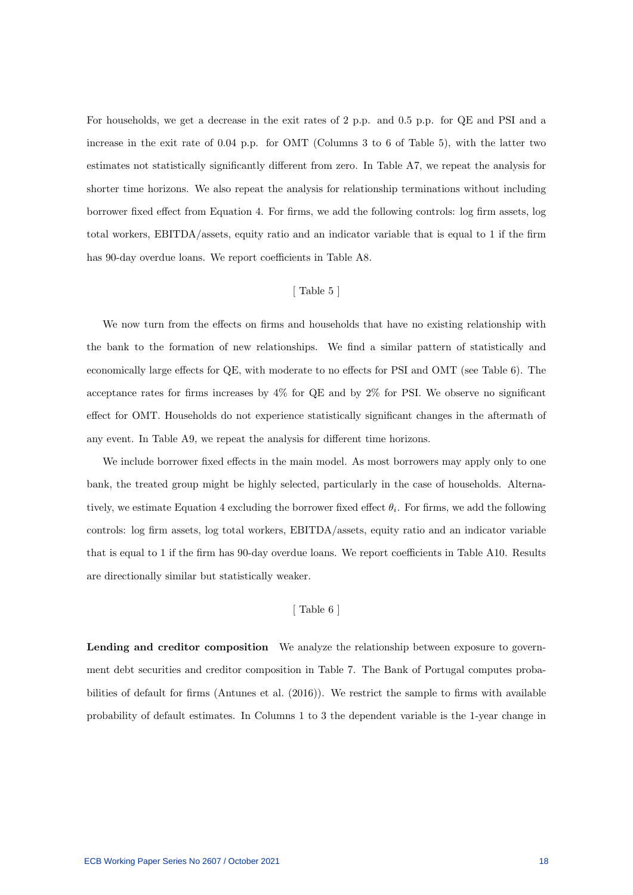For households, we get a decrease in the exit rates of 2 p.p. and 0.5 p.p. for QE and PSI and a increase in the exit rate of 0.04 p.p. for OMT (Columns 3 to 6 of Table 5), with the latter two estimates not statistically significantly different from zero. In Table A7, we repeat the analysis for shorter time horizons. We also repeat the analysis for relationship terminations without including borrower fixed effect from Equation 4. For firms, we add the following controls: log firm assets, log total workers, EBITDA/assets, equity ratio and an indicator variable that is equal to 1 if the firm has 90-day overdue loans. We report coefficients in Table A8.

[ Table 5 ]

We now turn from the effects on firms and households that have no existing relationship with the bank to the formation of new relationships. We find a similar pattern of statistically and economically large effects for QE, with moderate to no effects for PSI and OMT (see Table 6). The acceptance rates for firms increases by 4% for QE and by 2% for PSI. We observe no significant effect for OMT. Households do not experience statistically significant changes in the aftermath of any event. In Table A9, we repeat the analysis for different time horizons.

We include borrower fixed effects in the main model. As most borrowers may apply only to one bank, the treated group might be highly selected, particularly in the case of households. Alternatively, we estimate Equation 4 excluding the borrower fixed effect $\theta_i$. For firms, we add the following controls: log firm assets, log total workers, EBITDA/assets, equity ratio and an indicator variable that is equal to 1 if the firm has 90-day overdue loans. We report coefficients in Table A10. Results are directionally similar but statistically weaker.

[ Table 6 ]

**Lending and creditor composition** We analyze the relationship between exposure to government debt securities and creditor composition in Table 7. The Bank of Portugal computes probabilities of default for firms (Antunes et al. (2016)). We restrict the sample to firms with available probability of default estimates. In Columns 1 to 3 the dependent variable is the 1-year change in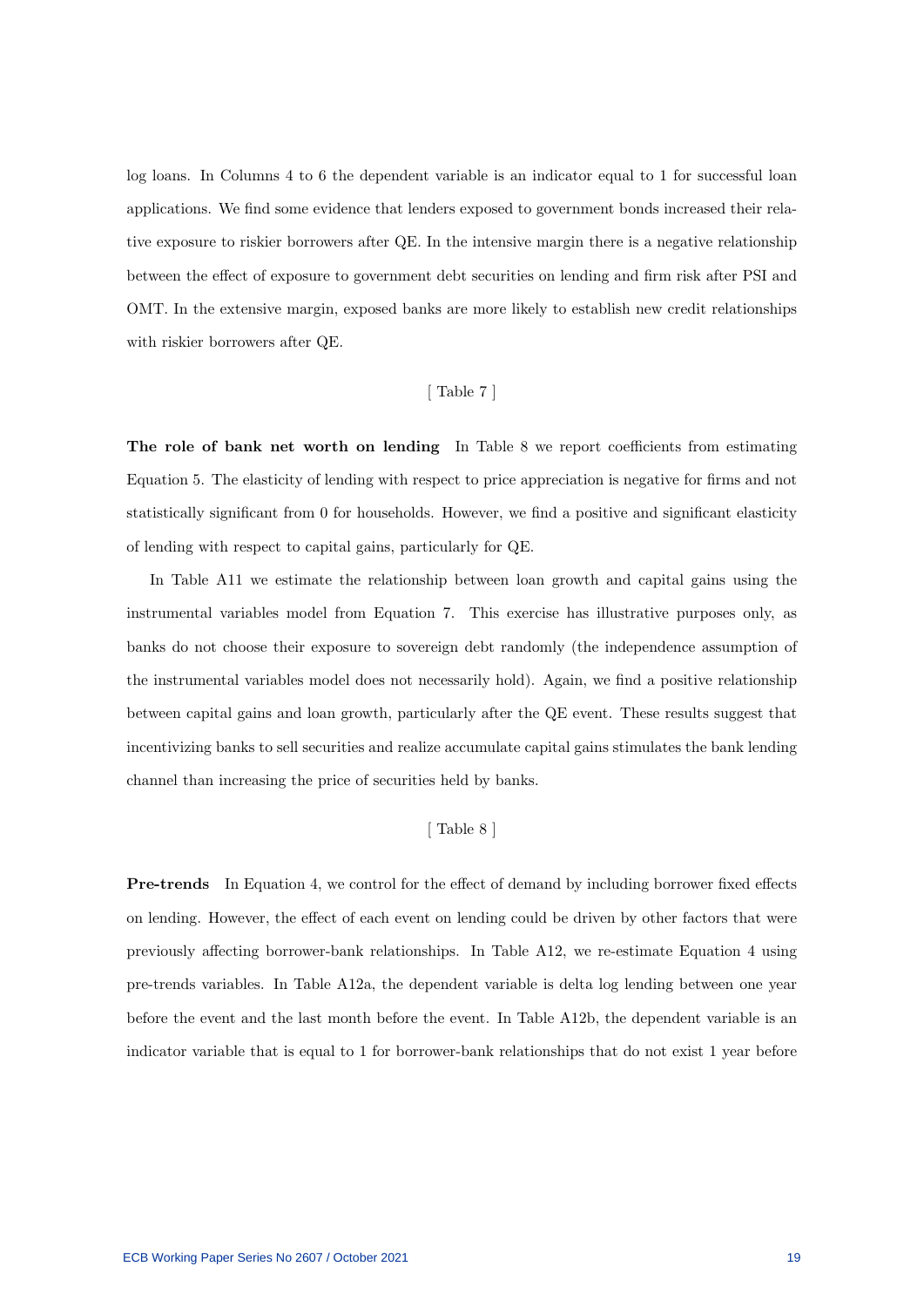log loans. In Columns 4 to 6 the dependent variable is an indicator equal to 1 for successful loan applications. We find some evidence that lenders exposed to government bonds increased their relative exposure to riskier borrowers after QE. In the intensive margin there is a negative relationship between the effect of exposure to government debt securities on lending and firm risk after PSI and OMT. In the extensive margin, exposed banks are more likely to establish new credit relationships with riskier borrowers after QE.

[ Table 7 ]

**The role of bank net worth on lending** In Table 8 we report coefficients from estimating Equation 5. The elasticity of lending with respect to price appreciation is negative for firms and not statistically significant from 0 for households. However, we find a positive and significant elasticity of lending with respect to capital gains, particularly for QE.

In Table A11 we estimate the relationship between loan growth and capital gains using the instrumental variables model from Equation 7. This exercise has illustrative purposes only, as banks do not choose their exposure to sovereign debt randomly (the independence assumption of the instrumental variables model does not necessarily hold). Again, we find a positive relationship between capital gains and loan growth, particularly after the QE event. These results suggest that incentivizing banks to sell securities and realize accumulate capital gains stimulates the bank lending channel than increasing the price of securities held by banks.

[ Table 8 ]

**Pre-trends** In Equation 4, we control for the effect of demand by including borrower fixed effects on lending. However, the effect of each event on lending could be driven by other factors that were previously affecting borrower-bank relationships. In Table A12, we re-estimate Equation 4 using pre-trends variables. In Table A12a, the dependent variable is delta log lending between one year before the event and the last month before the event. In Table A12b, the dependent variable is an indicator variable that is equal to 1 for borrower-bank relationships that do not exist 1 year before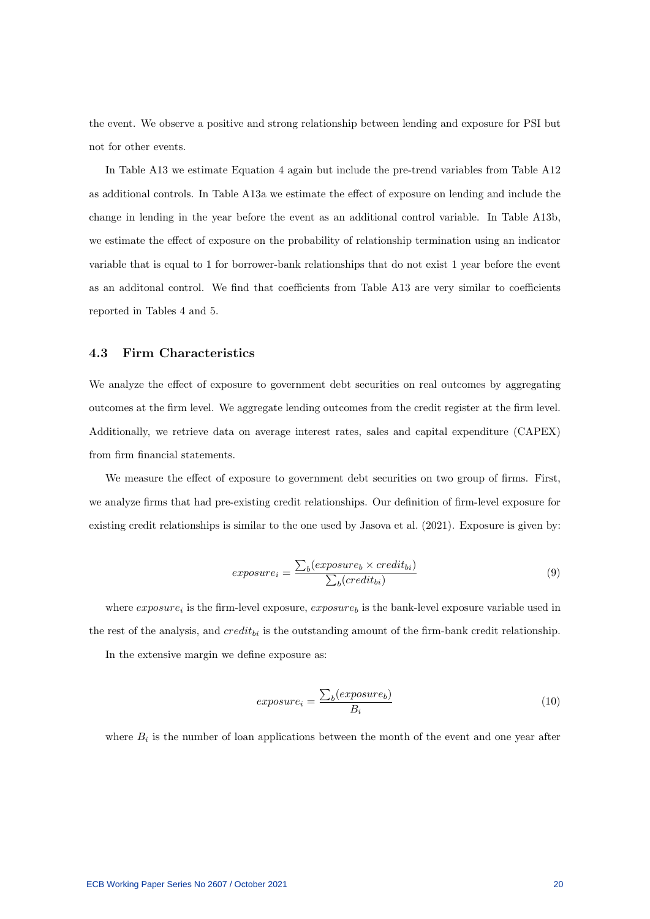the event. We observe a positive and strong relationship between lending and exposure for PSI but not for other events.

In Table A13 we estimate Equation 4 again but include the pre-trend variables from Table A12 as additional controls. In Table A13a we estimate the effect of exposure on lending and include the change in lending in the year before the event as an additional control variable. In Table A13b, we estimate the effect of exposure on the probability of relationship termination using an indicator variable that is equal to 1 for borrower-bank relationships that do not exist 1 year before the event as an additonal control. We find that coefficients from Table A13 are very similar to coefficients reported in Tables 4 and 5.

### 4.3 Firm Characteristics

We analyze the effect of exposure to government debt securities on real outcomes by aggregating outcomes at the firm level. We aggregate lending outcomes from the credit register at the firm level. Additionally, we retrieve data on average interest rates, sales and capital expenditure (CAPEX) from firm financial statements.

We measure the effect of exposure to government debt securities on two group of firms. First, we analyze firms that had pre-existing credit relationships. Our definition of firm-level exposure for existing credit relationships is similar to the one used by Jasova et al. (2021). Exposure is given by:

$$exposure_i = \frac{\sum_b (exposure_b \times credit_{bi})}{\sum_b (credit_{bi})} \tag{9}$$

where $exposure_i$ is the firm-level exposure, $exposure_b$ is the bank-level exposure variable used in the rest of the analysis, and $credit_{bi}$ is the outstanding amount of the firm-bank credit relationship.

In the extensive margin we define exposure as:

$$exposure_i = \frac{\sum_b (exposure_b)}{B_i} \tag{10}$$

where $B_i$ is the number of loan applications between the month of the event and one year after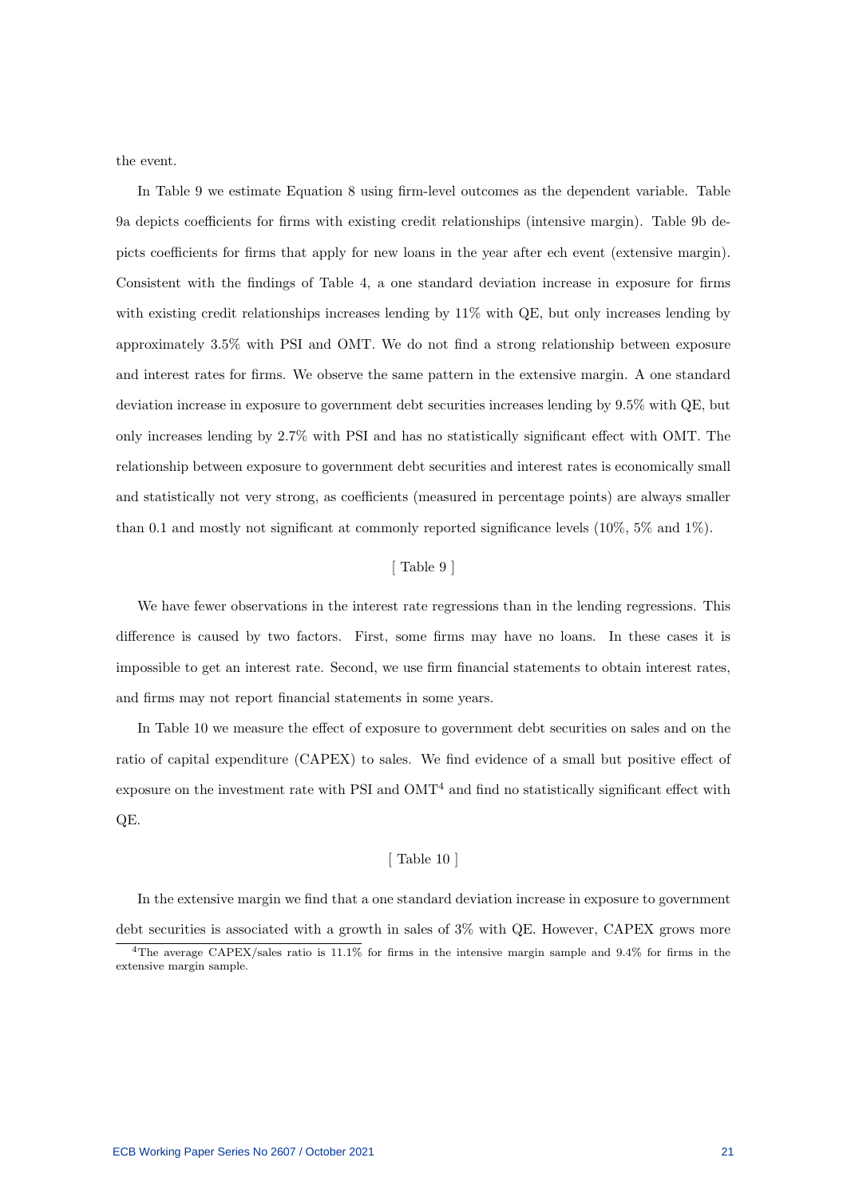the event.

In Table 9 we estimate Equation 8 using firm-level outcomes as the dependent variable. Table 9a depicts coefficients for firms with existing credit relationships (intensive margin). Table 9b depicts coefficients for firms that apply for new loans in the year after ech event (extensive margin). Consistent with the findings of Table 4, a one standard deviation increase in exposure for firms with existing credit relationships increases lending by 11% with QE, but only increases lending by approximately 3.5% with PSI and OMT. We do not find a strong relationship between exposure and interest rates for firms. We observe the same pattern in the extensive margin. A one standard deviation increase in exposure to government debt securities increases lending by 9.5% with QE, but only increases lending by 2.7% with PSI and has no statistically significant effect with OMT. The relationship between exposure to government debt securities and interest rates is economically small and statistically not very strong, as coefficients (measured in percentage points) are always smaller than 0.1 and mostly not significant at commonly reported significance levels (10%, 5% and 1%).

[ Table 9 ]

We have fewer observations in the interest rate regressions than in the lending regressions. This difference is caused by two factors. First, some firms may have no loans. In these cases it is impossible to get an interest rate. Second, we use firm financial statements to obtain interest rates, and firms may not report financial statements in some years.

In Table 10 we measure the effect of exposure to government debt securities on sales and on the ratio of capital expenditure (CAPEX) to sales. We find evidence of a small but positive effect of exposure on the investment rate with PSI and OMT[4] and find no statistically significant effect with QE.

[ Table 10 ]

In the extensive margin we find that a one standard deviation increase in exposure to government debt securities is associated with a growth in sales of 3% with QE. However, CAPEX grows more

[4] The average CAPEX/sales ratio is 11.1% for firms in the intensive margin sample and 9.4% for firms in the extensive margin sample.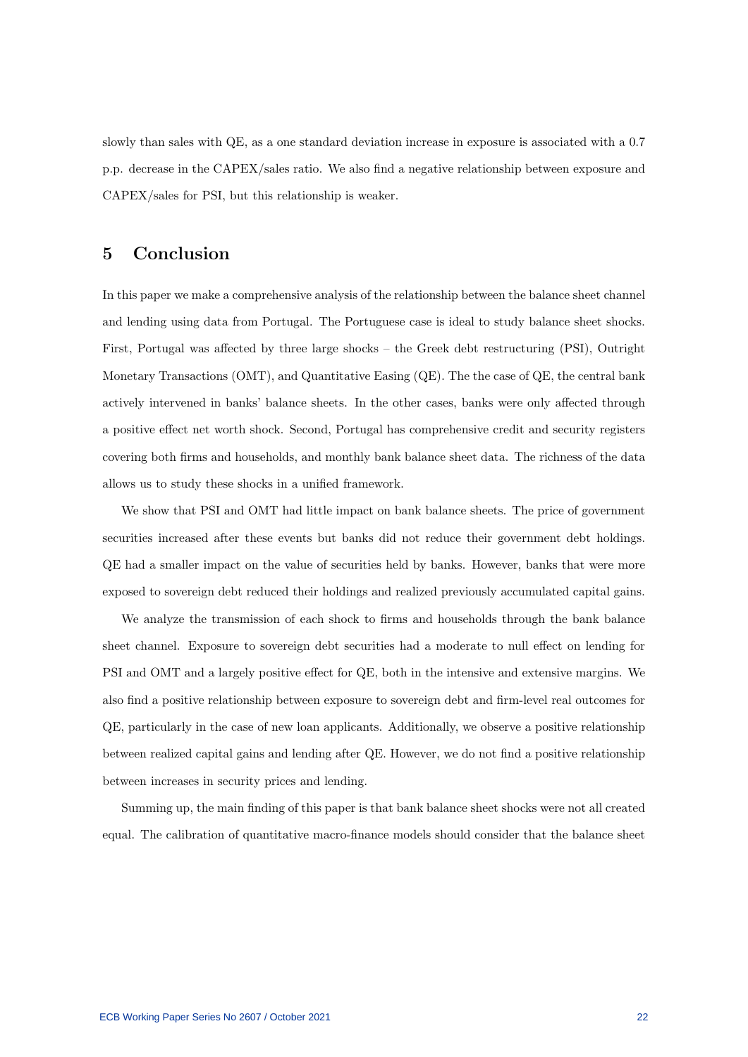slowly than sales with QE, as a one standard deviation increase in exposure is associated with a 0.7 p.p. decrease in the CAPEX/sales ratio. We also find a negative relationship between exposure and CAPEX/sales for PSI, but this relationship is weaker.

# 5 Conclusion

In this paper we make a comprehensive analysis of the relationship between the balance sheet channel and lending using data from Portugal. The Portuguese case is ideal to study balance sheet shocks. First, Portugal was affected by three large shocks – the Greek debt restructuring (PSI), Outright Monetary Transactions (OMT), and Quantitative Easing (QE). The the case of QE, the central bank actively intervened in banks' balance sheets. In the other cases, banks were only affected through a positive effect net worth shock. Second, Portugal has comprehensive credit and security registers covering both firms and households, and monthly bank balance sheet data. The richness of the data allows us to study these shocks in a unified framework.

We show that PSI and OMT had little impact on bank balance sheets. The price of government securities increased after these events but banks did not reduce their government debt holdings. QE had a smaller impact on the value of securities held by banks. However, banks that were more exposed to sovereign debt reduced their holdings and realized previously accumulated capital gains.

We analyze the transmission of each shock to firms and households through the bank balance sheet channel. Exposure to sovereign debt securities had a moderate to null effect on lending for PSI and OMT and a largely positive effect for QE, both in the intensive and extensive margins. We also find a positive relationship between exposure to sovereign debt and firm-level real outcomes for QE, particularly in the case of new loan applicants. Additionally, we observe a positive relationship between realized capital gains and lending after QE. However, we do not find a positive relationship between increases in security prices and lending.

Summing up, the main finding of this paper is that bank balance sheet shocks were not all created equal. The calibration of quantitative macro-finance models should consider that the balance sheet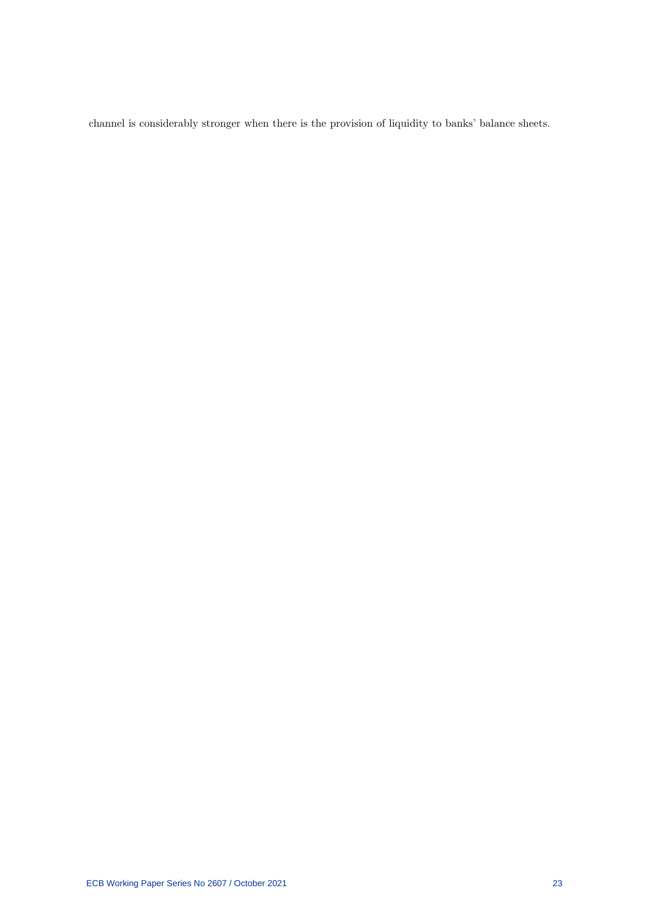channel is considerably stronger when there is the provision of liquidity to banks' balance sheets.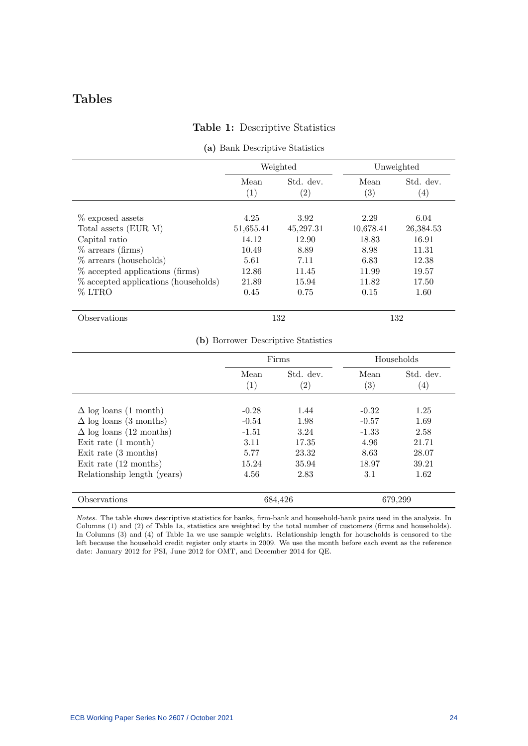# Tables

**Table 1:** Descriptive Statistics

**(a)** Bank Descriptive Statistics

| | Weighted | | Unweighted | |
|---|---|---|---|---|
| | Mean (1) | Std. dev. (2) | Mean (3) | Std. dev. (4) |
| % exposed assets | 4.25 | 3.92 | 2.29 | 6.04 |
| Total assets (EUR M) | 51,655.41 | 45,297.31 | 10,678.41 | 26,384.53 |
| Capital ratio | 14.12 | 12.90 | 18.83 | 16.91 |
| % arrears (firms) | 10.49 | 8.89 | 8.98 | 11.31 |
| % arrears (households) | 5.61 | 7.11 | 6.83 | 12.38 |
| % accepted applications (firms) | 12.86 | 11.45 | 11.99 | 19.57 |
| % accepted applications (households) | 21.89 | 15.94 | 11.82 | 17.50 |
| % LTRO | 0.45 | 0.75 | 0.15 | 1.60 |
| Observations | 132 | | 132 | |

**(b)** Borrower Descriptive Statistics

| | Firms | | Households | |
|---|---|---|---|---|
| | Mean (1) | Std. dev. (2) | Mean (3) | Std. dev. (4) |
| $\Delta$ log loans (1 month) | -0.28 | 1.44 | -0.32 | 1.25 |
| $\Delta$ log loans (3 months) | -0.54 | 1.98 | -0.57 | 1.69 |
| $\Delta$ log loans (12 months) | -1.51 | 3.24 | -1.33 | 2.58 |
| Exit rate (1 month) | 3.11 | 17.35 | 4.96 | 21.71 |
| Exit rate (3 months) | 5.77 | 23.32 | 8.63 | 28.07 |
| Exit rate (12 months) | 15.24 | 35.94 | 18.97 | 39.21 |
| Relationship length (years) | 4.56 | 2.83 | 3.1 | 1.62 |
| Observations | 684,426 | | 679,299 | |

*Notes.* The table shows descriptive statistics for banks, firm-bank and household-bank pairs used in the analysis. In Columns (1) and (2) of Table 1a, statistics are weighted by the total number of customers (firms and households). In Columns (3) and (4) of Table 1a we use sample weights. Relationship length for households is censored to the left because the household credit register only starts in 2009. We use the month before each event as the reference date: January 2012 for PSI, June 2012 for OMT, and December 2014 for QE.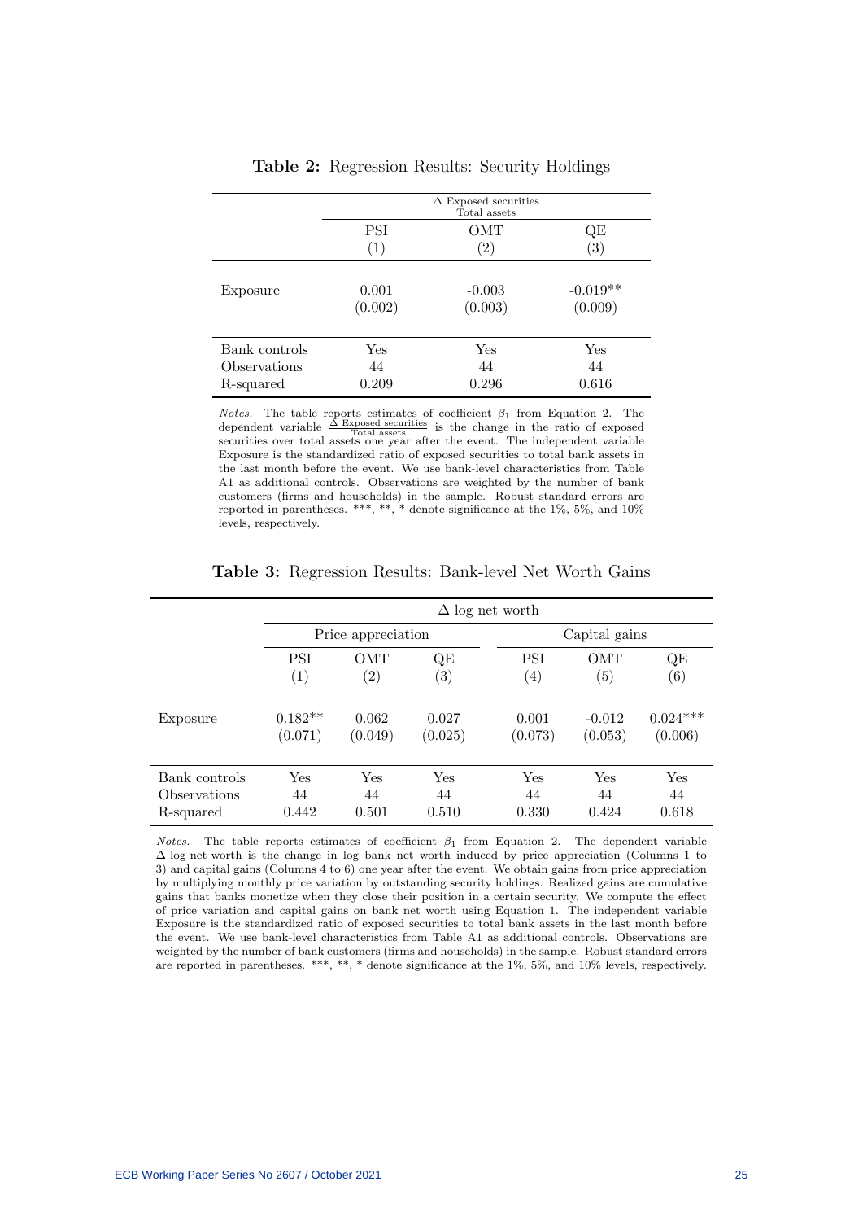**Table 2:** Regression Results: Security Holdings

| | $\frac{\Delta \text{ Exposed securities}}{\text{Total assets}}$ | | |
|---|---|---|---|
| | PSI | OMT | QE |
| | (1) | (2) | (3) |
| Exposure | 0.001 | -0.003 | -0.019** |
| | (0.002) | (0.003) | (0.009) |
| Bank controls | Yes | Yes | Yes |
| Observations | 44 | 44 | 44 |
| R-squared | 0.209 | 0.296 | 0.616 |

*Notes.* The table reports estimates of coefficient $\beta_1$ from Equation 2. The dependent variable $\frac{\Delta \text{ Exposed securities}}{\text{Total assets}}$ is the change in the ratio of exposed securities over total assets one year after the event. The independent variable Exposure is the standardized ratio of exposed securities to total bank assets in the last month before the event. We use bank-level characteristics from Table A1 as additional controls. Observations are weighted by the number of bank customers (firms and households) in the sample. Robust standard errors are reported in parentheses. ***, **, * denote significance at the 1%, 5%, and 10% levels, respectively.

**Table 3:** Regression Results: Bank-level Net Worth Gains

| | $\Delta$ log net worth | | | | | |
|---|---|---|---|---|---|---|
| | Price appreciation | | | Capital gains | | |
| | PSI | OMT | QE | PSI | OMT | QE |
| | (1) | (2) | (3) | (4) | (5) | (6) |
| Exposure | 0.182** | 0.062 | 0.027 | 0.001 | -0.012 | 0.024*** |
| | (0.071) | (0.049) | (0.025) | (0.073) | (0.053) | (0.006) |
| Bank controls | Yes | Yes | Yes | Yes | Yes | Yes |
| Observations | 44 | 44 | 44 | 44 | 44 | 44 |
| R-squared | 0.442 | 0.501 | 0.510 | 0.330 | 0.424 | 0.618 |

*Notes.* The table reports estimates of coefficient $\beta_1$ from Equation 2. The dependent variable $\Delta$ log net worth is the change in log bank net worth induced by price appreciation (Columns 1 to 3) and capital gains (Columns 4 to 6) one year after the event. We obtain gains from price appreciation by multiplying monthly price variation by outstanding security holdings. Realized gains are cumulative gains that banks monetize when they close their position in a certain security. We compute the effect of price variation and capital gains on bank net worth using Equation 1. The independent variable Exposure is the standardized ratio of exposed securities to total bank assets in the last month before the event. We use bank-level characteristics from Table A1 as additional controls. Observations are weighted by the number of bank customers (firms and households) in the sample. Robust standard errors are reported in parentheses. ***, **, * denote significance at the 1%, 5%, and 10% levels, respectively.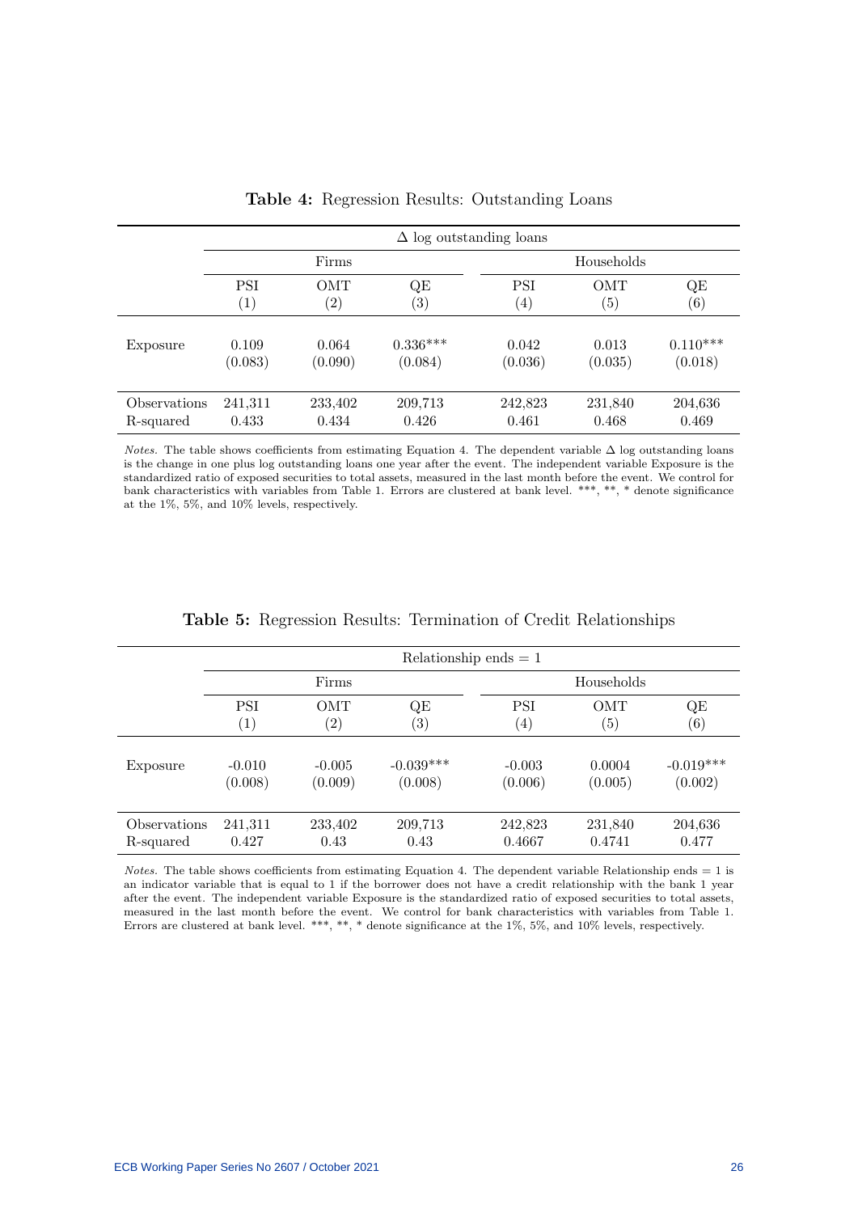**Table 4:** Regression Results: Outstanding Loans

| | $\Delta$ log outstanding loans | | | | | |
|---|---|---|---|---|---|---|
| | Firms | | | Households | | |
| | PSI (1) | OMT (2) | QE (3) | PSI (4) | OMT (5) | QE (6) |
| Exposure | 0.109 | 0.064 | 0.336*** | 0.042 | 0.013 | 0.110*** |
| | (0.083) | (0.090) | (0.084) | (0.036) | (0.035) | (0.018) |
| Observations | 241,311 | 233,402 | 209,713 | 242,823 | 231,840 | 204,636 |
| R-squared | 0.433 | 0.434 | 0.426 | 0.461 | 0.468 | 0.469 |

*Notes.* The table shows coefficients from estimating Equation 4. The dependent variable $\Delta$ log outstanding loans is the change in one plus log outstanding loans one year after the event. The independent variable Exposure is the standardized ratio of exposed securities to total assets, measured in the last month before the event. We control for bank characteristics with variables from Table 1. Errors are clustered at bank level. ***, **, * denote significance at the 1%, 5%, and 10% levels, respectively.

**Table 5:** Regression Results: Termination of Credit Relationships

| | Relationship ends = 1 | | | | | |
|---|---|---|---|---|---|---|
| | Firms | | | Households | | |
| | PSI (1) | OMT (2) | QE (3) | PSI (4) | OMT (5) | QE (6) |
| Exposure | -0.010 | -0.005 | -0.039*** | -0.003 | 0.0004 | -0.019*** |
| | (0.008) | (0.009) | (0.008) | (0.006) | (0.005) | (0.002) |
| Observations | 241,311 | 233,402 | 209,713 | 242,823 | 231,840 | 204,636 |
| R-squared | 0.427 | 0.43 | 0.43 | 0.4667 | 0.4741 | 0.477 |

*Notes.* The table shows coefficients from estimating Equation 4. The dependent variable Relationship ends = 1 is an indicator variable that is equal to 1 if the borrower does not have a credit relationship with the bank 1 year after the event. The independent variable Exposure is the standardized ratio of exposed securities to total assets, measured in the last month before the event. We control for bank characteristics with variables from Table 1. Errors are clustered at bank level. ***, **, * denote significance at the 1%, 5%, and 10% levels, respectively.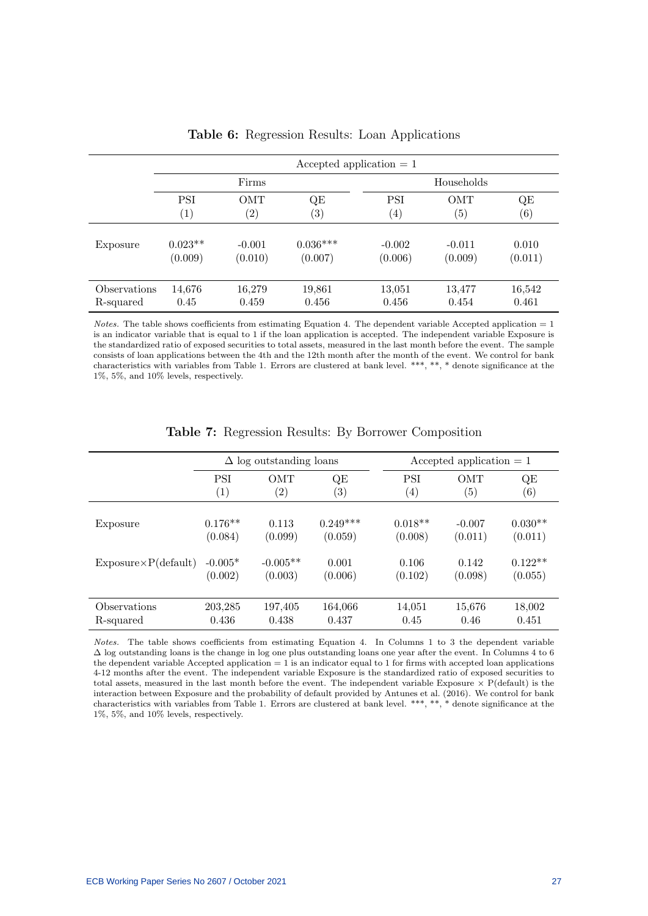**Table 6:** Regression Results: Loan Applications

| | Accepted application = 1 | | | | | |
|---|---|---|---|---|---|---|
| | Firms | | | Households | | |
| | PSI | OMT | QE | PSI | OMT | QE |
| | (1) | (2) | (3) | (4) | (5) | (6) |
| Exposure | 0.023** | -0.001 | 0.036*** | -0.002 | -0.011 | 0.010 |
| | (0.009) | (0.010) | (0.007) | (0.006) | (0.009) | (0.011) |
| Observations | 14,676 | 16,279 | 19,861 | 13,051 | 13,477 | 16,542 |
| R-squared | 0.45 | 0.459 | 0.456 | 0.456 | 0.454 | 0.461 |

*Notes.* The table shows coefficients from estimating Equation 4. The dependent variable Accepted application = 1 is an indicator variable that is equal to 1 if the loan application is accepted. The independent variable Exposure is the standardized ratio of exposed securities to total assets, measured in the last month before the event. The sample consists of loan applications between the 4th and the 12th month after the month of the event. We control for bank characteristics with variables from Table 1. Errors are clustered at bank level. ***, **, * denote significance at the 1%, 5%, and 10% levels, respectively.

**Table 7:** Regression Results: By Borrower Composition

| | $\Delta$ log outstanding loans | | | Accepted application = 1 | | |
|---|---|---|---|---|---|---|
| | PSI | OMT | QE | PSI | OMT | QE |
| | (1) | (2) | (3) | (4) | (5) | (6) |
| Exposure | 0.176** | 0.113 | 0.249*** | 0.018** | -0.007 | 0.030** |
| | (0.084) | (0.099) | (0.059) | (0.008) | (0.011) | (0.011) |
| Exposure×P(default) | -0.005* | -0.005** | 0.001 | 0.106 | 0.142 | 0.122** |
| | (0.002) | (0.003) | (0.006) | (0.102) | (0.098) | (0.055) |
| Observations | 203,285 | 197,405 | 164,066 | 14,051 | 15,676 | 18,002 |
| R-squared | 0.436 | 0.438 | 0.437 | 0.45 | 0.46 | 0.451 |

*Notes.* The table shows coefficients from estimating Equation 4. In Columns 1 to 3 the dependent variable $\Delta$ log outstanding loans is the change in log one plus outstanding loans one year after the event. In Columns 4 to 6 the dependent variable Accepted application = 1 is an indicator equal to 1 for firms with accepted loan applications 4-12 months after the event. The independent variable Exposure is the standardized ratio of exposed securities to total assets, measured in the last month before the event. The independent variable Exposure × P(default) is the interaction between Exposure and the probability of default provided by Antunes et al. (2016). We control for bank characteristics with variables from Table 1. Errors are clustered at bank level. ***, **, * denote significance at the 1%, 5%, and 10% levels, respectively.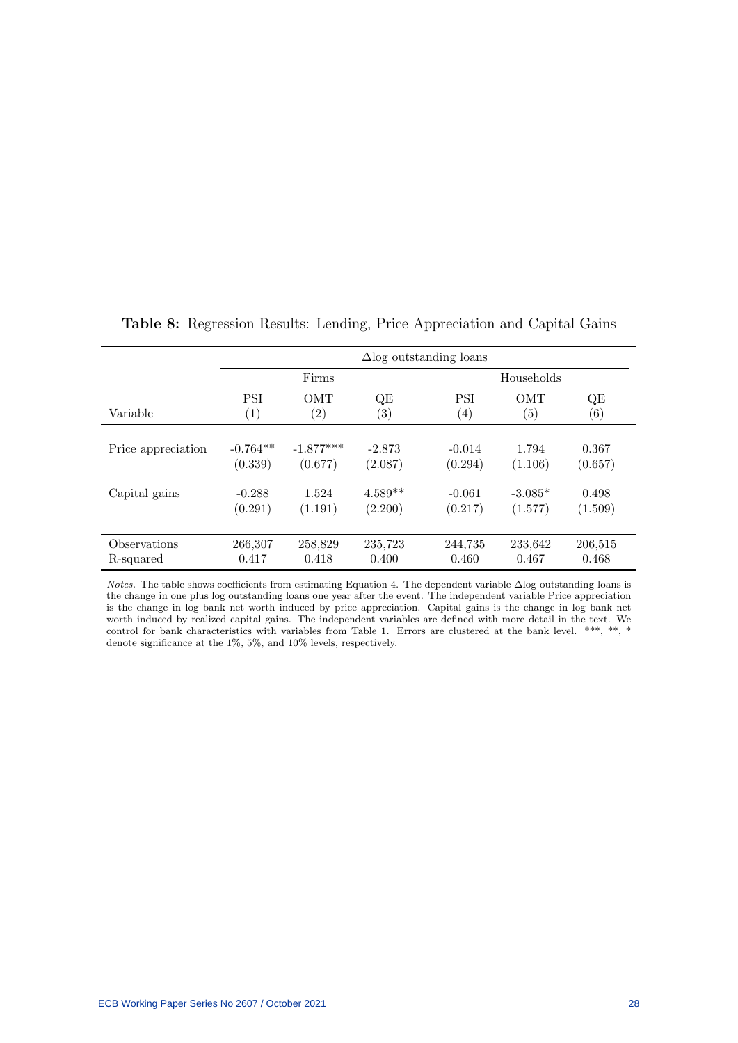**Table 8:** Regression Results: Lending, Price Appreciation and Capital Gains

| | $\Delta$log outstanding loans | | | | | |
|---|---|---|---|---|---|---|
| | Firms | | | Households | | |
| Variable | PSI (1) | OMT (2) | QE (3) | PSI (4) | OMT (5) | QE (6) |
| Price appreciation | -0.764** | -1.877*** | -2.873 | -0.014 | 1.794 | 0.367 |
| | (0.339) | (0.677) | (2.087) | (0.294) | (1.106) | (0.657) |
| Capital gains | -0.288 | 1.524 | 4.589** | -0.061 | -3.085* | 0.498 |
| | (0.291) | (1.191) | (2.200) | (0.217) | (1.577) | (1.509) |
| Observations | 266,307 | 258,829 | 235,723 | 244,735 | 233,642 | 206,515 |
| R-squared | 0.417 | 0.418 | 0.400 | 0.460 | 0.467 | 0.468 |

*Notes.* The table shows coefficients from estimating Equation 4. The dependent variable $\Delta$log outstanding loans is the change in one plus log outstanding loans one year after the event. The independent variable Price appreciation is the change in log bank net worth induced by price appreciation. Capital gains is the change in log bank net worth induced by realized capital gains. The independent variables are defined with more detail in the text. We control for bank characteristics with variables from Table 1. Errors are clustered at the bank level. ***, **, * denote significance at the 1%, 5%, and 10% levels, respectively.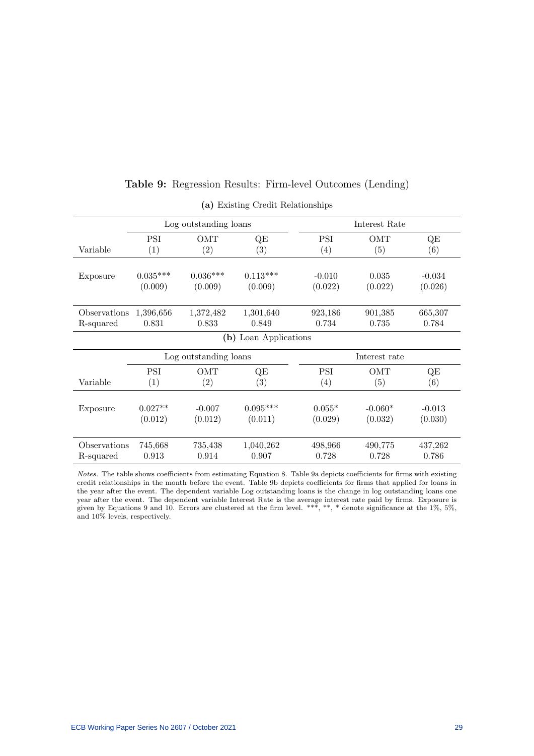**Table 9:** Regression Results: Firm-level Outcomes (Lending)

**(a)** Existing Credit Relationships

| | Log outstanding loans | | | Interest Rate | | |
|---|---|---|---|---|---|---|
| | PSI | OMT | QE | PSI | OMT | QE |
| Variable | (1) | (2) | (3) | (4) | (5) | (6) |
| Exposure | 0.035*** | 0.036*** | 0.113*** | -0.010 | 0.035 | -0.034 |
| | (0.009) | (0.009) | (0.009) | (0.022) | (0.022) | (0.026) |
| Observations | 1,396,656 | 1,372,482 | 1,301,640 | 923,186 | 901,385 | 665,307 |
| R-squared | 0.831 | 0.833 | 0.849 | 0.734 | 0.735 | 0.784 |

**(b)** Loan Applications

| | Log outstanding loans | | | Interest rate | | |
|---|---|---|---|---|---|---|
| | PSI | OMT | QE | PSI | OMT | QE |
| Variable | (1) | (2) | (3) | (4) | (5) | (6) |
| Exposure | 0.027** | -0.007 | 0.095*** | 0.055* | -0.060* | -0.013 |
| | (0.012) | (0.012) | (0.011) | (0.029) | (0.032) | (0.030) |
| Observations | 745,668 | 735,438 | 1,040,262 | 498,966 | 490,775 | 437,262 |
| R-squared | 0.913 | 0.914 | 0.907 | 0.728 | 0.728 | 0.786 |

*Notes.* The table shows coefficients from estimating Equation 8. Table 9a depicts coefficients for firms with existing credit relationships in the month before the event. Table 9b depicts coefficients for firms that applied for loans in the year after the event. The dependent variable Log outstanding loans is the change in log outstanding loans one year after the event. The dependent variable Interest Rate is the average interest rate paid by firms. Exposure is given by Equations 9 and 10. Errors are clustered at the firm level. ***, **, * denote significance at the 1%, 5%, and 10% levels, respectively.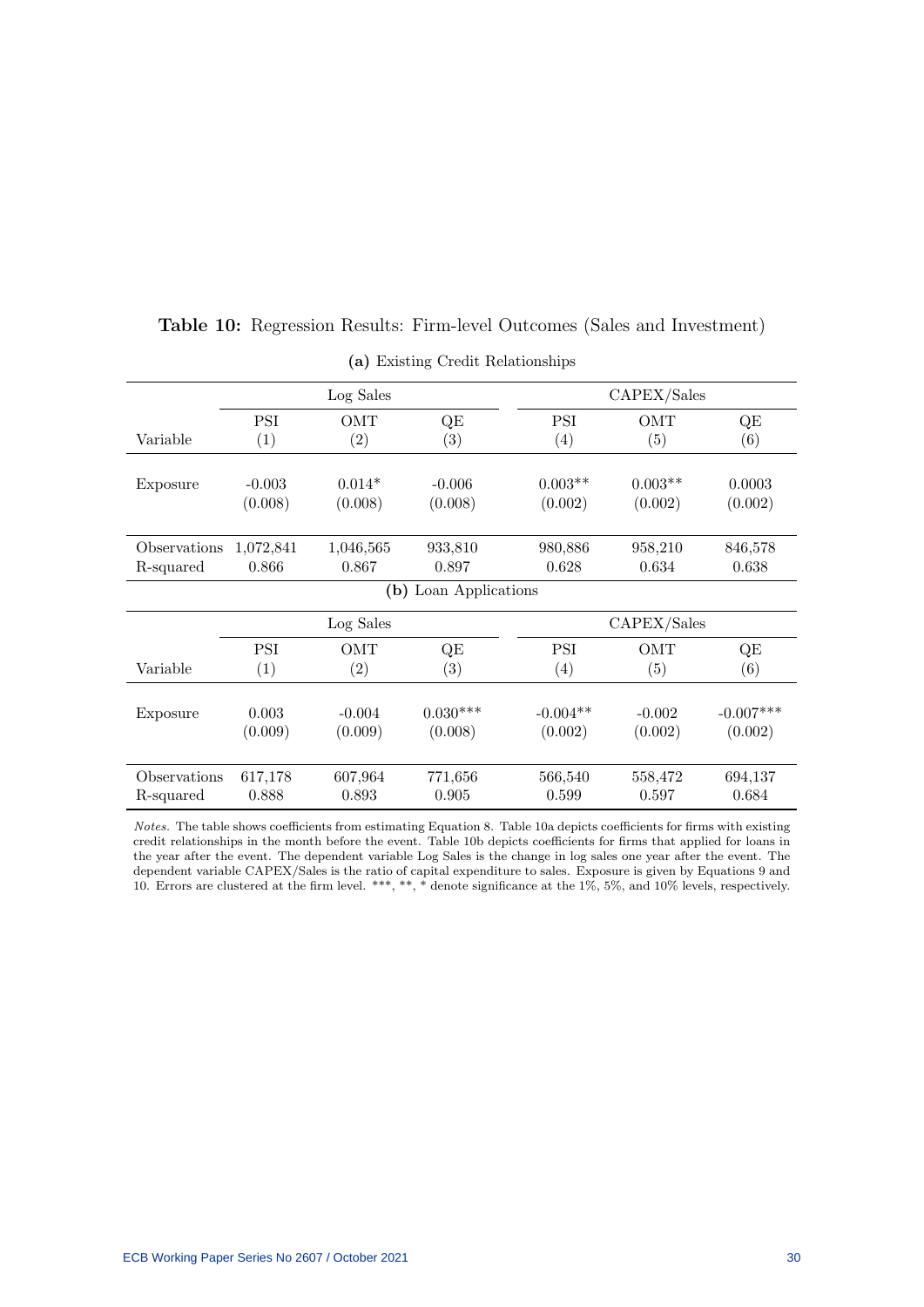**Table 10:** Regression Results: Firm-level Outcomes (Sales and Investment)

**(a)** Existing Credit Relationships

| | Log Sales | | | CAPEX/Sales | | |
|---|---|---|---|---|---|---|
| | PSI | OMT | QE | PSI | OMT | QE |
| Variable | (1) | (2) | (3) | (4) | (5) | (6) |
| Exposure | -0.003 | 0.014* | -0.006 | 0.003** | 0.003** | 0.0003 |
| | (0.008) | (0.008) | (0.008) | (0.002) | (0.002) | (0.002) |
| Observations | 1,072,841 | 1,046,565 | 933,810 | 980,886 | 958,210 | 846,578 |
| R-squared | 0.866 | 0.867 | 0.897 | 0.628 | 0.634 | 0.638 |

**(b)** Loan Applications

| | Log Sales | | | CAPEX/Sales | | |
|---|---|---|---|---|---|---|
| | PSI | OMT | QE | PSI | OMT | QE |
| Variable | (1) | (2) | (3) | (4) | (5) | (6) |
| Exposure | 0.003 | -0.004 | 0.030*** | -0.004** | -0.002 | -0.007*** |
| | (0.009) | (0.009) | (0.008) | (0.002) | (0.002) | (0.002) |
| Observations | 617,178 | 607,964 | 771,656 | 566,540 | 558,472 | 694,137 |
| R-squared | 0.888 | 0.893 | 0.905 | 0.599 | 0.597 | 0.684 |

*Notes.* The table shows coefficients from estimating Equation 8. Table 10a depicts coefficients for firms with existing credit relationships in the month before the event. Table 10b depicts coefficients for firms that applied for loans in the year after the event. The dependent variable Log Sales is the change in log sales one year after the event. The dependent variable CAPEX/Sales is the ratio of capital expenditure to sales. Exposure is given by Equations 9 and 10. Errors are clustered at the firm level. ***, **, * denote significance at the 1%, 5%, and 10% levels, respectively.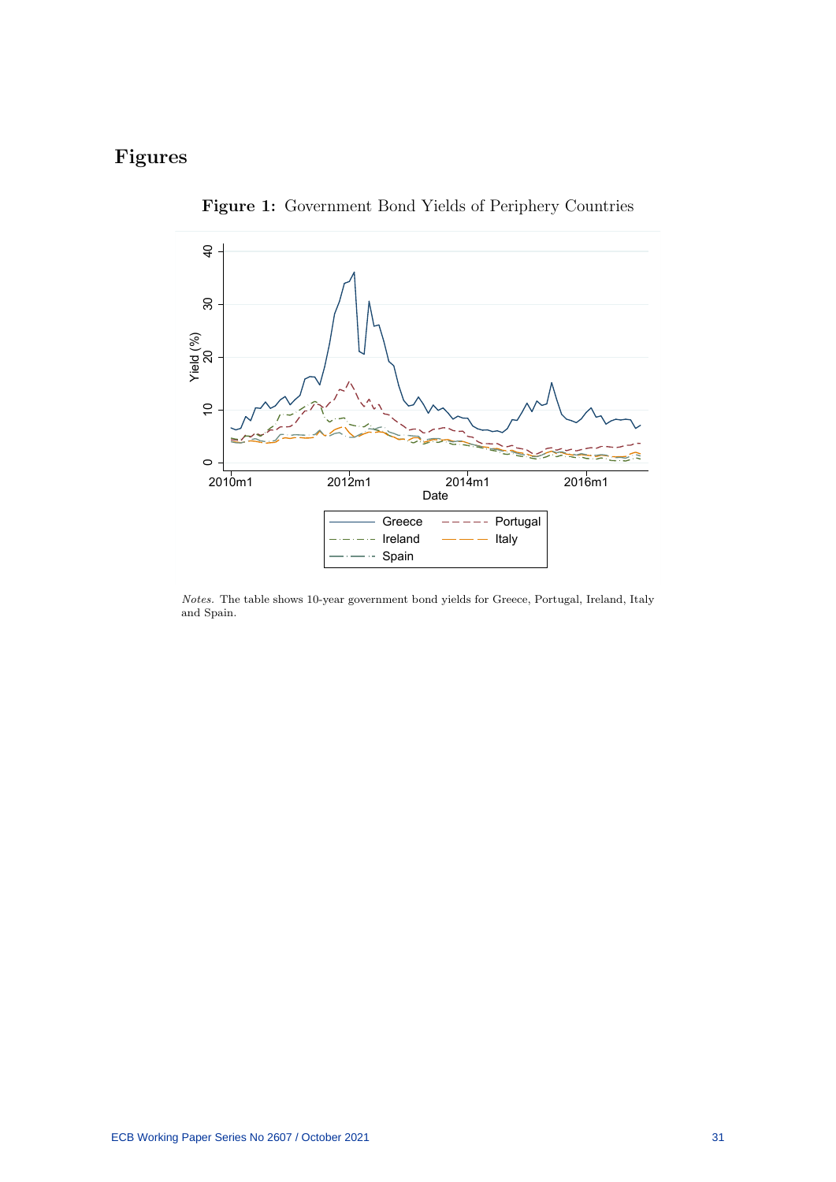# Figures

**Figure 1:** Government Bond Yields of Periphery Countries

*Notes.* The table shows 10-year government bond yields for Greece, Portugal, Ireland, Italy and Spain.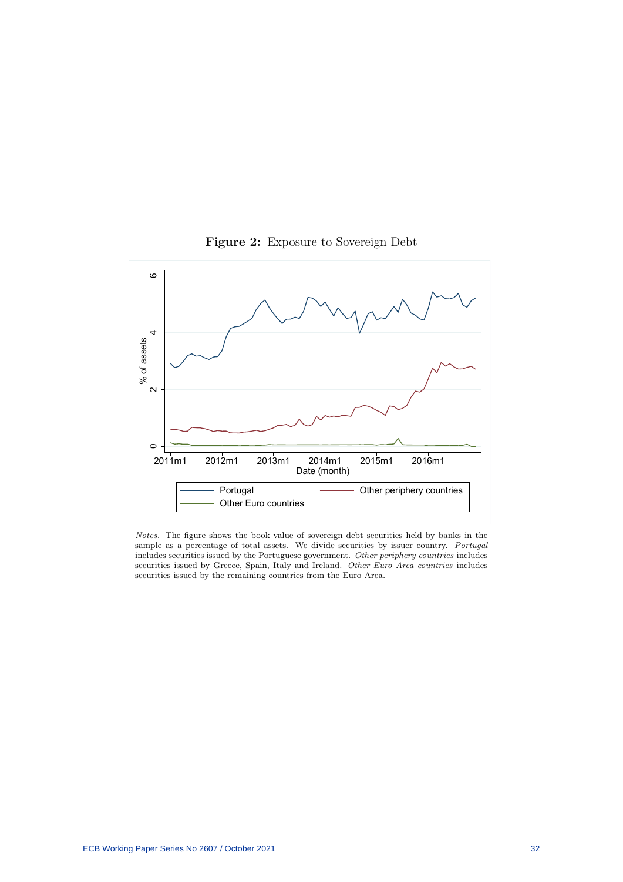**Figure 2:** Exposure to Sovereign Debt

*Notes.* The figure shows the book value of sovereign debt securities held by banks in the sample as a percentage of total assets. We divide securities by issuer country. *Portugal* includes securities issued by the Portuguese government. *Other periphery countries* includes securities issued by Greece, Spain, Italy and Ireland. *Other Euro Area countries* includes securities issued by the remaining countries from the Euro Area.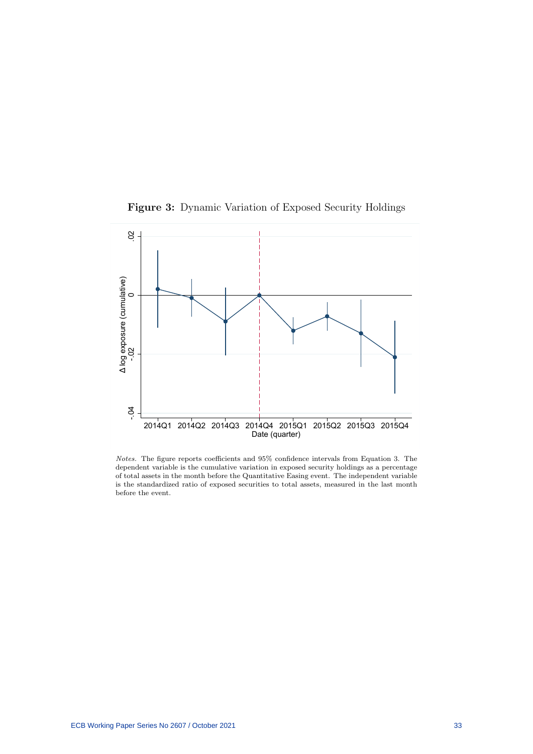**Figure 3:** Dynamic Variation of Exposed Security Holdings

*Notes.* The figure reports coefficients and 95% confidence intervals from Equation 3. The dependent variable is the cumulative variation in exposed security holdings as a percentage of total assets in the month before the Quantitative Easing event. The independent variable is the standardized ratio of exposed securities to total assets, measured in the last month before the event.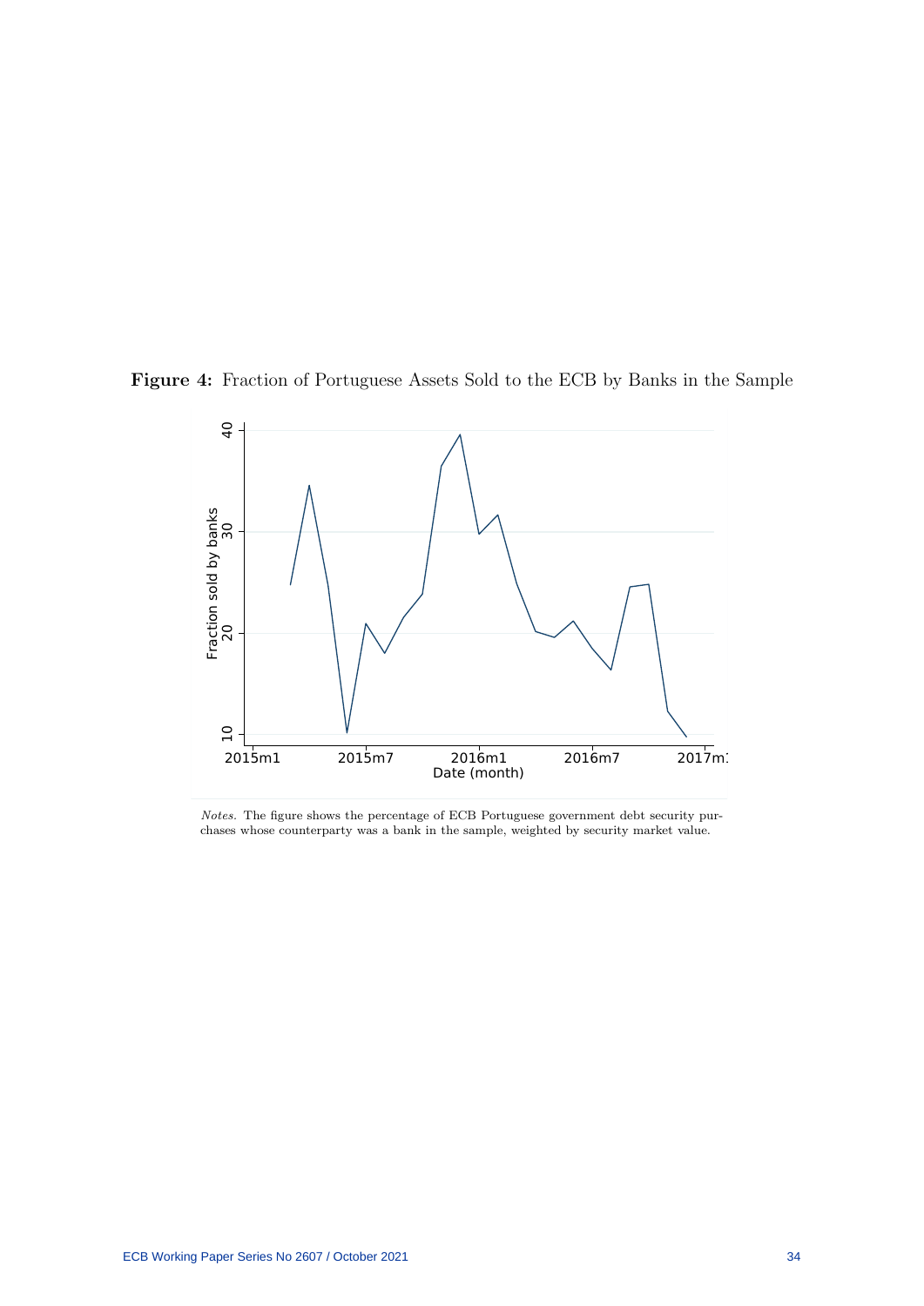**Figure 4:** Fraction of Portuguese Assets Sold to the ECB by Banks in the Sample

*Notes.* The figure shows the percentage of ECB Portuguese government debt security purchases whose counterparty was a bank in the sample, weighted by security market value.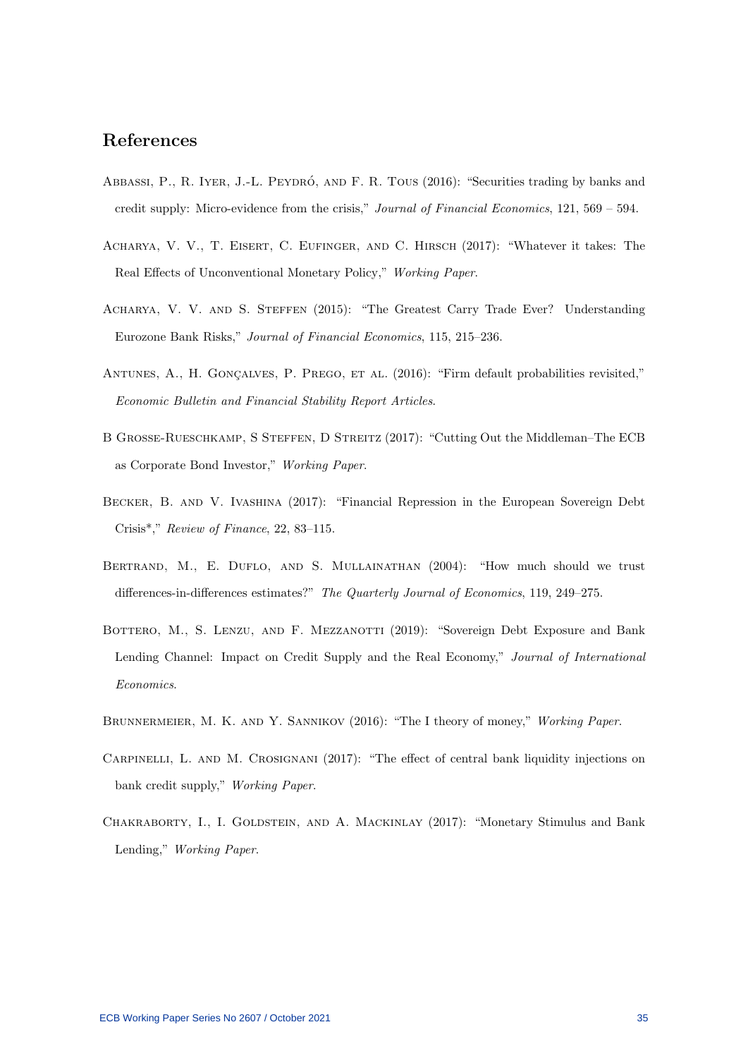## References

Abbassi, P., R. Iyer, J.-L. Peydró, and F. R. Tous (2016): "Securities trading by banks and credit supply: Micro-evidence from the crisis," *Journal of Financial Economics*, 121, 569 – 594.

Acharya, V. V., T. Eisert, C. Eufinger, and C. Hirsch (2017): "Whatever it takes: The Real Effects of Unconventional Monetary Policy," *Working Paper*.

Acharya, V. V. and S. Steffen (2015): "The Greatest Carry Trade Ever? Understanding Eurozone Bank Risks," *Journal of Financial Economics*, 115, 215–236.

Antunes, A., H. Gonçalves, P. Prego, et al. (2016): "Firm default probabilities revisited," *Economic Bulletin and Financial Stability Report Articles*.

B Grosse-Rueschkamp, S Steffen, D Streitz (2017): "Cutting Out the Middleman–The ECB as Corporate Bond Investor," *Working Paper*.

Becker, B. and V. Ivashina (2017): "Financial Repression in the European Sovereign Debt Crisis*," *Review of Finance*, 22, 83–115.

Bertrand, M., E. Duflo, and S. Mullainathan (2004): "How much should we trust differences-in-differences estimates?" *The Quarterly Journal of Economics*, 119, 249–275.

Bottero, M., S. Lenzu, and F. Mezzanotti (2019): "Sovereign Debt Exposure and Bank Lending Channel: Impact on Credit Supply and the Real Economy," *Journal of International Economics*.

Brunnermeier, M. K. and Y. Sannikov (2016): "The I theory of money," *Working Paper*.

Carpinelli, L. and M. Crosignani (2017): "The effect of central bank liquidity injections on bank credit supply," *Working Paper*.

Chakraborty, I., I. Goldstein, and A. Mackinlay (2017): "Monetary Stimulus and Bank Lending," *Working Paper*.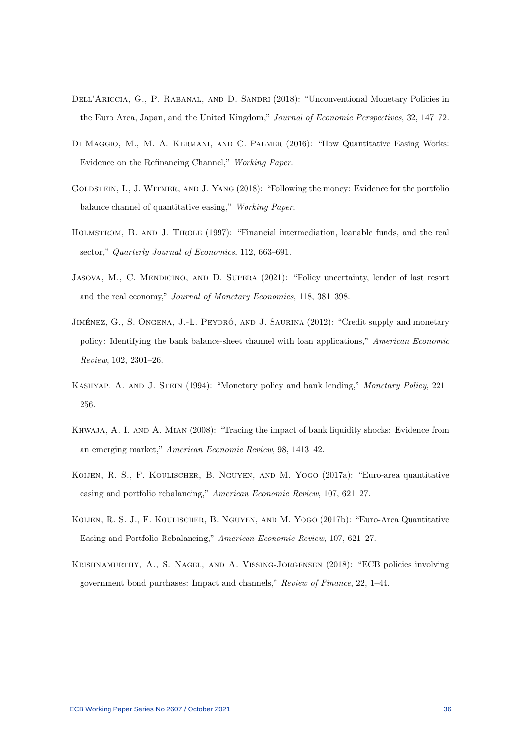Dell'Ariccia, G., P. Rabanal, and D. Sandri (2018): "Unconventional Monetary Policies in the Euro Area, Japan, and the United Kingdom," *Journal of Economic Perspectives*, 32, 147–72.

Di Maggio, M., M. A. Kermani, and C. Palmer (2016): "How Quantitative Easing Works: Evidence on the Refinancing Channel," *Working Paper*.

Goldstein, I., J. Witmer, and J. Yang (2018): "Following the money: Evidence for the portfolio balance channel of quantitative easing," *Working Paper*.

Holmstrom, B. and J. Tirole (1997): "Financial intermediation, loanable funds, and the real sector," *Quarterly Journal of Economics*, 112, 663–691.

Jasova, M., C. Mendicino, and D. Supera (2021): "Policy uncertainty, lender of last resort and the real economy," *Journal of Monetary Economics*, 118, 381–398.

Jiménez, G., S. Ongena, J.-L. Peydró, and J. Saurina (2012): "Credit supply and monetary policy: Identifying the bank balance-sheet channel with loan applications," *American Economic Review*, 102, 2301–26.

Kashyap, A. and J. Stein (1994): "Monetary policy and bank lending," *Monetary Policy*, 221–256.

Khwaja, A. I. and A. Mian (2008): "Tracing the impact of bank liquidity shocks: Evidence from an emerging market," *American Economic Review*, 98, 1413–42.

Koijen, R. S., F. Koulischer, B. Nguyen, and M. Yogo (2017a): "Euro-area quantitative easing and portfolio rebalancing," *American Economic Review*, 107, 621–27.

Koijen, R. S. J., F. Koulischer, B. Nguyen, and M. Yogo (2017b): "Euro-Area Quantitative Easing and Portfolio Rebalancing," *American Economic Review*, 107, 621–27.

Krishnamurthy, A., S. Nagel, and A. Vissing-Jorgensen (2018): "ECB policies involving government bond purchases: Impact and channels," *Review of Finance*, 22, 1–44.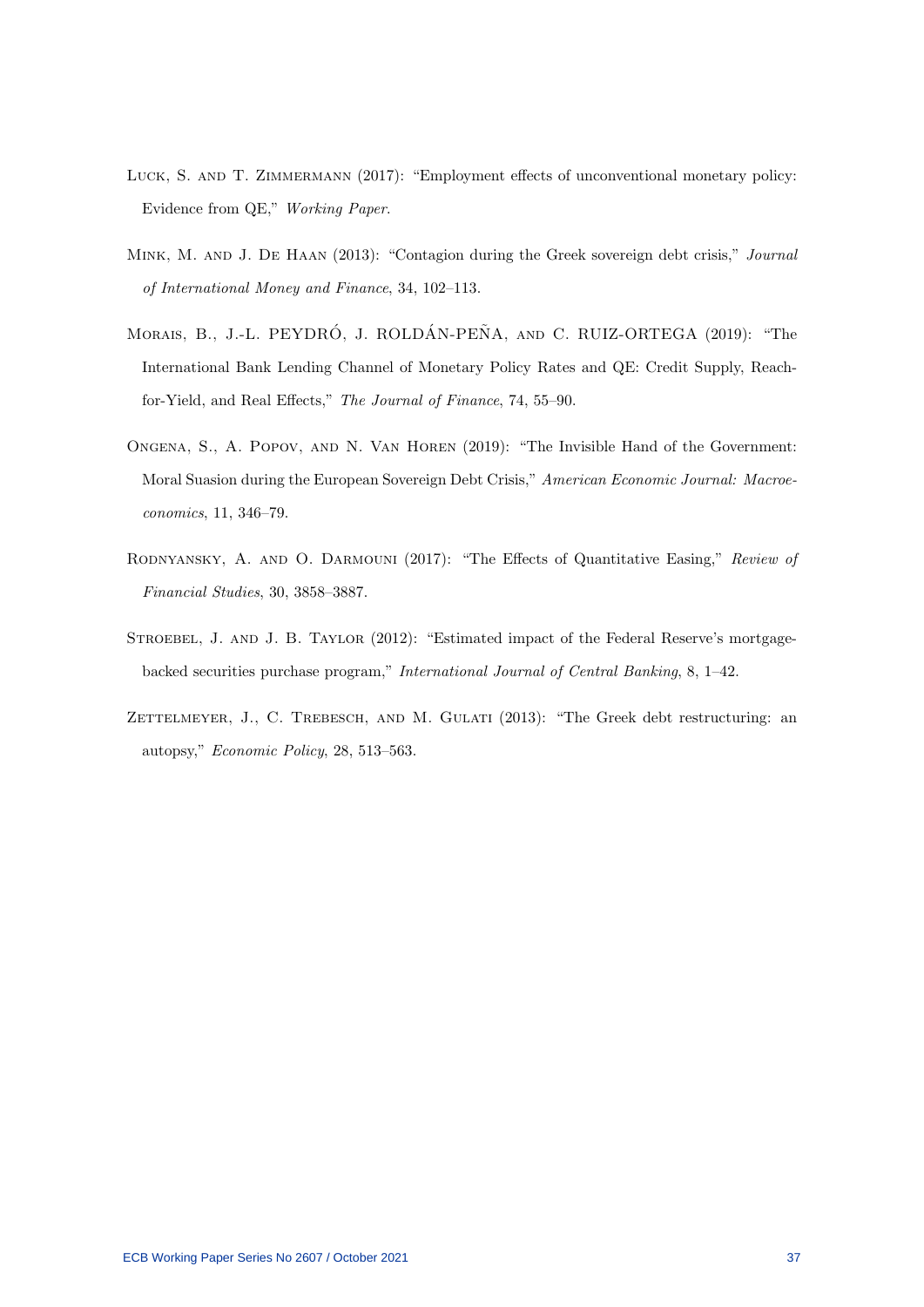Luck, S. and T. Zimmermann (2017): "Employment effects of unconventional monetary policy: Evidence from QE," *Working Paper*.

Mink, M. and J. De Haan (2013): "Contagion during the Greek sovereign debt crisis," *Journal of International Money and Finance*, 34, 102–113.

Morais, B., J.-L. PEYDRÓ, J. ROLDÁN-PEÑA, and C. RUIZ-ORTEGA (2019): "The International Bank Lending Channel of Monetary Policy Rates and QE: Credit Supply, Reach-for-Yield, and Real Effects," *The Journal of Finance*, 74, 55–90.

Ongena, S., A. Popov, and N. Van Horen (2019): "The Invisible Hand of the Government: Moral Suasion during the European Sovereign Debt Crisis," *American Economic Journal: Macroeconomics*, 11, 346–79.

Rodnyansky, A. and O. Darmouni (2017): "The Effects of Quantitative Easing," *Review of Financial Studies*, 30, 3858–3887.

Stroebel, J. and J. B. Taylor (2012): "Estimated impact of the Federal Reserve's mortgage-backed securities purchase program," *International Journal of Central Banking*, 8, 1–42.

Zettelmeyer, J., C. Trebesch, and M. Gulati (2013): "The Greek debt restructuring: an autopsy," *Economic Policy*, 28, 513–563.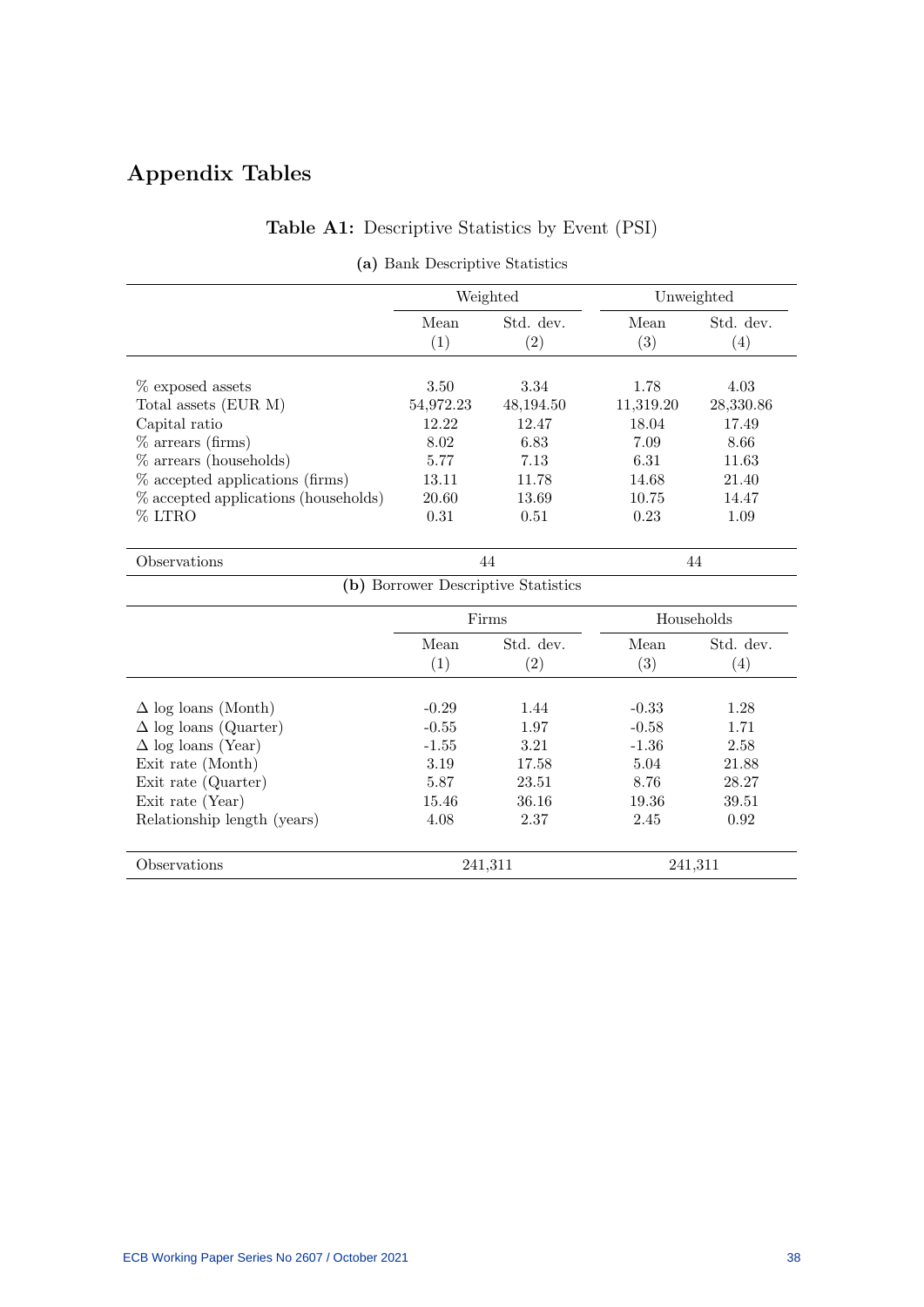# Appendix Tables

**Table A1:** Descriptive Statistics by Event (PSI)

**(a)** Bank Descriptive Statistics

| | Weighted | | Unweighted | |
|---|---|---|---|---|
| | Mean (1) | Std. dev. (2) | Mean (3) | Std. dev. (4) |
| % exposed assets | 3.50 | 3.34 | 1.78 | 4.03 |
| Total assets (EUR M) | 54,972.23 | 48,194.50 | 11,319.20 | 28,330.86 |
| Capital ratio | 12.22 | 12.47 | 18.04 | 17.49 |
| % arrears (firms) | 8.02 | 6.83 | 7.09 | 8.66 |
| % arrears (households) | 5.77 | 7.13 | 6.31 | 11.63 |
| % accepted applications (firms) | 13.11 | 11.78 | 14.68 | 21.40 |
| % accepted applications (households) | 20.60 | 13.69 | 10.75 | 14.47 |
| % LTRO | 0.31 | 0.51 | 0.23 | 1.09 |
| Observations | 44 | | 44 | |

**(b)** Borrower Descriptive Statistics

| | Firms | | Households | |
|---|---|---|---|---|
| | Mean (1) | Std. dev. (2) | Mean (3) | Std. dev. (4) |
| $\Delta$ log loans (Month) | -0.29 | 1.44 | -0.33 | 1.28 |
| $\Delta$ log loans (Quarter) | -0.55 | 1.97 | -0.58 | 1.71 |
| $\Delta$ log loans (Year) | -1.55 | 3.21 | -1.36 | 2.58 |
| Exit rate (Month) | 3.19 | 17.58 | 5.04 | 21.88 |
| Exit rate (Quarter) | 5.87 | 23.51 | 8.76 | 28.27 |
| Exit rate (Year) | 15.46 | 36.16 | 19.36 | 39.51 |
| Relationship length (years) | 4.08 | 2.37 | 2.45 | 0.92 |
| Observations | 241,311 | | 241,311 | |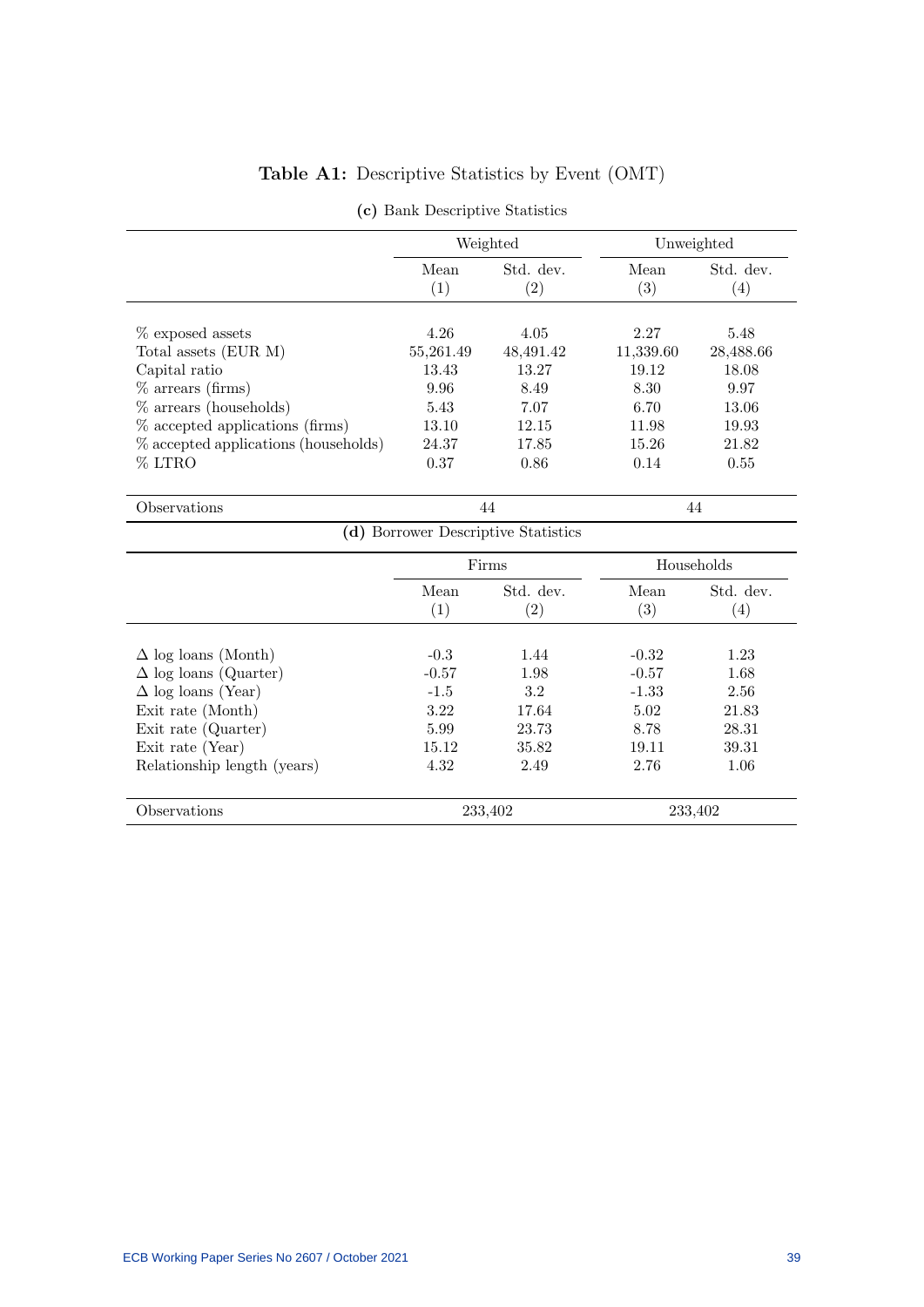**Table A1:** Descriptive Statistics by Event (OMT)

**(c)** Bank Descriptive Statistics

| | Weighted | | Unweighted | |
|---|---|---|---|---|
| | Mean (1) | Std. dev. (2) | Mean (3) | Std. dev. (4) |
| % exposed assets | 4.26 | 4.05 | 2.27 | 5.48 |
| Total assets (EUR M) | 55,261.49 | 48,491.42 | 11,339.60 | 28,488.66 |
| Capital ratio | 13.43 | 13.27 | 19.12 | 18.08 |
| % arrears (firms) | 9.96 | 8.49 | 8.30 | 9.97 |
| % arrears (households) | 5.43 | 7.07 | 6.70 | 13.06 |
| % accepted applications (firms) | 13.10 | 12.15 | 11.98 | 19.93 |
| % accepted applications (households) | 24.37 | 17.85 | 15.26 | 21.82 |
| % LTRO | 0.37 | 0.86 | 0.14 | 0.55 |
| Observations | 44 | | 44 | |

**(d)** Borrower Descriptive Statistics

| | Firms | | Households | |
|---|---|---|---|---|
| | Mean (1) | Std. dev. (2) | Mean (3) | Std. dev. (4) |
| $\Delta$ log loans (Month) | -0.3 | 1.44 | -0.32 | 1.23 |
| $\Delta$ log loans (Quarter) | -0.57 | 1.98 | -0.57 | 1.68 |
| $\Delta$ log loans (Year) | -1.5 | 3.2 | -1.33 | 2.56 |
| Exit rate (Month) | 3.22 | 17.64 | 5.02 | 21.83 |
| Exit rate (Quarter) | 5.99 | 23.73 | 8.78 | 28.31 |
| Exit rate (Year) | 15.12 | 35.82 | 19.11 | 39.31 |
| Relationship length (years) | 4.32 | 2.49 | 2.76 | 1.06 |
| Observations | 233,402 | | 233,402 | |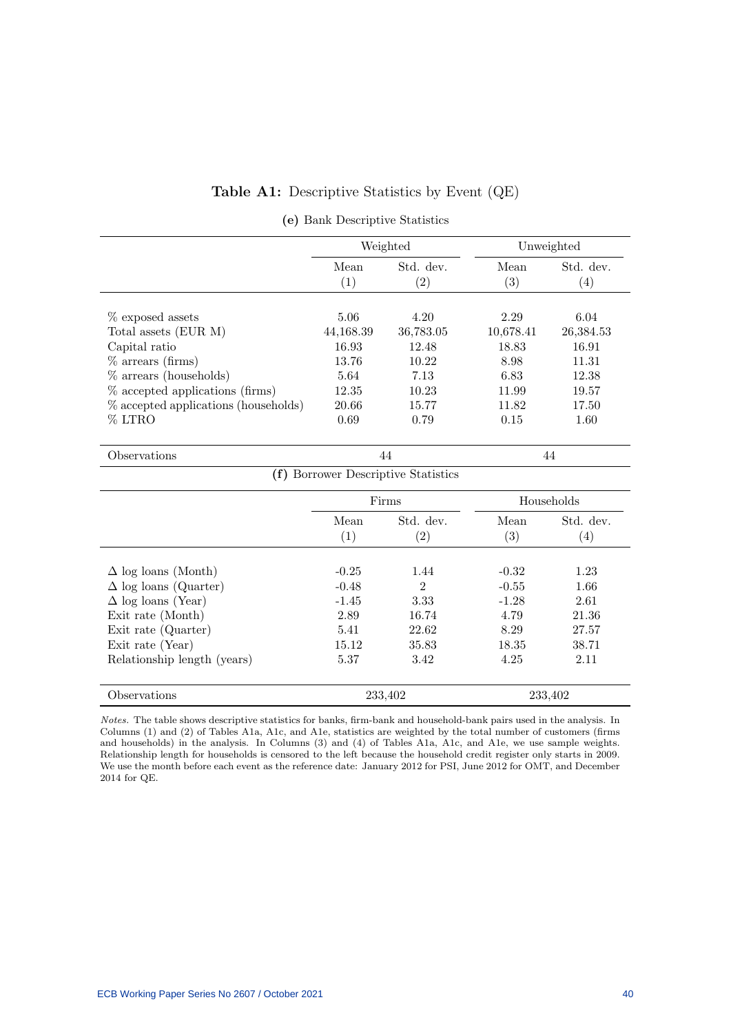**Table A1:** Descriptive Statistics by Event (QE)

**(e)** Bank Descriptive Statistics

| | Weighted | | Unweighted | |
|---|---|---|---|---|
| | Mean | Std. dev. | Mean | Std. dev. |
| | (1) | (2) | (3) | (4) |
| % exposed assets | 5.06 | 4.20 | 2.29 | 6.04 |
| Total assets (EUR M) | 44,168.39 | 36,783.05 | 10,678.41 | 26,384.53 |
| Capital ratio | 16.93 | 12.48 | 18.83 | 16.91 |
| % arrears (firms) | 13.76 | 10.22 | 8.98 | 11.31 |
| % arrears (households) | 5.64 | 7.13 | 6.83 | 12.38 |
| % accepted applications (firms) | 12.35 | 10.23 | 11.99 | 19.57 |
| % accepted applications (households) | 20.66 | 15.77 | 11.82 | 17.50 |
| % LTRO | 0.69 | 0.79 | 0.15 | 1.60 |
| Observations | 44 | | 44 | |

**(f)** Borrower Descriptive Statistics

| | Firms | | Households | |
|---|---|---|---|---|
| | Mean | Std. dev. | Mean | Std. dev. |
| | (1) | (2) | (3) | (4) |
| $\Delta$ log loans (Month) | -0.25 | 1.44 | -0.32 | 1.23 |
| $\Delta$ log loans (Quarter) | -0.48 | 2 | -0.55 | 1.66 |
| $\Delta$ log loans (Year) | -1.45 | 3.33 | -1.28 | 2.61 |
| Exit rate (Month) | 2.89 | 16.74 | 4.79 | 21.36 |
| Exit rate (Quarter) | 5.41 | 22.62 | 8.29 | 27.57 |
| Exit rate (Year) | 15.12 | 35.83 | 18.35 | 38.71 |
| Relationship length (years) | 5.37 | 3.42 | 4.25 | 2.11 |
| Observations | 233,402 | | 233,402 | |

*Notes.* The table shows descriptive statistics for banks, firm-bank and household-bank pairs used in the analysis. In Columns (1) and (2) of Tables A1a, A1c, and A1e, statistics are weighted by the total number of customers (firms and households) in the analysis. In Columns (3) and (4) of Tables A1a, A1c, and A1e, we use sample weights. Relationship length for households is censored to the left because the household credit register only starts in 2009. We use the month before each event as the reference date: January 2012 for PSI, June 2012 for OMT, and December 2014 for QE.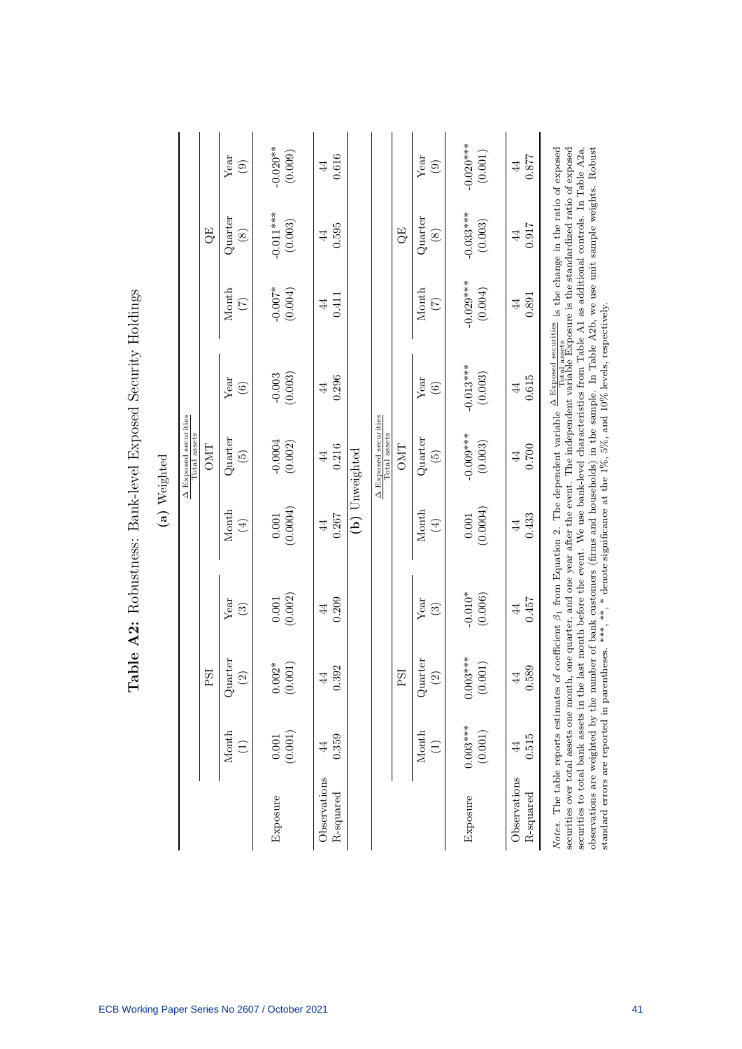# Table A2: Robustness: Bank-level Exposed Security Holdings

**(a) Weighted**

| | $\frac{\Delta \text{ Exposed securities}}{\text{Total assets}}$ | | | | | | | | |
|---|---|---|---|---|---|---|---|---|---|
| | PSI | | | OMT | | | QE | | |
| | Month (1) | Quarter (2) | Year (3) | Month (4) | Quarter (5) | Year (6) | Month (7) | Quarter (8) | Year (9) |
| Exposure | 0.001 | 0.002* | 0.001 | 0.001 | -0.0004 | -0.003 | -0.007* | -0.011*** | -0.020** |
| | (0.001) | (0.001) | (0.002) | (0.0004) | (0.002) | (0.003) | (0.004) | (0.003) | (0.009) |
| Observations | 44 | 44 | 44 | 44 | 44 | 44 | 44 | 44 | 44 |
| R-squared | 0.359 | 0.392 | 0.209 | 0.267 | 0.216 | 0.296 | 0.411 | 0.595 | 0.616 |

**(b) Unweighted**

| | $\frac{\Delta \text{ Exposed securities}}{\text{Total assets}}$ | | | | | | | | |
|---|---|---|---|---|---|---|---|---|---|
| | PSI | | | OMT | | | QE | | |
| | Month (1) | Quarter (2) | Year (3) | Month (4) | Quarter (5) | Year (6) | Month (7) | Quarter (8) | Year (9) |
| Exposure | 0.003*** | 0.003*** | -0.010* | 0.001 | -0.009*** | -0.013*** | -0.029*** | -0.033*** | -0.020*** |
| | (0.001) | (0.001) | (0.006) | (0.0004) | (0.003) | (0.003) | (0.004) | (0.003) | (0.001) |
| Observations | 44 | 44 | 44 | 44 | 44 | 44 | 44 | 44 | 44 |
| R-squared | 0.515 | 0.589 | 0.457 | 0.433 | 0.700 | 0.615 | 0.891 | 0.917 | 0.877 |

*Notes.* The table reports estimates of coefficient $\beta_1$ from Equation 2. The dependent variable $\frac{\Delta \text{ Exposed securities}}{\text{Total assets}}$ is the change in the ratio of exposed securities over total assets one month, one quarter, and one year after the event. The independent variable Exposure is the standardized ratio of exposed securities to total bank assets in the last month before the event. We use bank-level characteristics from Table A1 as additional controls. In Table A2a, observations are weighted by the number of bank customers (firms and households) in the sample. In Table A2b, we use unit sample weights. Robust standard errors are reported in parentheses. ***, **, * denote significance at the 1%, 5%, and 10% levels, respectively.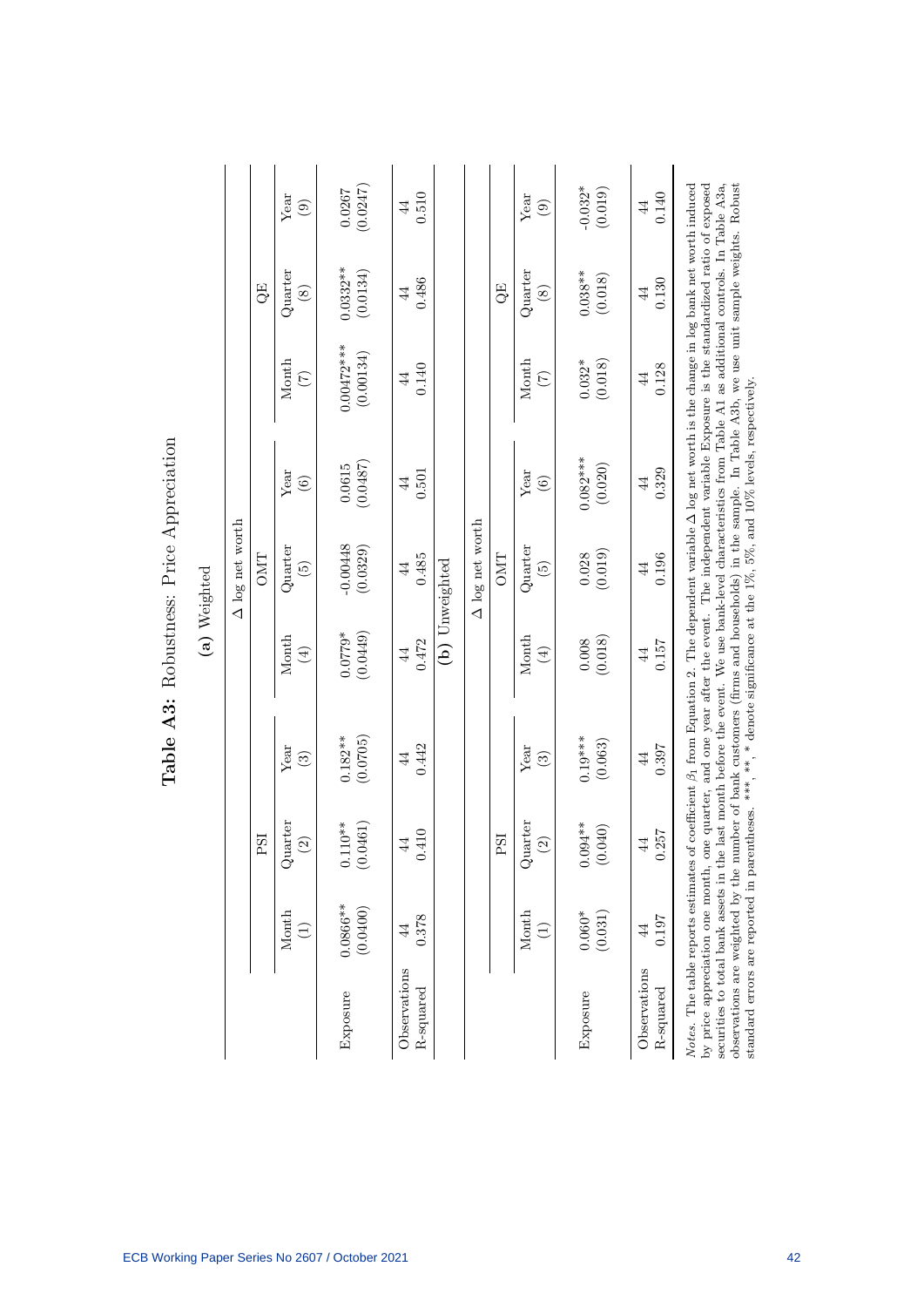# Table A3: Robustness: Price Appreciation

**(a) Weighted**

| | Δ log net worth | | | | | | | | |
|---|---|---|---|---|---|---|---|---|---|
| | PSI | | | OMT | | | QE | | |
| | Month (1) | Quarter (2) | Year (3) | Month (4) | Quarter (5) | Year (6) | Month (7) | Quarter (8) | Year (9) |
| Exposure | 0.0866** | 0.110** | 0.182** | 0.0779* | -0.00448 | 0.0615 | 0.00472*** | 0.0332** | 0.0267 |
| | (0.0400) | (0.0461) | (0.0705) | (0.0449) | (0.0329) | (0.0487) | (0.00134) | (0.0134) | (0.0247) |
| Observations | 44 | 44 | 44 | 44 | 44 | 44 | 44 | 44 | 44 |
| R-squared | 0.378 | 0.410 | 0.442 | 0.472 | 0.485 | 0.501 | 0.140 | 0.486 | 0.510 |

**(b) Unweighted**

| | Δ log net worth | | | | | | | | |
|---|---|---|---|---|---|---|---|---|---|
| | PSI | | | OMT | | | QE | | |
| | Month (1) | Quarter (2) | Year (3) | Month (4) | Quarter (5) | Year (6) | Month (7) | Quarter (8) | Year (9) |
| Exposure | 0.060* | 0.094** | 0.19*** | 0.008 | 0.028 | 0.082*** | 0.032* | 0.038** | -0.032* |
| | (0.031) | (0.040) | (0.063) | (0.018) | (0.019) | (0.020) | (0.018) | (0.018) | (0.019) |
| Observations | 44 | 44 | 44 | 44 | 44 | 44 | 44 | 44 | 44 |
| R-squared | 0.197 | 0.257 | 0.397 | 0.157 | 0.196 | 0.329 | 0.128 | 0.130 | 0.140 |

*Notes.* The table reports estimates of coefficient $\beta_1$ from Equation 2. The dependent variable Δ log net worth is the change in log bank net worth induced by price appreciation one month, one quarter, and one year after the event. The independent variable Exposure is the standardized ratio of exposed securities to total bank assets in the last month before the event. We use bank-level characteristics from Table A1 as additional controls. In Table A3a, observations are weighted by the number of bank customers (firms and households) in the sample. In Table A3b, we use unit sample weights. Robust standard errors are reported in parentheses. ***, **, * denote significance at the 1%, 5%, and 10% levels, respectively.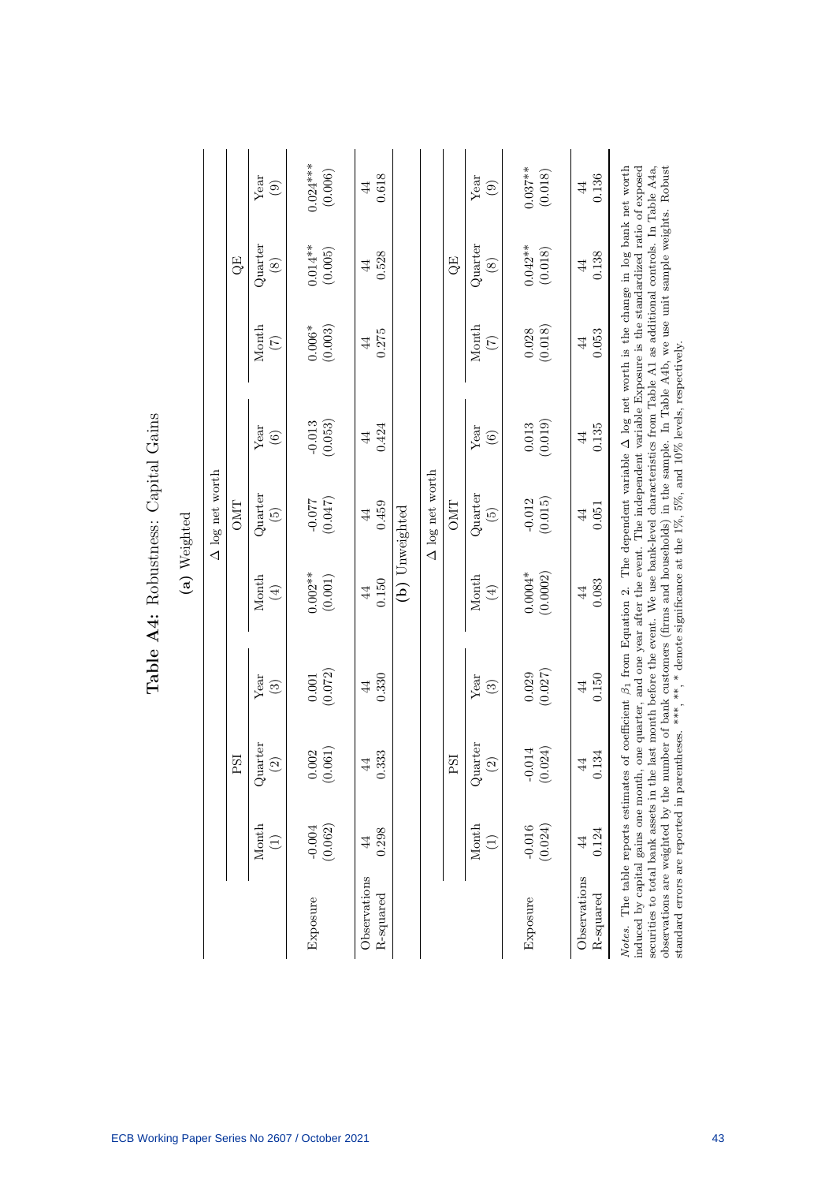# Table A4: Robustness: Capital Gains

**(a) Weighted**

| | $\Delta$ log net worth | | | | | | | | |
|---|---|---|---|---|---|---|---|---|---|
| | PSI | | | OMT | | | QE | | |
| | Month (1) | Quarter (2) | Year (3) | Month (4) | Quarter (5) | Year (6) | Month (7) | Quarter (8) | Year (9) |
| Exposure | -0.004 | 0.002 | 0.001 | 0.002** | -0.077 | -0.013 | 0.006* | 0.014** | 0.024*** |
| | (0.062) | (0.061) | (0.072) | (0.001) | (0.047) | (0.053) | (0.003) | (0.005) | (0.006) |
| Observations | 44 | 44 | 44 | 44 | 44 | 44 | 44 | 44 | 44 |
| R-squared | 0.298 | 0.333 | 0.330 | 0.150 | 0.459 | 0.424 | 0.275 | 0.528 | 0.618 |

**(b) Unweighted**

| | $\Delta$ log net worth | | | | | | | | |
|---|---|---|---|---|---|---|---|---|---|
| | PSI | | | OMT | | | QE | | |
| | Month (1) | Quarter (2) | Year (3) | Month (4) | Quarter (5) | Year (6) | Month (7) | Quarter (8) | Year (9) |
| Exposure | -0.016 | -0.014 | 0.029 | 0.0004* | -0.012 | 0.013 | 0.028 | 0.042** | 0.037** |
| | (0.024) | (0.024) | (0.027) | (0.0002) | (0.015) | (0.019) | (0.018) | (0.018) | (0.018) |
| Observations | 44 | 44 | 44 | 44 | 44 | 44 | 44 | 44 | 44 |
| R-squared | 0.124 | 0.134 | 0.150 | 0.083 | 0.051 | 0.135 | 0.053 | 0.138 | 0.136 |

*Notes.* The table reports estimates of coefficient $\beta_1$ from Equation 2. The dependent variable $\Delta$ log net worth is the change in log bank net worth induced by capital gains one month, one quarter, and one year after the event. The independent variable Exposure is the standardized ratio of exposed securities to total bank assets in the last month before the event. We use bank-level characteristics from Table A1 as additional controls. In Table A4a, observations are weighted by the number of bank customers (firms and households) in the sample. In Table A4b, we use unit sample weights. Robust standard errors are reported in parentheses. ***, **, * denote significance at the 1%, 5%, and 10% levels, respectively.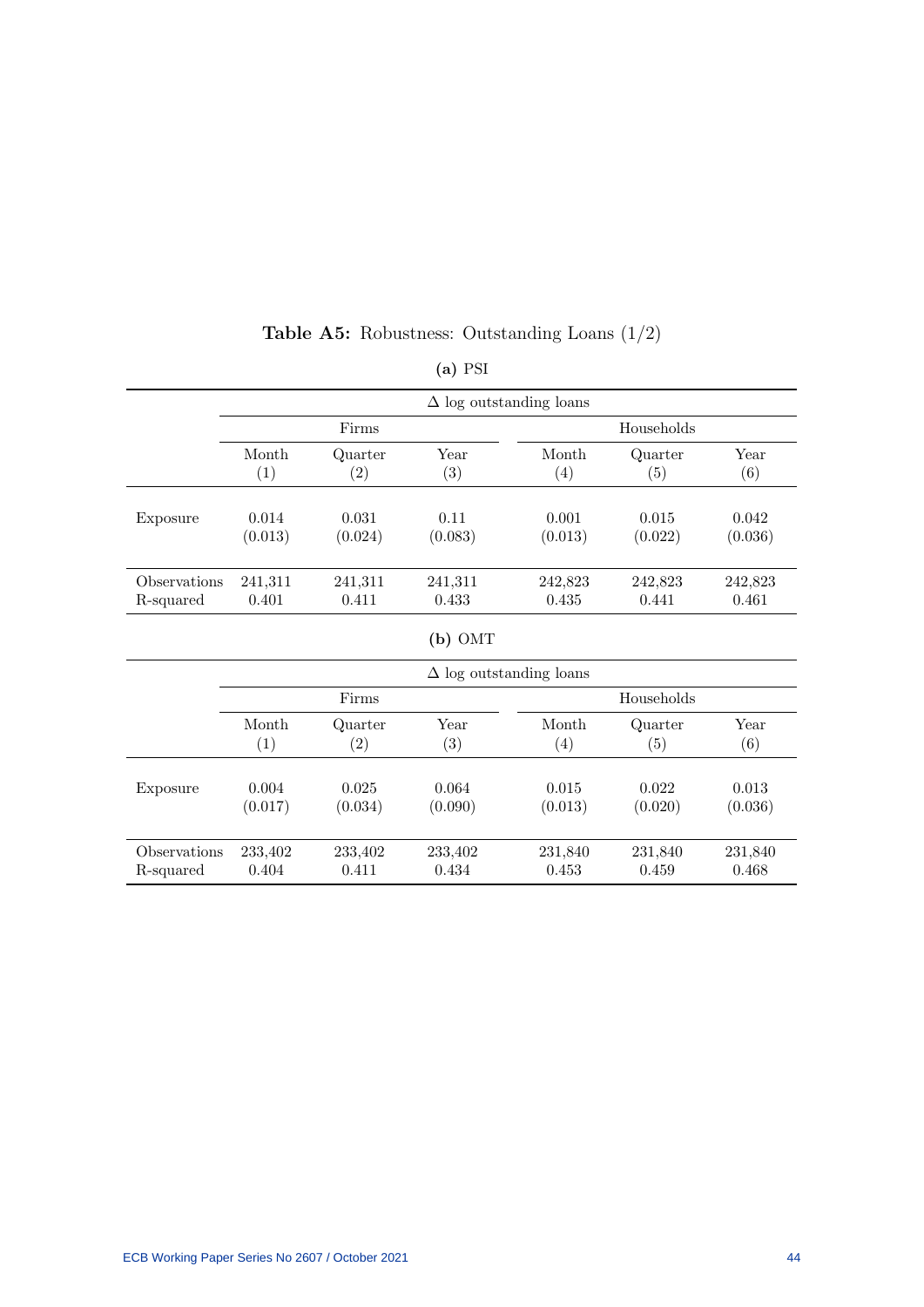**Table A5:** Robustness: Outstanding Loans (1/2)

**(a)** PSI

| | $\Delta$ log outstanding loans | | | | | |
|---|---|---|---|---|---|---|
| | Firms | | | Households | | |
| | Month | Quarter | Year | Month | Quarter | Year |
| | (1) | (2) | (3) | (4) | (5) | (6) |
| Exposure | 0.014 | 0.031 | 0.11 | 0.001 | 0.015 | 0.042 |
| | (0.013) | (0.024) | (0.083) | (0.013) | (0.022) | (0.036) |
| Observations | 241,311 | 241,311 | 241,311 | 242,823 | 242,823 | 242,823 |
| R-squared | 0.401 | 0.411 | 0.433 | 0.435 | 0.441 | 0.461 |

**(b)** OMT

| | $\Delta$ log outstanding loans | | | | | |
|---|---|---|---|---|---|---|
| | Firms | | | Households | | |
| | Month | Quarter | Year | Month | Quarter | Year |
| | (1) | (2) | (3) | (4) | (5) | (6) |
| Exposure | 0.004 | 0.025 | 0.064 | 0.015 | 0.022 | 0.013 |
| | (0.017) | (0.034) | (0.090) | (0.013) | (0.020) | (0.036) |
| Observations | 233,402 | 233,402 | 233,402 | 231,840 | 231,840 | 231,840 |
| R-squared | 0.404 | 0.411 | 0.434 | 0.453 | 0.459 | 0.468 |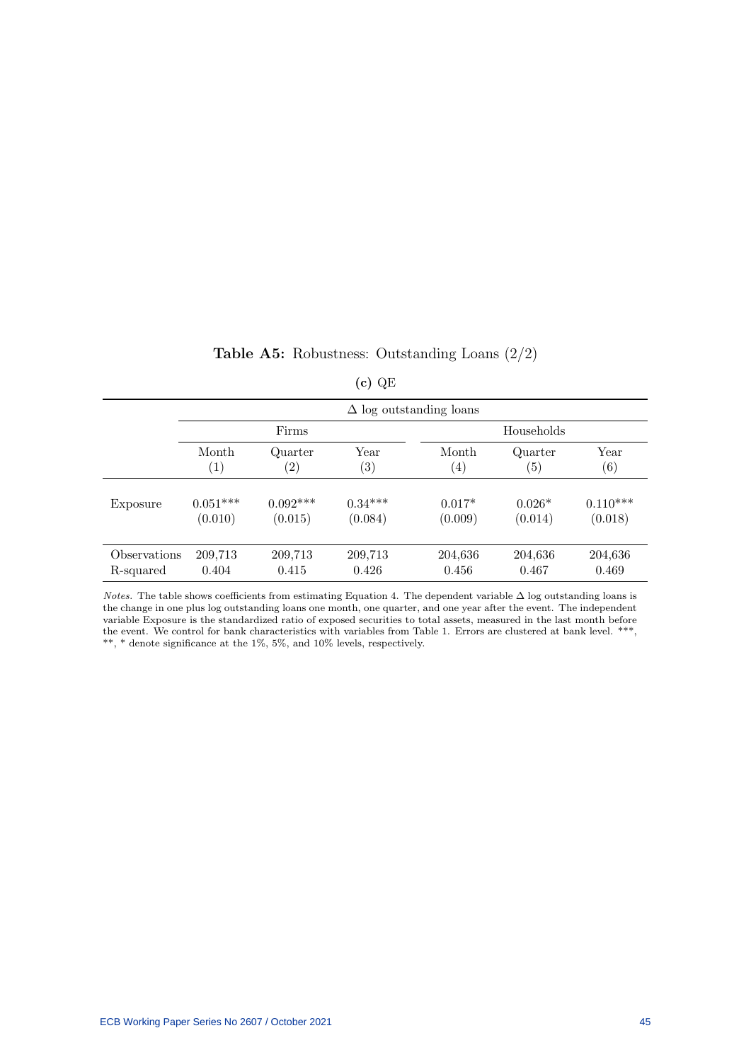**Table A5:** Robustness: Outstanding Loans (2/2)

**(c)** QE

| | $\Delta$ log outstanding loans | | | | | |
|---|---|---|---|---|---|---|
| | Firms | | | Households | | |
| | Month (1) | Quarter (2) | Year (3) | Month (4) | Quarter (5) | Year (6) |
| Exposure | 0.051*** | 0.092*** | 0.34*** | 0.017* | 0.026* | 0.110*** |
| | (0.010) | (0.015) | (0.084) | (0.009) | (0.014) | (0.018) |
| Observations | 209,713 | 209,713 | 209,713 | 204,636 | 204,636 | 204,636 |
| R-squared | 0.404 | 0.415 | 0.426 | 0.456 | 0.467 | 0.469 |

*Notes.* The table shows coefficients from estimating Equation 4. The dependent variable $\Delta$ log outstanding loans is the change in one plus log outstanding loans one month, one quarter, and one year after the event. The independent variable Exposure is the standardized ratio of exposed securities to total assets, measured in the last month before the event. We control for bank characteristics with variables from Table 1. Errors are clustered at bank level. ***, **, * denote significance at the 1%, 5%, and 10% levels, respectively.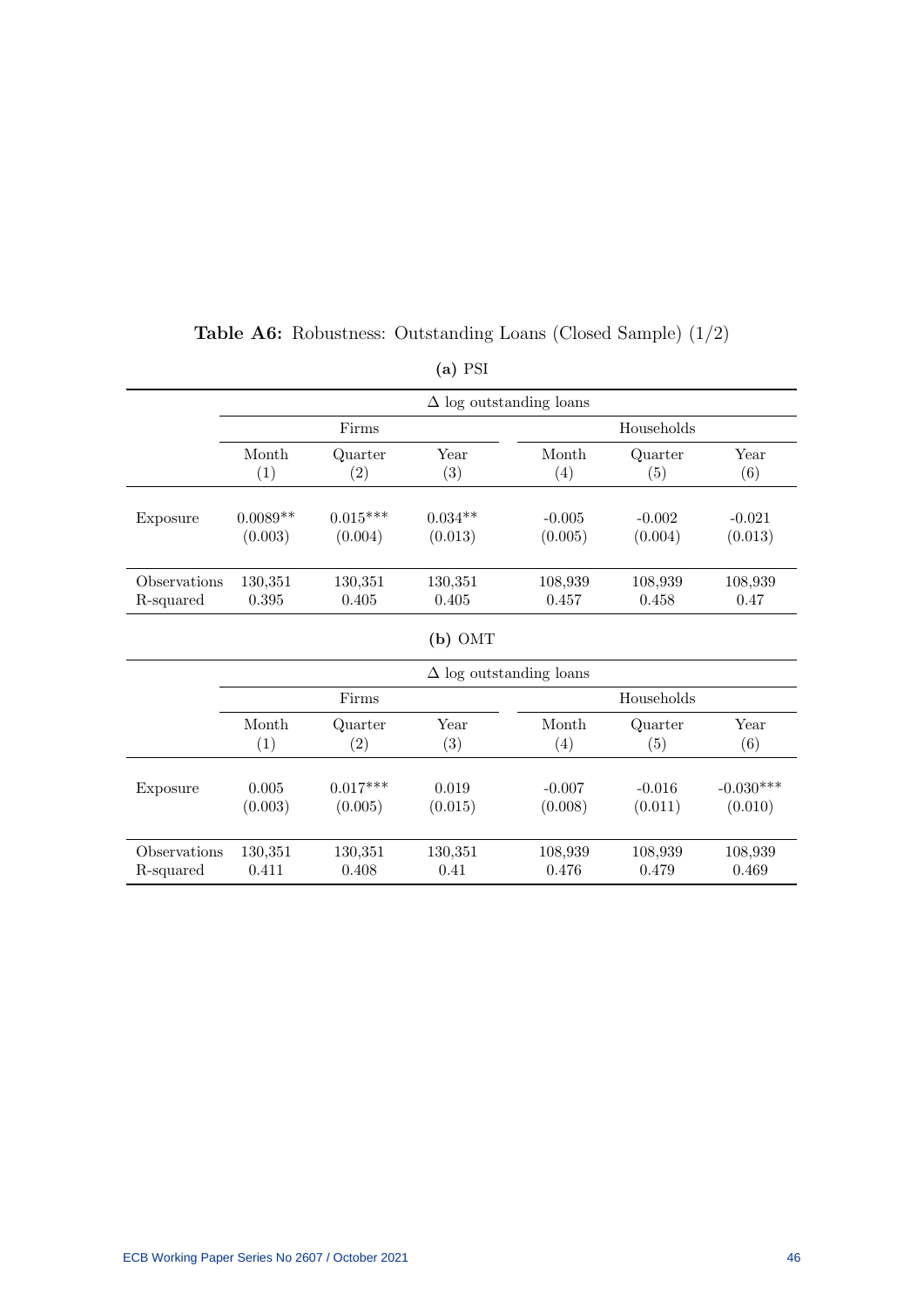**Table A6:** Robustness: Outstanding Loans (Closed Sample) (1/2)

**(a)** PSI

| | $\Delta$ log outstanding loans | | | | | |
|---|---|---|---|---|---|---|
| | Firms | | | Households | | |
| | Month (1) | Quarter (2) | Year (3) | Month (4) | Quarter (5) | Year (6) |
| Exposure | 0.0089** | 0.015*** | 0.034** | -0.005 | -0.002 | -0.021 |
| | (0.003) | (0.004) | (0.013) | (0.005) | (0.004) | (0.013) |
| Observations | 130,351 | 130,351 | 130,351 | 108,939 | 108,939 | 108,939 |
| R-squared | 0.395 | 0.405 | 0.405 | 0.457 | 0.458 | 0.47 |

**(b)** OMT

| | $\Delta$ log outstanding loans | | | | | |
|---|---|---|---|---|---|---|
| | Firms | | | Households | | |
| | Month (1) | Quarter (2) | Year (3) | Month (4) | Quarter (5) | Year (6) |
| Exposure | 0.005 | 0.017*** | 0.019 | -0.007 | -0.016 | -0.030*** |
| | (0.003) | (0.005) | (0.015) | (0.008) | (0.011) | (0.010) |
| Observations | 130,351 | 130,351 | 130,351 | 108,939 | 108,939 | 108,939 |
| R-squared | 0.411 | 0.408 | 0.41 | 0.476 | 0.479 | 0.469 |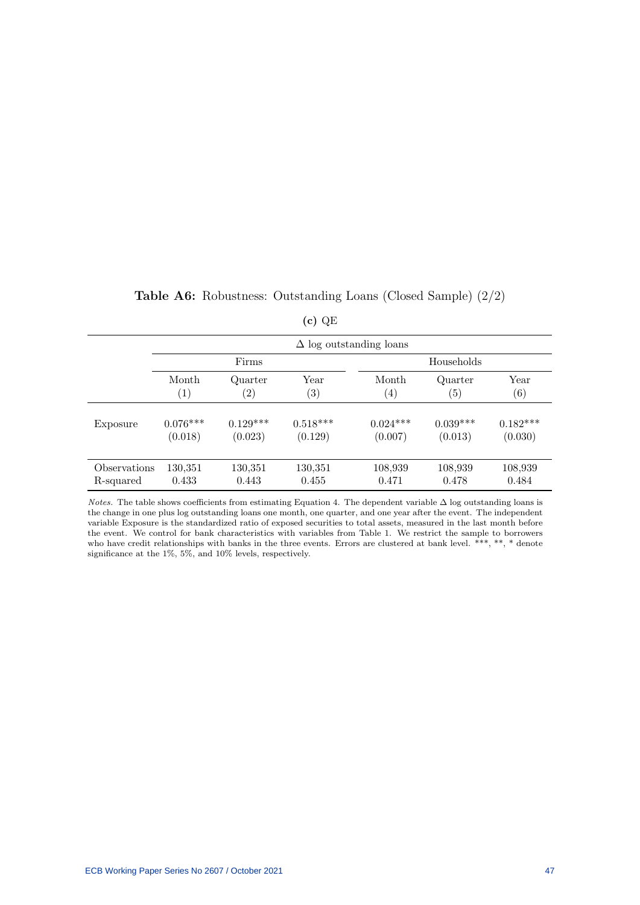**Table A6:** Robustness: Outstanding Loans (Closed Sample) (2/2)

**(c)** QE

| | $\Delta$ log outstanding loans | | | | | |
|---|---|---|---|---|---|---|
| | Firms | | | Households | | |
| | Month (1) | Quarter (2) | Year (3) | Month (4) | Quarter (5) | Year (6) |
| Exposure | 0.076*** | 0.129*** | 0.518*** | 0.024*** | 0.039*** | 0.182*** |
| | (0.018) | (0.023) | (0.129) | (0.007) | (0.013) | (0.030) |
| Observations | 130,351 | 130,351 | 130,351 | 108,939 | 108,939 | 108,939 |
| R-squared | 0.433 | 0.443 | 0.455 | 0.471 | 0.478 | 0.484 |

*Notes.* The table shows coefficients from estimating Equation 4. The dependent variable $\Delta$ log outstanding loans is the change in one plus log outstanding loans one month, one quarter, and one year after the event. The independent variable Exposure is the standardized ratio of exposed securities to total assets, measured in the last month before the event. We control for bank characteristics with variables from Table 1. We restrict the sample to borrowers who have credit relationships with banks in the three events. Errors are clustered at bank level. ***, **, * denote significance at the 1%, 5%, and 10% levels, respectively.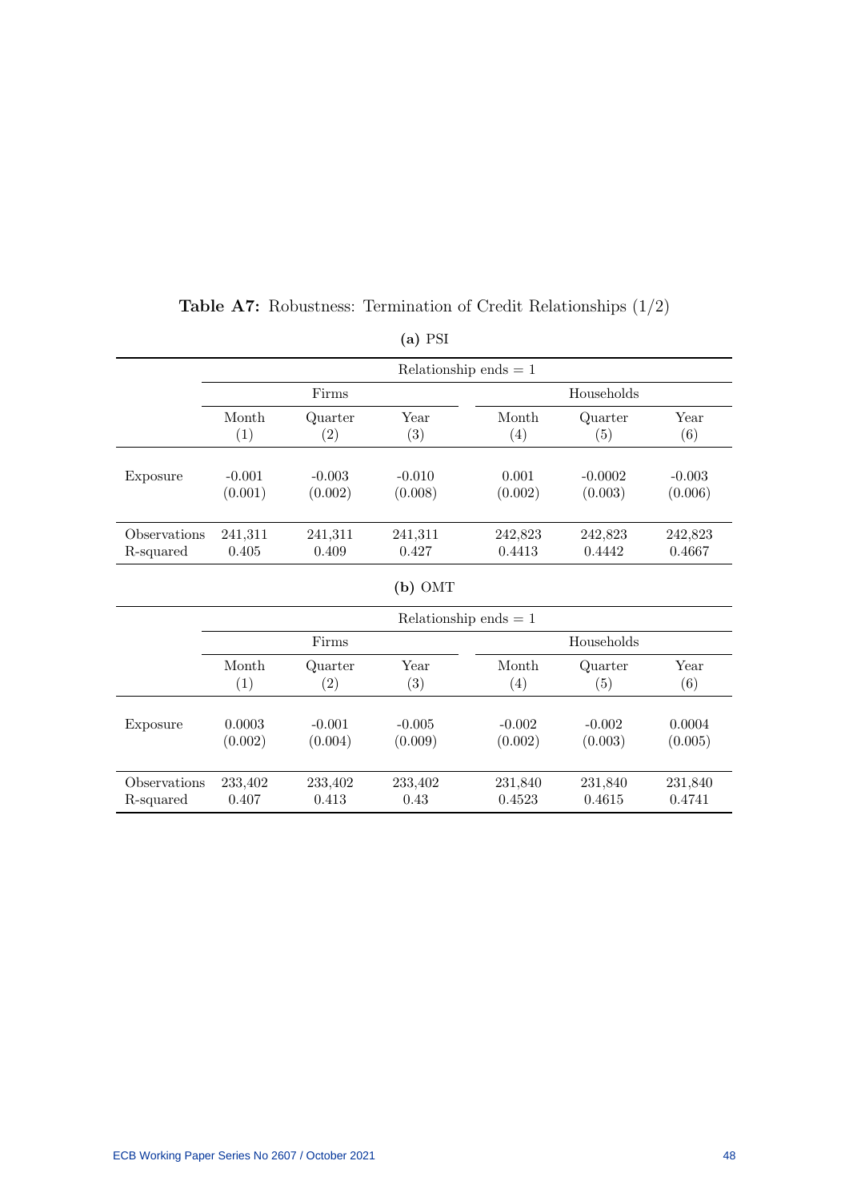**Table A7:** Robustness: Termination of Credit Relationships (1/2)

**(a)** PSI

| | Relationship ends = 1 | | | | | |
|---|---|---|---|---|---|---|
| | Firms | | | Households | | |
| | Month (1) | Quarter (2) | Year (3) | Month (4) | Quarter (5) | Year (6) |
| Exposure | -0.001 | -0.003 | -0.010 | 0.001 | -0.0002 | -0.003 |
| | (0.001) | (0.002) | (0.008) | (0.002) | (0.003) | (0.006) |
| Observations | 241,311 | 241,311 | 241,311 | 242,823 | 242,823 | 242,823 |
| R-squared | 0.405 | 0.409 | 0.427 | 0.4413 | 0.4442 | 0.4667 |

**(b)** OMT

| | Relationship ends = 1 | | | | | |
|---|---|---|---|---|---|---|
| | Firms | | | Households | | |
| | Month (1) | Quarter (2) | Year (3) | Month (4) | Quarter (5) | Year (6) |
| Exposure | 0.0003 | -0.001 | -0.005 | -0.002 | -0.002 | 0.0004 |
| | (0.002) | (0.004) | (0.009) | (0.002) | (0.003) | (0.005) |
| Observations | 233,402 | 233,402 | 233,402 | 231,840 | 231,840 | 231,840 |
| R-squared | 0.407 | 0.413 | 0.43 | 0.4523 | 0.4615 | 0.4741 |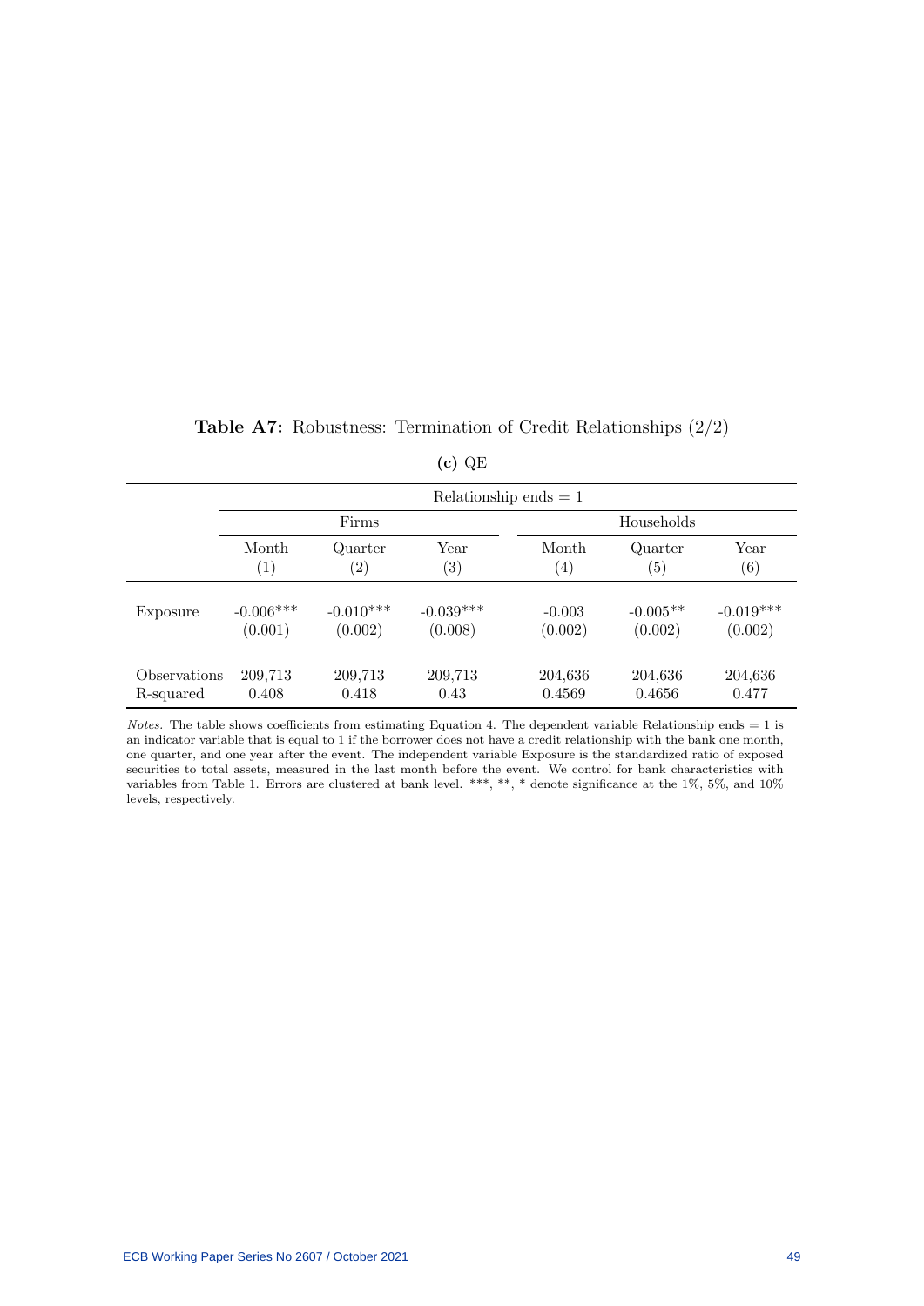**Table A7:** Robustness: Termination of Credit Relationships (2/2)

**(c)** QE

| | Relationship ends = 1 | | | | | |
|---|---|---|---|---|---|---|
| | Firms | | | Households | | |
| | Month | Quarter | Year | Month | Quarter | Year |
| | (1) | (2) | (3) | (4) | (5) | (6) |
| Exposure | -0.006*** | -0.010*** | -0.039*** | -0.003 | -0.005** | -0.019*** |
| | (0.001) | (0.002) | (0.008) | (0.002) | (0.002) | (0.002) |
| Observations | 209,713 | 209,713 | 209,713 | 204,636 | 204,636 | 204,636 |
| R-squared | 0.408 | 0.418 | 0.43 | 0.4569 | 0.4656 | 0.477 |

*Notes.* The table shows coefficients from estimating Equation 4. The dependent variable Relationship ends = 1 is an indicator variable that is equal to 1 if the borrower does not have a credit relationship with the bank one month, one quarter, and one year after the event. The independent variable Exposure is the standardized ratio of exposed securities to total assets, measured in the last month before the event. We control for bank characteristics with variables from Table 1. Errors are clustered at bank level. ***, **, * denote significance at the 1%, 5%, and 10% levels, respectively.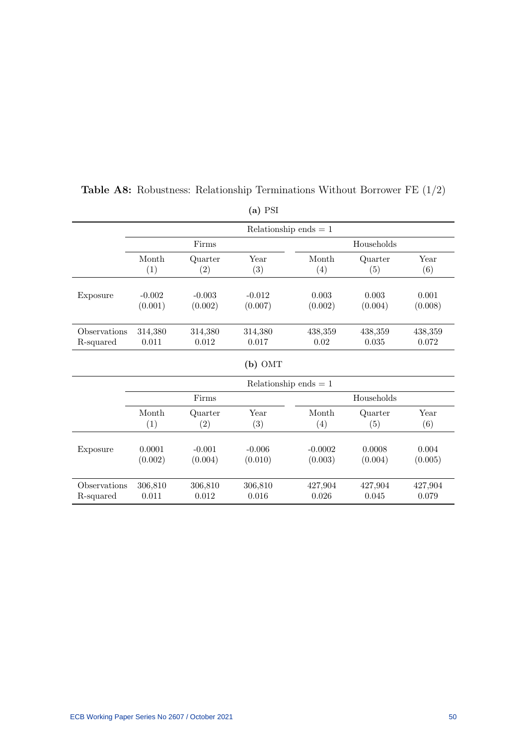**Table A8:** Robustness: Relationship Terminations Without Borrower FE (1/2)

**(a)** PSI

| | Relationship ends = 1 | | | | | |
|---|---|---|---|---|---|---|
| | Firms | | | Households | | |
| | Month (1) | Quarter (2) | Year (3) | Month (4) | Quarter (5) | Year (6) |
| Exposure | -0.002 | -0.003 | -0.012 | 0.003 | 0.003 | 0.001 |
| | (0.001) | (0.002) | (0.007) | (0.002) | (0.004) | (0.008) |
| Observations | 314,380 | 314,380 | 314,380 | 438,359 | 438,359 | 438,359 |
| R-squared | 0.011 | 0.012 | 0.017 | 0.02 | 0.035 | 0.072 |

**(b)** OMT

| | Relationship ends = 1 | | | | | |
|---|---|---|---|---|---|---|
| | Firms | | | Households | | |
| | Month (1) | Quarter (2) | Year (3) | Month (4) | Quarter (5) | Year (6) |
| Exposure | 0.0001 | -0.001 | -0.006 | -0.0002 | 0.0008 | 0.004 |
| | (0.002) | (0.004) | (0.010) | (0.003) | (0.004) | (0.005) |
| Observations | 306,810 | 306,810 | 306,810 | 427,904 | 427,904 | 427,904 |
| R-squared | 0.011 | 0.012 | 0.016 | 0.026 | 0.045 | 0.079 |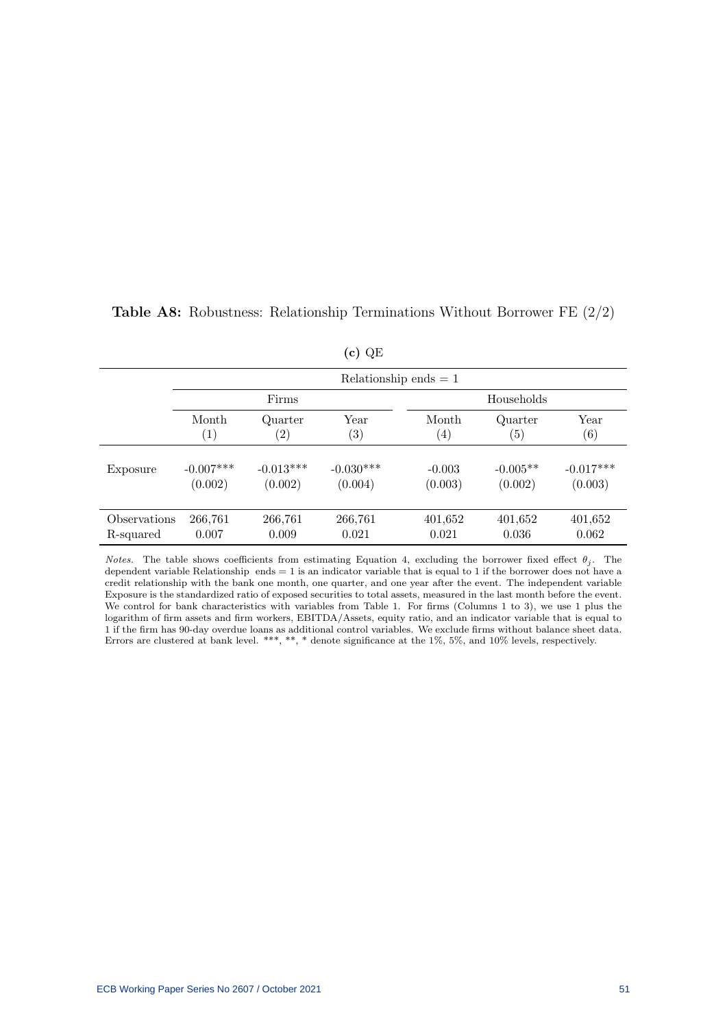**Table A8:** Robustness: Relationship Terminations Without Borrower FE (2/2)

**(c)** QE

| | Relationship ends = 1 | | | | | |
|---|---|---|---|---|---|---|
| | Firms | | | Households | | |
| | Month | Quarter | Year | Month | Quarter | Year |
| | (1) | (2) | (3) | (4) | (5) | (6) |
| Exposure | -0.007*** | -0.013*** | -0.030*** | -0.003 | -0.005** | -0.017*** |
| | (0.002) | (0.002) | (0.004) | (0.003) | (0.002) | (0.003) |
| Observations | 266,761 | 266,761 | 266,761 | 401,652 | 401,652 | 401,652 |
| R-squared | 0.007 | 0.009 | 0.021 | 0.021 | 0.036 | 0.062 |

*Notes.* The table shows coefficients from estimating Equation 4, excluding the borrower fixed effect $\theta_j$. The dependent variable Relationship ends = 1 is an indicator variable that is equal to 1 if the borrower does not have a credit relationship with the bank one month, one quarter, and one year after the event. The independent variable Exposure is the standardized ratio of exposed securities to total assets, measured in the last month before the event. We control for bank characteristics with variables from Table 1. For firms (Columns 1 to 3), we use 1 plus the logarithm of firm assets and firm workers, EBITDA/Assets, equity ratio, and an indicator variable that is equal to 1 if the firm has 90-day overdue loans as additional control variables. We exclude firms without balance sheet data. Errors are clustered at bank level. ***, **, * denote significance at the 1%, 5%, and 10% levels, respectively.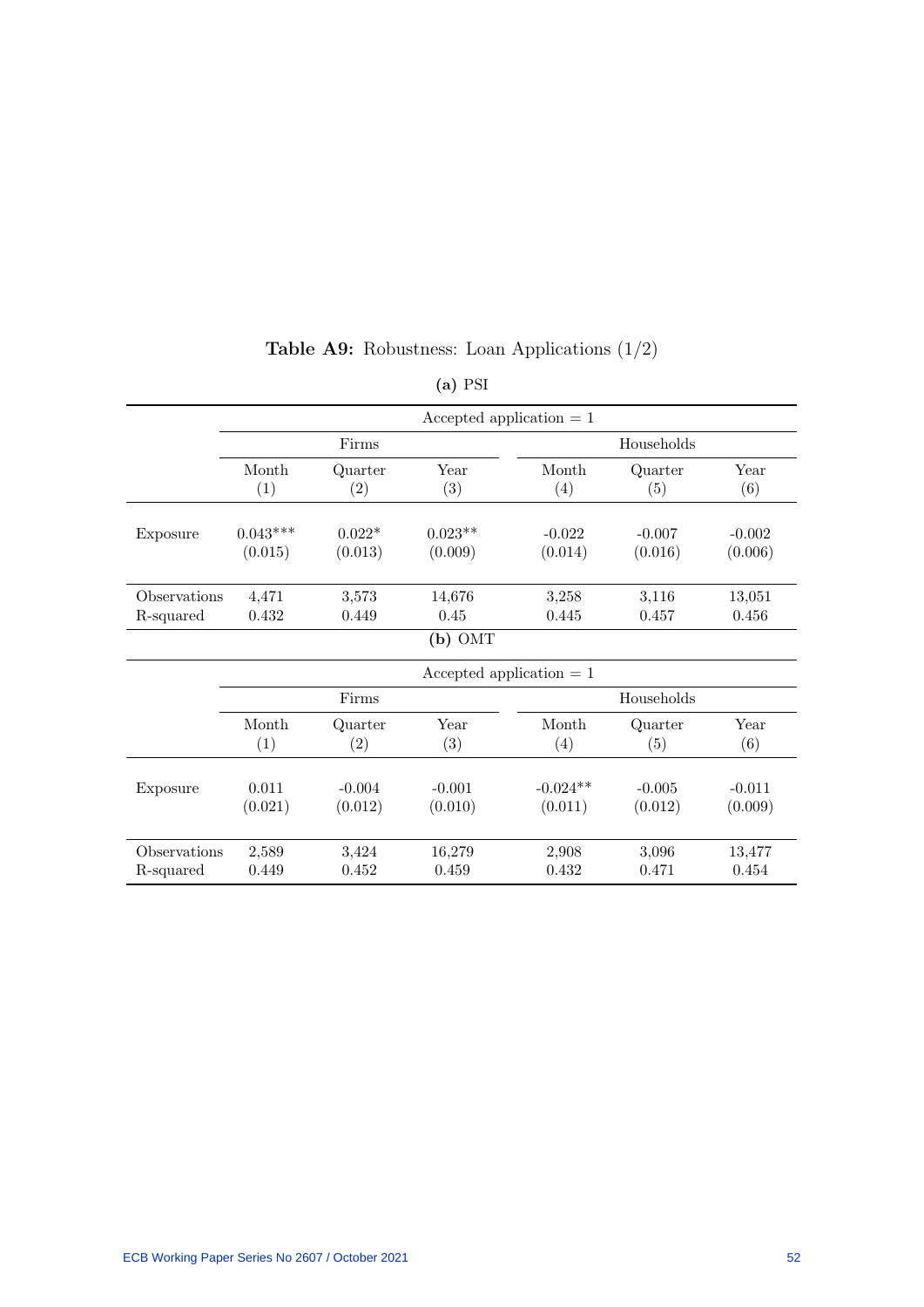**Table A9:** Robustness: Loan Applications (1/2)

**(a)** PSI

| | Accepted application = 1 | | | | | |
|---|---|---|---|---|---|---|
| | Firms | | | Households | | |
| | Month | Quarter | Year | Month | Quarter | Year |
| | (1) | (2) | (3) | (4) | (5) | (6) |
| Exposure | 0.043*** | 0.022* | 0.023** | -0.022 | -0.007 | -0.002 |
| | (0.015) | (0.013) | (0.009) | (0.014) | (0.016) | (0.006) |
| Observations | 4,471 | 3,573 | 14,676 | 3,258 | 3,116 | 13,051 |
| R-squared | 0.432 | 0.449 | 0.45 | 0.445 | 0.457 | 0.456 |

**(b)** OMT

| | Accepted application = 1 | | | | | |
|---|---|---|---|---|---|---|
| | Firms | | | Households | | |
| | Month | Quarter | Year | Month | Quarter | Year |
| | (1) | (2) | (3) | (4) | (5) | (6) |
| Exposure | 0.011 | -0.004 | -0.001 | -0.024** | -0.005 | -0.011 |
| | (0.021) | (0.012) | (0.010) | (0.011) | (0.012) | (0.009) |
| Observations | 2,589 | 3,424 | 16,279 | 2,908 | 3,096 | 13,477 |
| R-squared | 0.449 | 0.452 | 0.459 | 0.432 | 0.471 | 0.454 |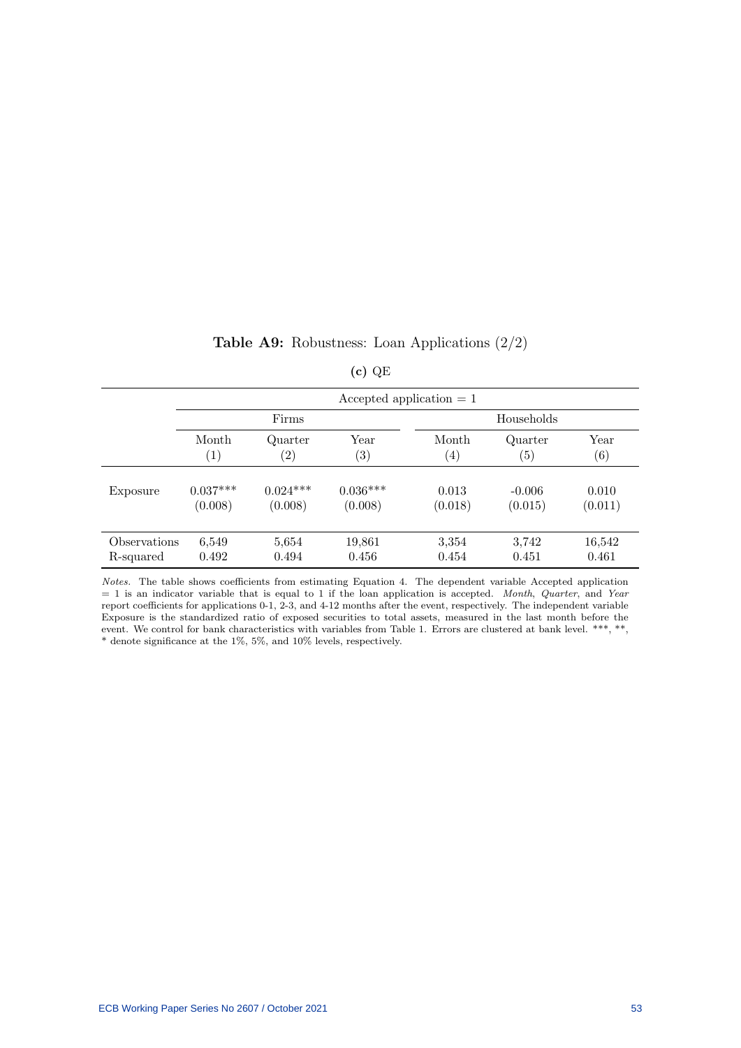**Table A9:** Robustness: Loan Applications (2/2)

**(c)** QE

| | Accepted application = 1 | | | | | |
|---|---|---|---|---|---|---|
| | Firms | | | Households | | |
| | Month | Quarter | Year | Month | Quarter | Year |
| | (1) | (2) | (3) | (4) | (5) | (6) |
| Exposure | 0.037*** | 0.024*** | 0.036*** | 0.013 | -0.006 | 0.010 |
| | (0.008) | (0.008) | (0.008) | (0.018) | (0.015) | (0.011) |
| Observations | 6,549 | 5,654 | 19,861 | 3,354 | 3,742 | 16,542 |
| R-squared | 0.492 | 0.494 | 0.456 | 0.454 | 0.451 | 0.461 |

*Notes.* The table shows coefficients from estimating Equation 4. The dependent variable Accepted application = 1 is an indicator variable that is equal to 1 if the loan application is accepted. *Month*, *Quarter*, and *Year* report coefficients for applications 0-1, 2-3, and 4-12 months after the event, respectively. The independent variable Exposure is the standardized ratio of exposed securities to total assets, measured in the last month before the event. We control for bank characteristics with variables from Table 1. Errors are clustered at bank level. ***, **, * denote significance at the 1%, 5%, and 10% levels, respectively.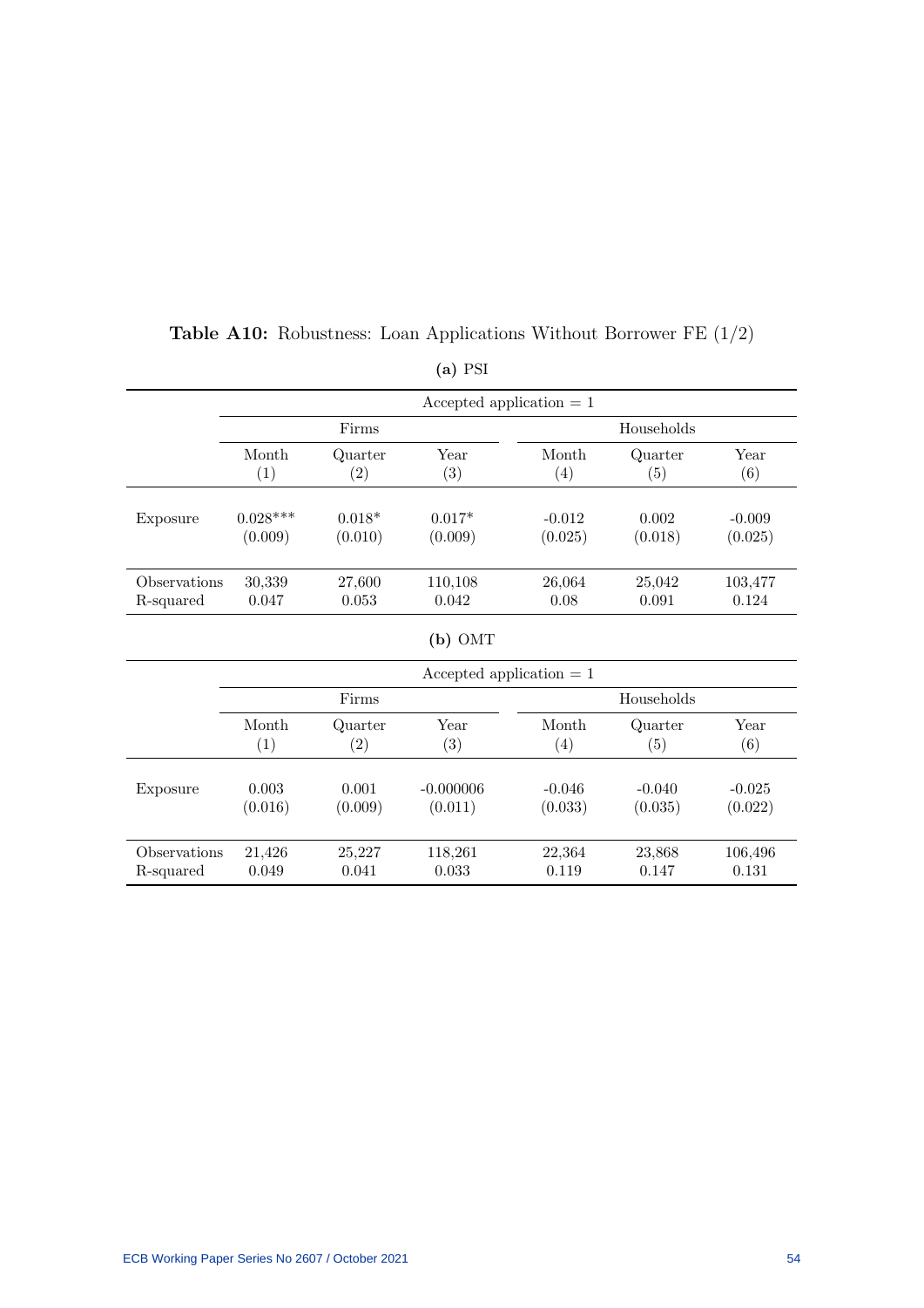**Table A10:** Robustness: Loan Applications Without Borrower FE (1/2)

**(a)** PSI

| | Accepted application = 1 | | | | | |
|---|---|---|---|---|---|---|
| | Firms | | | Households | | |
| | Month | Quarter | Year | Month | Quarter | Year |
| | (1) | (2) | (3) | (4) | (5) | (6) |
| Exposure | 0.028*** | 0.018* | 0.017* | -0.012 | 0.002 | -0.009 |
| | (0.009) | (0.010) | (0.009) | (0.025) | (0.018) | (0.025) |
| Observations | 30,339 | 27,600 | 110,108 | 26,064 | 25,042 | 103,477 |
| R-squared | 0.047 | 0.053 | 0.042 | 0.08 | 0.091 | 0.124 |

**(b)** OMT

| | Accepted application = 1 | | | | | |
|---|---|---|---|---|---|---|
| | Firms | | | Households | | |
| | Month | Quarter | Year | Month | Quarter | Year |
| | (1) | (2) | (3) | (4) | (5) | (6) |
| Exposure | 0.003 | 0.001 | -0.000006 | -0.046 | -0.040 | -0.025 |
| | (0.016) | (0.009) | (0.011) | (0.033) | (0.035) | (0.022) |
| Observations | 21,426 | 25,227 | 118,261 | 22,364 | 23,868 | 106,496 |
| R-squared | 0.049 | 0.041 | 0.033 | 0.119 | 0.147 | 0.131 |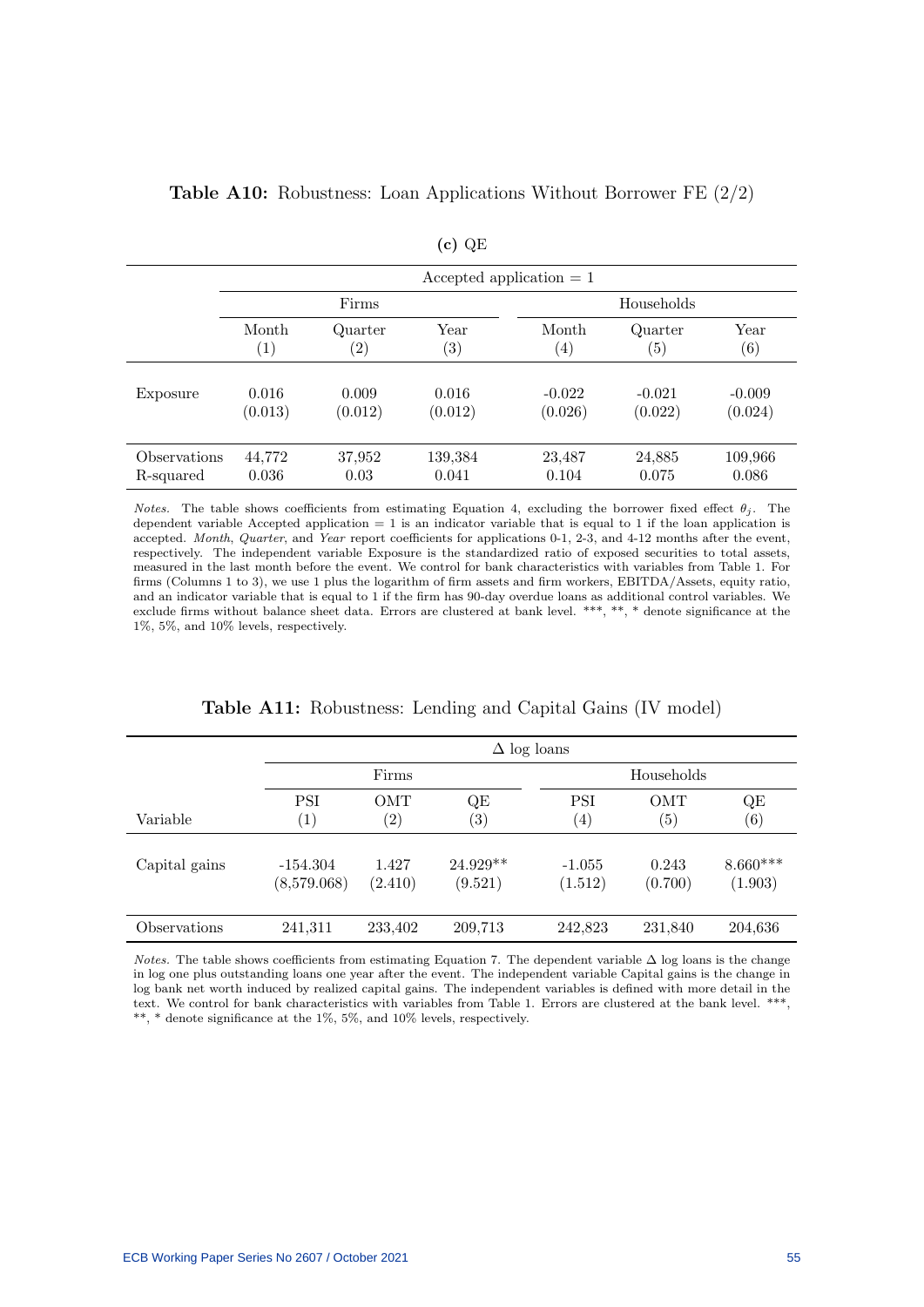**Table A10:** Robustness: Loan Applications Without Borrower FE (2/2)

**(c)** QE

| | Accepted application = 1 | | | | | |
|---|---|---|---|---|---|---|
| | Firms | | | Households | | |
| | Month (1) | Quarter (2) | Year (3) | Month (4) | Quarter (5) | Year (6) |
| Exposure | 0.016 | 0.009 | 0.016 | -0.022 | -0.021 | -0.009 |
| | (0.013) | (0.012) | (0.012) | (0.026) | (0.022) | (0.024) |
| Observations | 44,772 | 37,952 | 139,384 | 23,487 | 24,885 | 109,966 |
| R-squared | 0.036 | 0.03 | 0.041 | 0.104 | 0.075 | 0.086 |

*Notes.* The table shows coefficients from estimating Equation 4, excluding the borrower fixed effect $\theta_j$. The dependent variable Accepted application = 1 is an indicator variable that is equal to 1 if the loan application is accepted. *Month*, *Quarter*, and *Year* report coefficients for applications 0-1, 2-3, and 4-12 months after the event, respectively. The independent variable Exposure is the standardized ratio of exposed securities to total assets, measured in the last month before the event. We control for bank characteristics with variables from Table 1. For firms (Columns 1 to 3), we use 1 plus the logarithm of firm assets and firm workers, EBITDA/Assets, equity ratio, and an indicator variable that is equal to 1 if the firm has 90-day overdue loans as additional control variables. We exclude firms without balance sheet data. Errors are clustered at bank level. ***, **, * denote significance at the 1%, 5%, and 10% levels, respectively.

**Table A11:** Robustness: Lending and Capital Gains (IV model)

| | $\Delta$ log loans | | | | | |
|---|---|---|---|---|---|---|
| | Firms | | | Households | | |
| Variable | PSI (1) | OMT (2) | QE (3) | PSI (4) | OMT (5) | QE (6) |
| Capital gains | -154.304 | 1.427 | 24.929** | -1.055 | 0.243 | 8.660*** |
| | (8,579.068) | (2.410) | (9.521) | (1.512) | (0.700) | (1.903) |
| Observations | 241,311 | 233,402 | 209,713 | 242,823 | 231,840 | 204,636 |

*Notes.* The table shows coefficients from estimating Equation 7. The dependent variable $\Delta$ log loans is the change in log one plus outstanding loans one year after the event. The independent variable Capital gains is the change in log bank net worth induced by realized capital gains. The independent variables is defined with more detail in the text. We control for bank characteristics with variables from Table 1. Errors are clustered at the bank level. ***, **, * denote significance at the 1%, 5%, and 10% levels, respectively.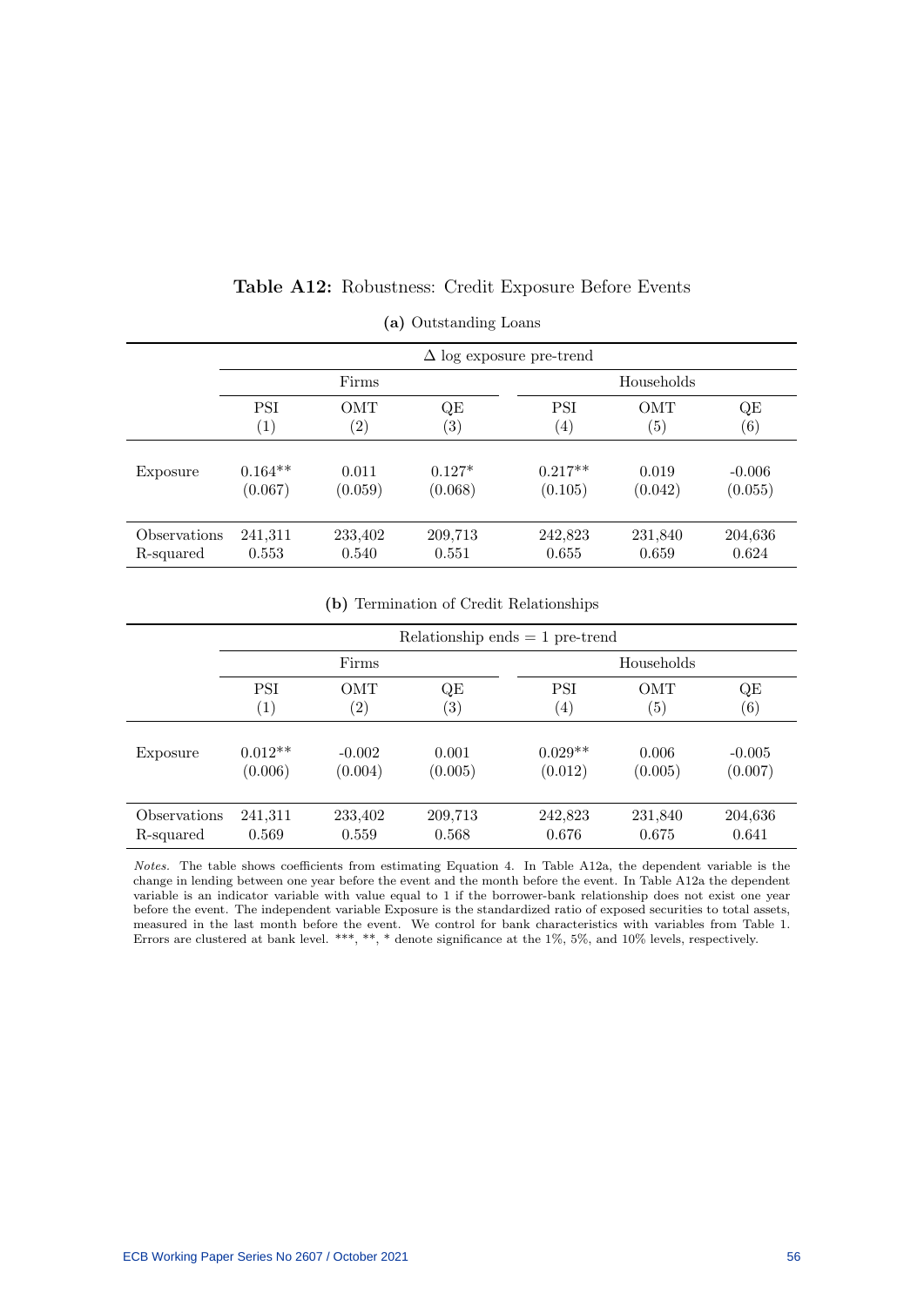**Table A12:** Robustness: Credit Exposure Before Events

**(a)** Outstanding Loans

| | $\Delta$ log exposure pre-trend | | | | | |
|---|---|---|---|---|---|---|
| | Firms | | | Households | | |
| | PSI | OMT | QE | PSI | OMT | QE |
| | (1) | (2) | (3) | (4) | (5) | (6) |
| Exposure | 0.164** | 0.011 | 0.127* | 0.217** | 0.019 | -0.006 |
| | (0.067) | (0.059) | (0.068) | (0.105) | (0.042) | (0.055) |
| Observations | 241,311 | 233,402 | 209,713 | 242,823 | 231,840 | 204,636 |
| R-squared | 0.553 | 0.540 | 0.551 | 0.655 | 0.659 | 0.624 |

**(b)** Termination of Credit Relationships

| | Relationship ends = 1 pre-trend | | | | | |
|---|---|---|---|---|---|---|
| | Firms | | | Households | | |
| | PSI | OMT | QE | PSI | OMT | QE |
| | (1) | (2) | (3) | (4) | (5) | (6) |
| Exposure | 0.012** | -0.002 | 0.001 | 0.029** | 0.006 | -0.005 |
| | (0.006) | (0.004) | (0.005) | (0.012) | (0.005) | (0.007) |
| Observations | 241,311 | 233,402 | 209,713 | 242,823 | 231,840 | 204,636 |
| R-squared | 0.569 | 0.559 | 0.568 | 0.676 | 0.675 | 0.641 |

*Notes.* The table shows coefficients from estimating Equation 4. In Table A12a, the dependent variable is the change in lending between one year before the event and the month before the event. In Table A12a the dependent variable is an indicator variable with value equal to 1 if the borrower-bank relationship does not exist one year before the event. The independent variable Exposure is the standardized ratio of exposed securities to total assets, measured in the last month before the event. We control for bank characteristics with variables from Table 1. Errors are clustered at bank level. ***, **, * denote significance at the 1%, 5%, and 10% levels, respectively.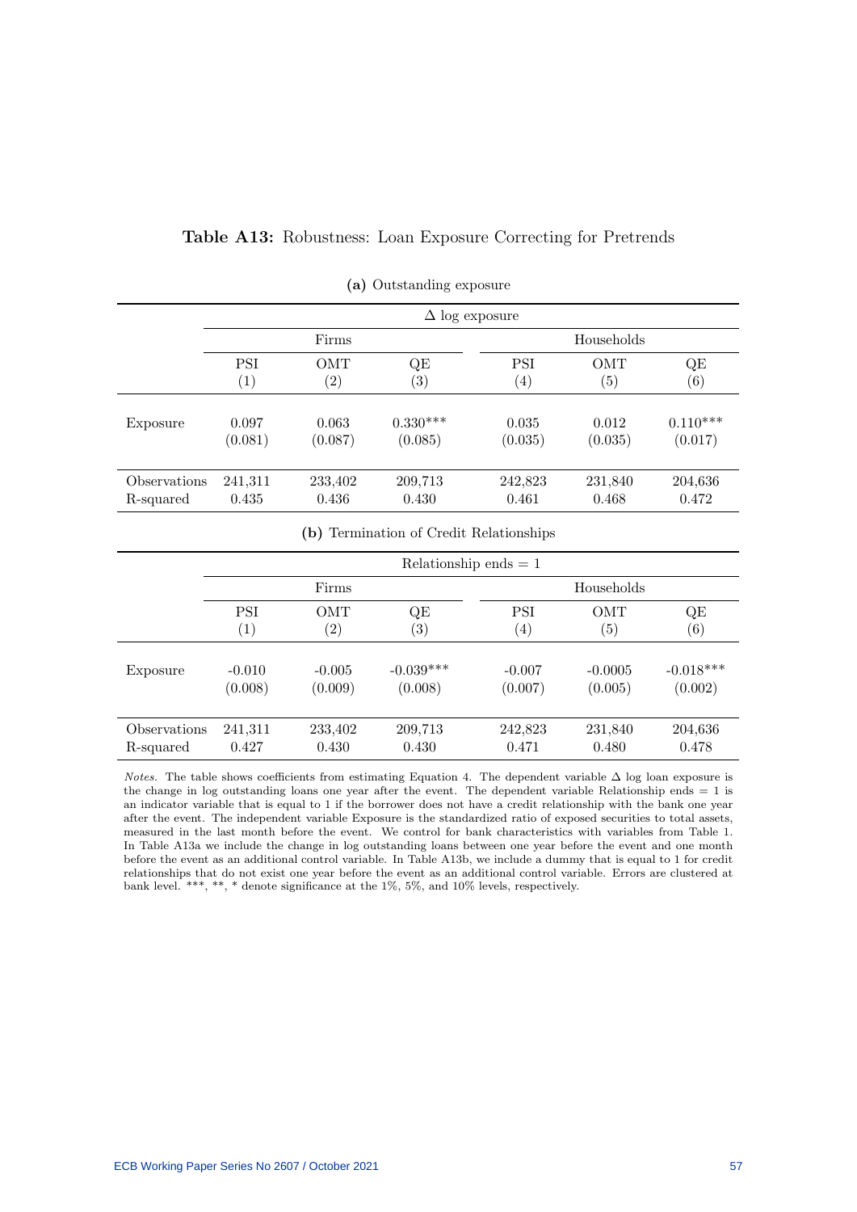**Table A13:** Robustness: Loan Exposure Correcting for Pretrends

**(a)** Outstanding exposure

| | $\Delta$ log exposure | | | | | |
|---|---|---|---|---|---|---|
| | Firms | | | Households | | |
| | PSI | OMT | QE | PSI | OMT | QE |
| | (1) | (2) | (3) | (4) | (5) | (6) |
| Exposure | 0.097 | 0.063 | 0.330*** | 0.035 | 0.012 | 0.110*** |
| | (0.081) | (0.087) | (0.085) | (0.035) | (0.035) | (0.017) |
| Observations | 241,311 | 233,402 | 209,713 | 242,823 | 231,840 | 204,636 |
| R-squared | 0.435 | 0.436 | 0.430 | 0.461 | 0.468 | 0.472 |

**(b)** Termination of Credit Relationships

| | Relationship ends = 1 | | | | | |
|---|---|---|---|---|---|---|
| | Firms | | | Households | | |
| | PSI | OMT | QE | PSI | OMT | QE |
| | (1) | (2) | (3) | (4) | (5) | (6) |
| Exposure | -0.010 | -0.005 | -0.039*** | -0.007 | -0.0005 | -0.018*** |
| | (0.008) | (0.009) | (0.008) | (0.007) | (0.005) | (0.002) |
| Observations | 241,311 | 233,402 | 209,713 | 242,823 | 231,840 | 204,636 |
| R-squared | 0.427 | 0.430 | 0.430 | 0.471 | 0.480 | 0.478 |

*Notes.* The table shows coefficients from estimating Equation 4. The dependent variable $\Delta$ log loan exposure is the change in log outstanding loans one year after the event. The dependent variable Relationship ends = 1 is an indicator variable that is equal to 1 if the borrower does not have a credit relationship with the bank one year after the event. The independent variable Exposure is the standardized ratio of exposed securities to total assets, measured in the last month before the event. We control for bank characteristics with variables from Table 1. In Table A13a we include the change in log outstanding loans between one year before the event and one month before the event as an additional control variable. In Table A13b, we include a dummy that is equal to 1 for credit relationships that do not exist one year before the event as an additional control variable. Errors are clustered at bank level. ***, **, * denote significance at the 1%, 5%, and 10% levels, respectively.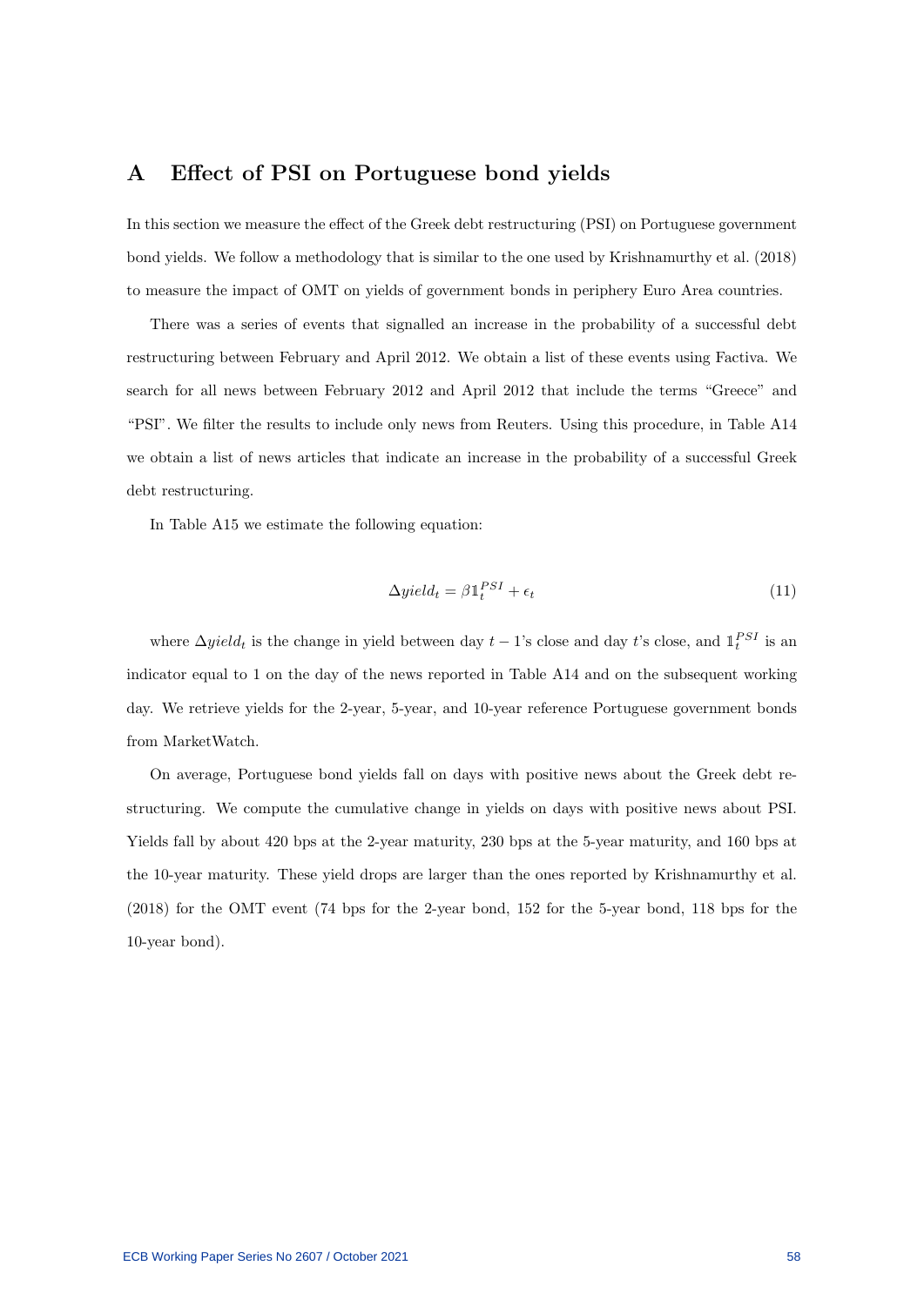# A Effect of PSI on Portuguese bond yields

In this section we measure the effect of the Greek debt restructuring (PSI) on Portuguese government bond yields. We follow a methodology that is similar to the one used by Krishnamurthy et al. (2018) to measure the impact of OMT on yields of government bonds in periphery Euro Area countries.

There was a series of events that signalled an increase in the probability of a successful debt restructuring between February and April 2012. We obtain a list of these events using Factiva. We search for all news between February 2012 and April 2012 that include the terms "Greece" and "PSI". We filter the results to include only news from Reuters. Using this procedure, in Table A14 we obtain a list of news articles that indicate an increase in the probability of a successful Greek debt restructuring.

In Table A15 we estimate the following equation:

$$\Delta yield_t = \beta \mathbb{1}_t^{PSI} + \epsilon_t \tag{11}$$

where $\Delta yield_t$ is the change in yield between day $t-1$'s close and day $t$'s close, and $\mathbb{1}_t^{PSI}$ is an indicator equal to 1 on the day of the news reported in Table A14 and on the subsequent working day. We retrieve yields for the 2-year, 5-year, and 10-year reference Portuguese government bonds from MarketWatch.

On average, Portuguese bond yields fall on days with positive news about the Greek debt restructuring. We compute the cumulative change in yields on days with positive news about PSI. Yields fall by about 420 bps at the 2-year maturity, 230 bps at the 5-year maturity, and 160 bps at the 10-year maturity. These yield drops are larger than the ones reported by Krishnamurthy et al. (2018) for the OMT event (74 bps for the 2-year bond, 152 for the 5-year bond, 118 bps for the 10-year bond).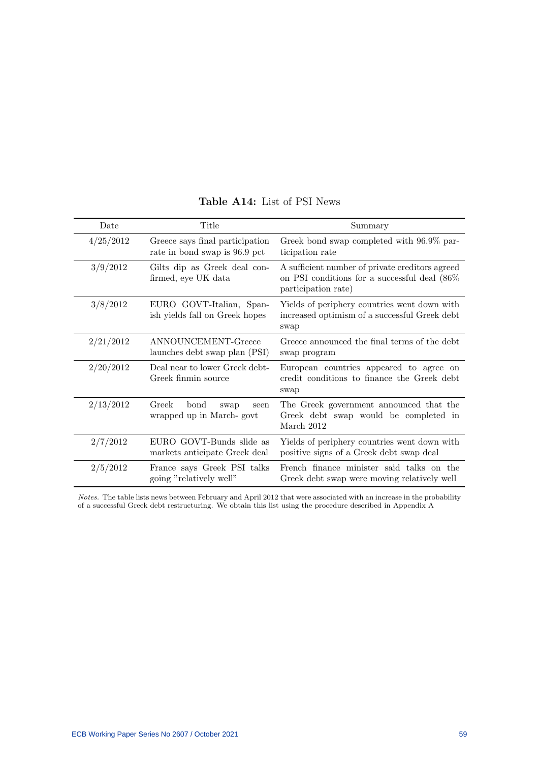**Table A14:** List of PSI News

| Date | Title | Summary |
|---|---|---|
| 4/25/2012 | Greece says final participation rate in bond swap is 96.9 pct | Greek bond swap completed with 96.9% participation rate |
| 3/9/2012 | Gilts dip as Greek deal confirmed, eye UK data | A sufficient number of private creditors agreed on PSI conditions for a successful deal (86% participation rate) |
| 3/8/2012 | EURO GOVT-Italian, Spanish yields fall on Greek hopes | Yields of periphery countries went down with increased optimism of a successful Greek debt swap |
| 2/21/2012 | ANNOUNCEMENT-Greece launches debt swap plan (PSI) | Greece announced the final terms of the debt swap program |
| 2/20/2012 | Deal near to lower Greek debt-Greek finmin source | European countries appeared to agree on credit conditions to finance the Greek debt swap |
| 2/13/2012 | Greek bond swap seen wrapped up in March- govt | The Greek government announced that the Greek debt swap would be completed in March 2012 |
| 2/7/2012 | EURO GOVT-Bunds slide as markets anticipate Greek deal | Yields of periphery countries went down with positive signs of a Greek debt swap deal |
| 2/5/2012 | France says Greek PSI talks going "relatively well" | French finance minister said talks on the Greek debt swap were moving relatively well |

*Notes.* The table lists news between February and April 2012 that were associated with an increase in the probability of a successful Greek debt restructuring. We obtain this list using the procedure described in Appendix A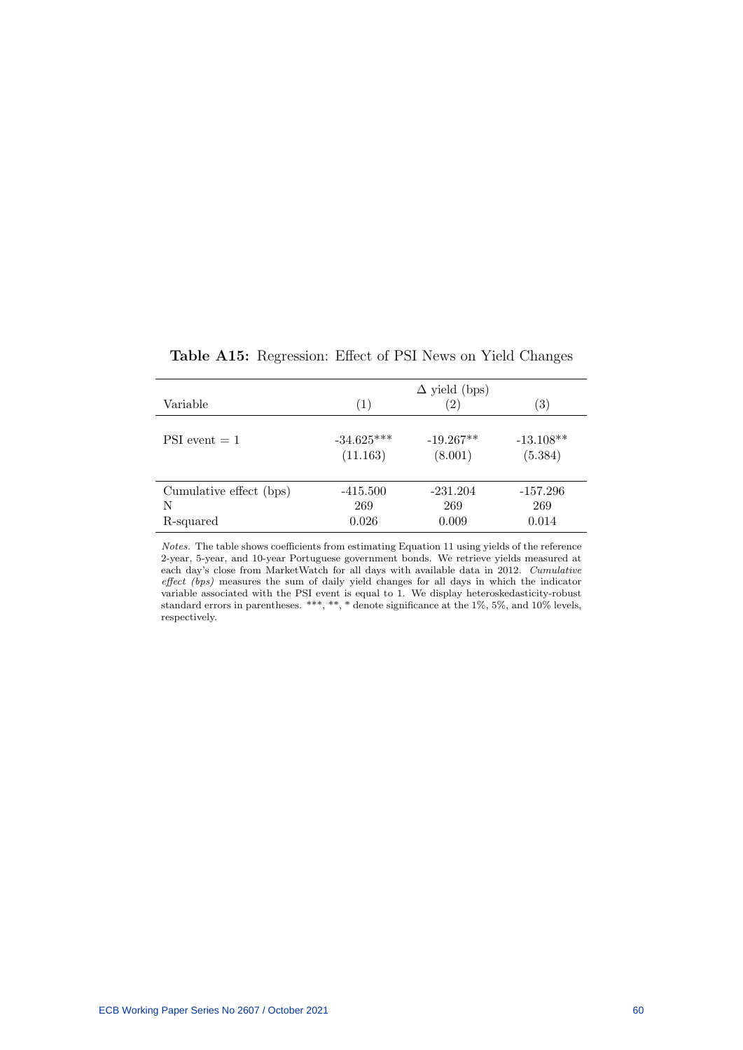**Table A15:** Regression: Effect of PSI News on Yield Changes

| | $\Delta$ yield (bps) | | |
|---|---|---|---|
| Variable | (1) | (2) | (3) |
| PSI event = 1 | -34.625*** | -19.267** | -13.108** |
| | (11.163) | (8.001) | (5.384) |
| Cumulative effect (bps) | -415.500 | -231.204 | -157.296 |
| N | 269 | 269 | 269 |
| R-squared | 0.026 | 0.009 | 0.014 |

*Notes.* The table shows coefficients from estimating Equation 11 using yields of the reference 2-year, 5-year, and 10-year Portuguese government bonds. We retrieve yields measured at each day's close from MarketWatch for all days with available data in 2012. *Cumulative effect (bps)* measures the sum of daily yield changes for all days in which the indicator variable associated with the PSI event is equal to 1. We display heteroskedasticity-robust standard errors in parentheses. ***, **, * denote significance at the 1%, 5%, and 10% levels, respectively.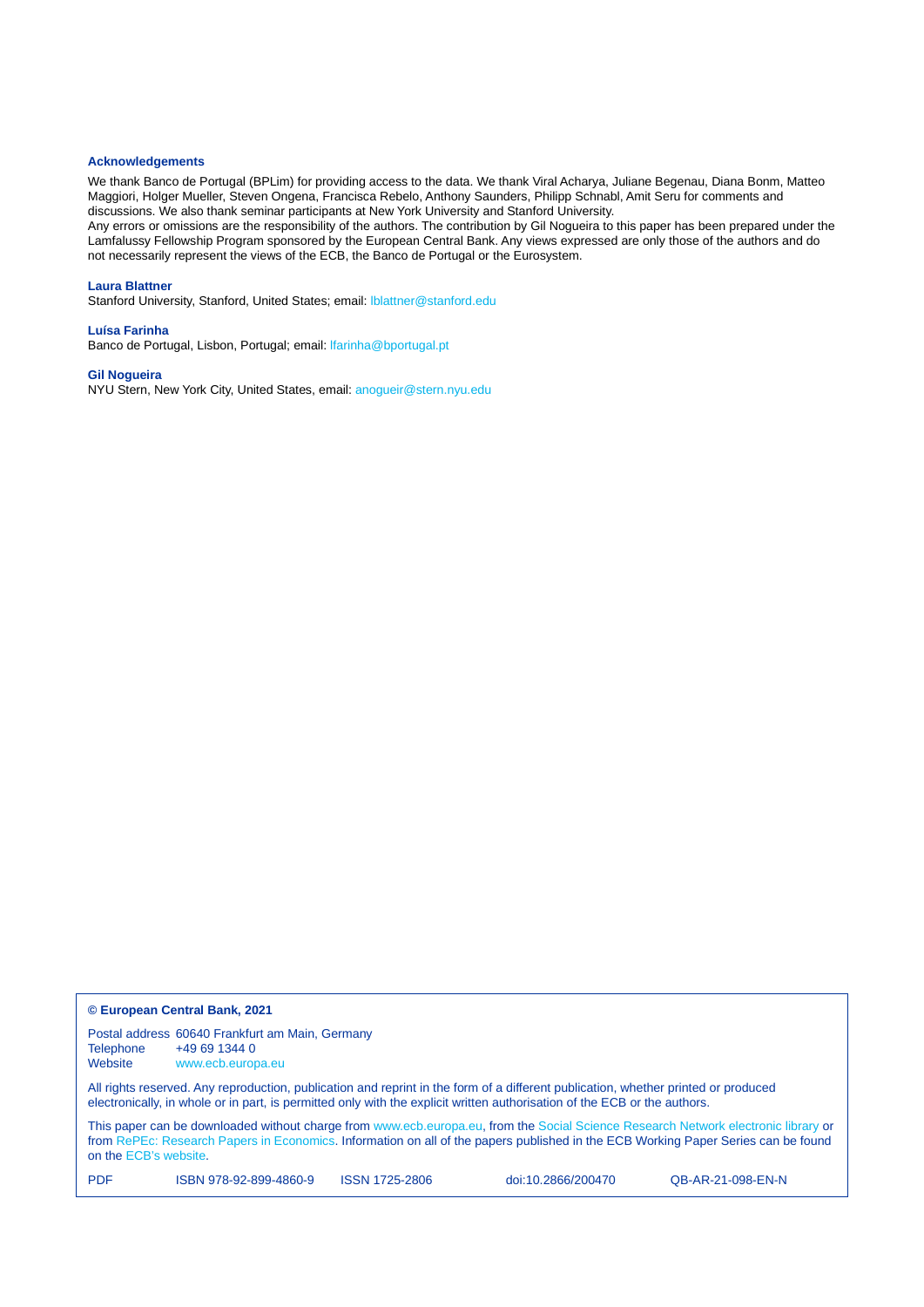**Acknowledgements**

We thank Banco de Portugal (BPLim) for providing access to the data. We thank Viral Acharya, Juliane Begenau, Diana Bonm, Matteo Maggiori, Holger Mueller, Steven Ongena, Francisca Rebelo, Anthony Saunders, Philipp Schnabl, Amit Seru for comments and discussions. We also thank seminar participants at New York University and Stanford University.
Any errors or omissions are the responsibility of the authors. The contribution by Gil Nogueira to this paper has been prepared under the Lamfalussy Fellowship Program sponsored by the European Central Bank. Any views expressed are only those of the authors and do not necessarily represent the views of the ECB, the Banco de Portugal or the Eurosystem.

**Laura Blattner**
Stanford University, Stanford, United States; email: lblattner@stanford.edu

**Luísa Farinha**
Banco de Portugal, Lisbon, Portugal; email: lfarinha@bportugal.pt

**Gil Nogueira**
NYU Stern, New York City, United States, email: anogueir@stern.nyu.edu

**© European Central Bank, 2021**

Postal address 60640 Frankfurt am Main, Germany
Telephone +49 69 1344 0
Website www.ecb.europa.eu

All rights reserved. Any reproduction, publication and reprint in the form of a different publication, whether printed or produced electronically, in whole or in part, is permitted only with the explicit written authorisation of the ECB or the authors.

This paper can be downloaded without charge from www.ecb.europa.eu, from the Social Science Research Network electronic library or from RePEc: Research Papers in Economics. Information on all of the papers published in the ECB Working Paper Series can be found on the ECB's website.

PDF ISBN 978-92-899-4860-9 ISSN 1725-2806 doi:10.2866/200470 QB-AR-21-098-EN-N